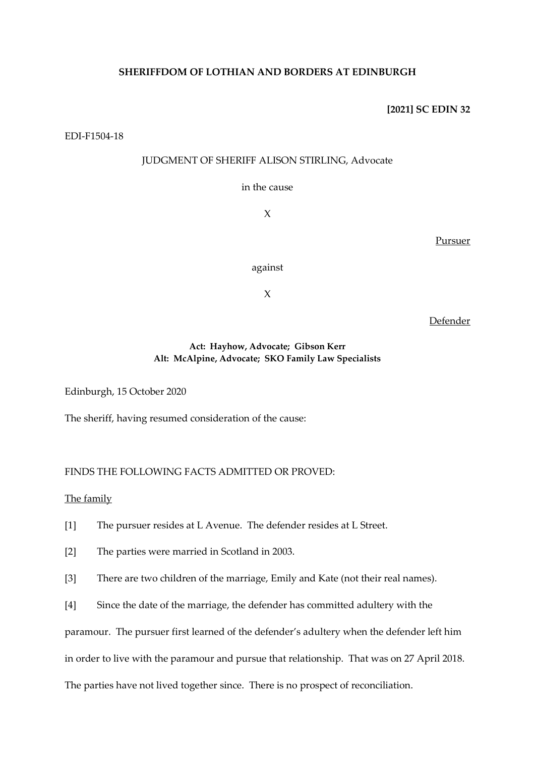**SHERIFFDOM OF LOTHIAN AND BORDERS AT EDINBURGH**

**[2021] SC EDIN 32**

EDI-F1504-18

JUDGMENT OF SHERIFF ALISON STIRLING, Advocate

in the cause

X

Pursuer

against

X

Defender

**Act: Hayhow, Advocate; Gibson Kerr**
**Alt: McAlpine, Advocate; SKO Family Law Specialists**

Edinburgh, 15 October 2020

The sheriff, having resumed consideration of the cause:

FINDS THE FOLLOWING FACTS ADMITTED OR PROVED:

The family

[1] The pursuer resides at L Avenue. The defender resides at L Street.

[2] The parties were married in Scotland in 2003.

[3] There are two children of the marriage, Emily and Kate (not their real names).

[4] Since the date of the marriage, the defender has committed adultery with the paramour. The pursuer first learned of the defender's adultery when the defender left him in order to live with the paramour and pursue that relationship. That was on 27 April 2018. The parties have not lived together since. There is no prospect of reconciliation.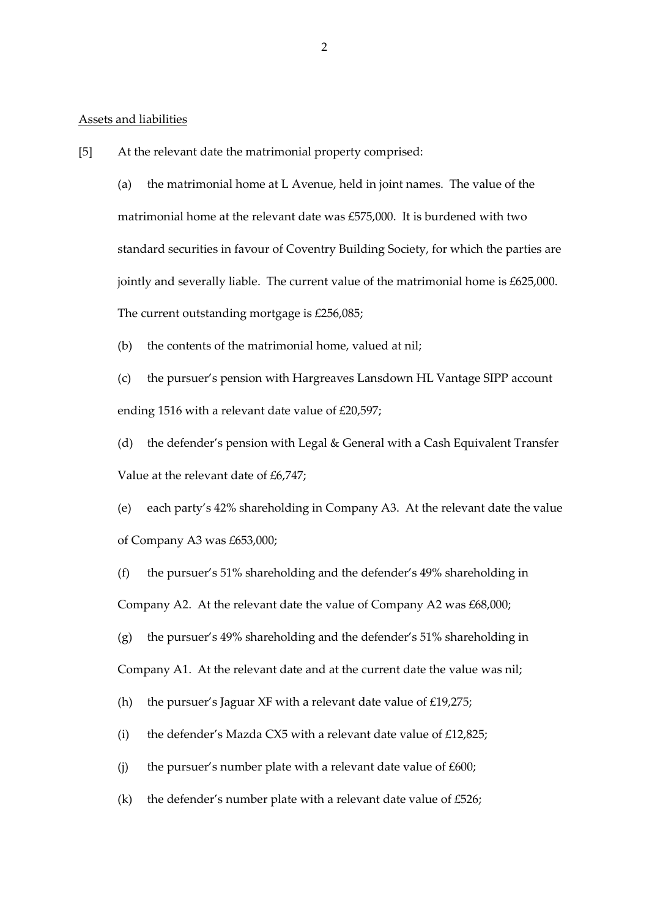Assets and liabilities

[5] At the relevant date the matrimonial property comprised:

(a) the matrimonial home at L Avenue, held in joint names. The value of the matrimonial home at the relevant date was £575,000. It is burdened with two standard securities in favour of Coventry Building Society, for which the parties are jointly and severally liable. The current value of the matrimonial home is £625,000. The current outstanding mortgage is £256,085;

(b) the contents of the matrimonial home, valued at nil;

(c) the pursuer's pension with Hargreaves Lansdown HL Vantage SIPP account ending 1516 with a relevant date value of £20,597;

(d) the defender's pension with Legal & General with a Cash Equivalent Transfer Value at the relevant date of £6,747;

(e) each party's 42% shareholding in Company A3. At the relevant date the value of Company A3 was £653,000;

(f) the pursuer's 51% shareholding and the defender's 49% shareholding in Company A2. At the relevant date the value of Company A2 was £68,000;

(g) the pursuer's 49% shareholding and the defender's 51% shareholding in Company A1. At the relevant date and at the current date the value was nil;

(h) the pursuer's Jaguar XF with a relevant date value of £19,275;

(i) the defender's Mazda CX5 with a relevant date value of £12,825;

(j) the pursuer's number plate with a relevant date value of £600;

(k) the defender's number plate with a relevant date value of £526;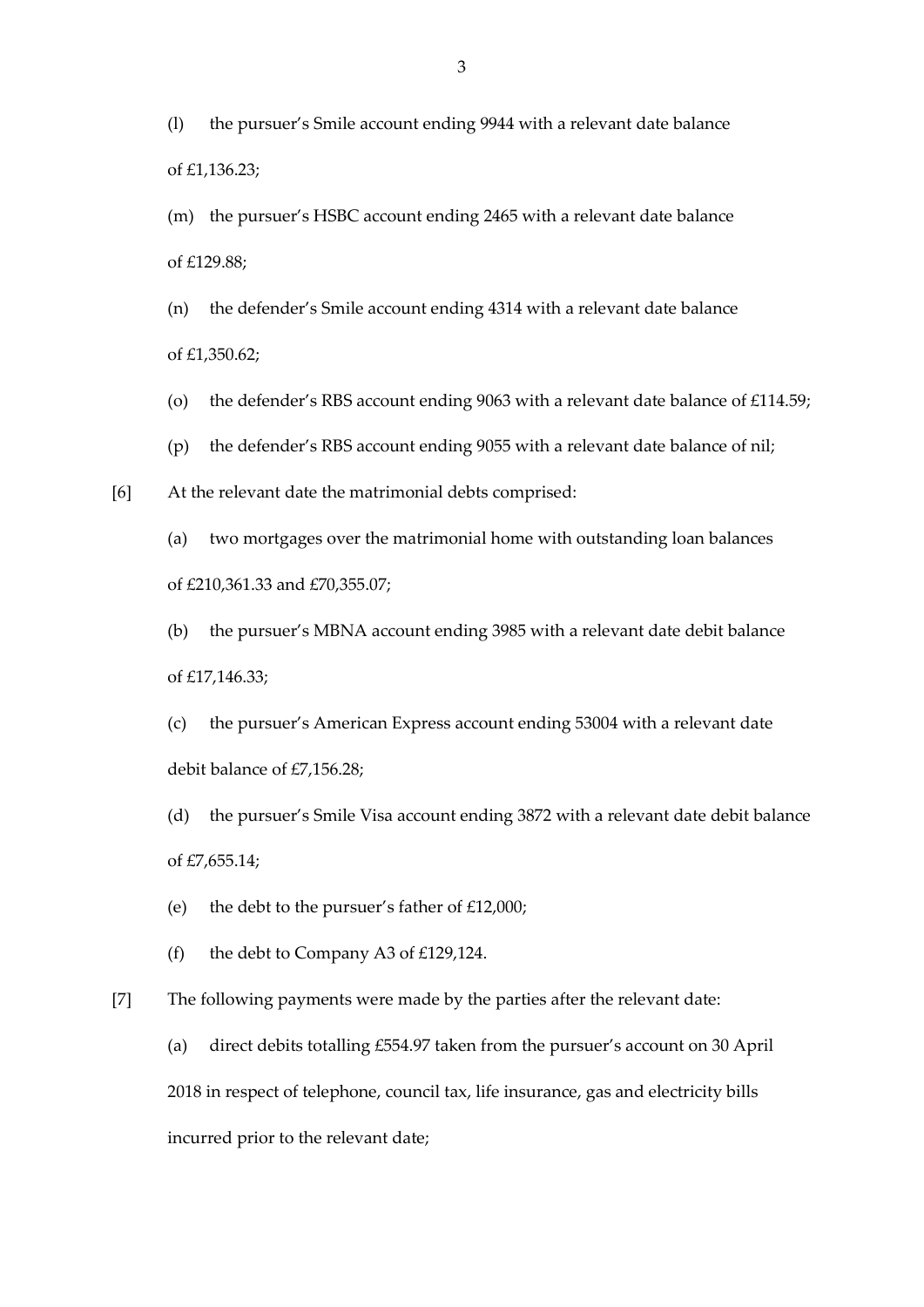(l) the pursuer's Smile account ending 9944 with a relevant date balance of £1,136.23;

(m) the pursuer's HSBC account ending 2465 with a relevant date balance of £129.88;

(n) the defender's Smile account ending 4314 with a relevant date balance of £1,350.62;

(o) the defender's RBS account ending 9063 with a relevant date balance of £114.59;

(p) the defender's RBS account ending 9055 with a relevant date balance of nil;

[6] At the relevant date the matrimonial debts comprised:

(a) two mortgages over the matrimonial home with outstanding loan balances of £210,361.33 and £70,355.07;

(b) the pursuer's MBNA account ending 3985 with a relevant date debit balance of £17,146.33;

(c) the pursuer's American Express account ending 53004 with a relevant date debit balance of £7,156.28;

(d) the pursuer's Smile Visa account ending 3872 with a relevant date debit balance of £7,655.14;

(e) the debt to the pursuer's father of £12,000;

(f) the debt to Company A3 of £129,124.

[7] The following payments were made by the parties after the relevant date:

(a) direct debits totalling £554.97 taken from the pursuer's account on 30 April 2018 in respect of telephone, council tax, life insurance, gas and electricity bills incurred prior to the relevant date;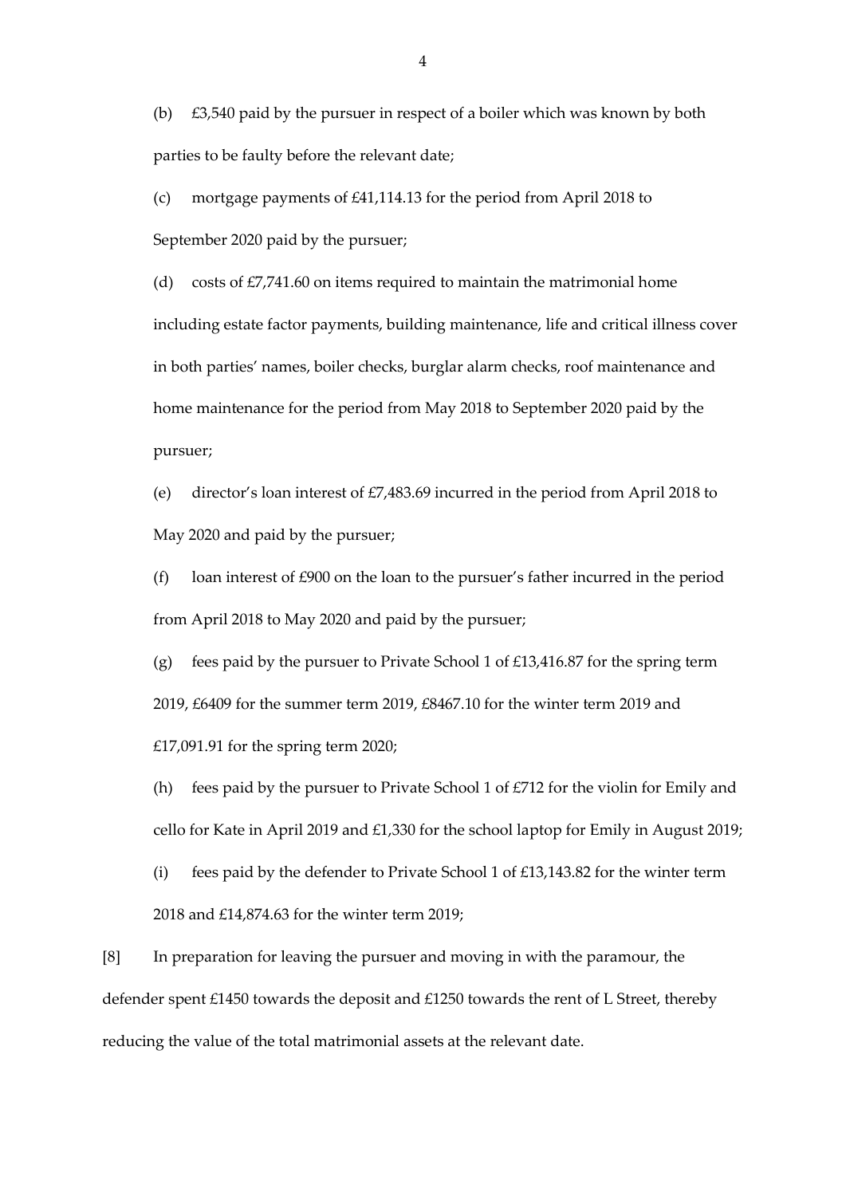(b) £3,540 paid by the pursuer in respect of a boiler which was known by both parties to be faulty before the relevant date;

(c) mortgage payments of £41,114.13 for the period from April 2018 to September 2020 paid by the pursuer;

(d) costs of £7,741.60 on items required to maintain the matrimonial home including estate factor payments, building maintenance, life and critical illness cover in both parties' names, boiler checks, burglar alarm checks, roof maintenance and home maintenance for the period from May 2018 to September 2020 paid by the pursuer;

(e) director's loan interest of £7,483.69 incurred in the period from April 2018 to May 2020 and paid by the pursuer;

(f) loan interest of £900 on the loan to the pursuer's father incurred in the period from April 2018 to May 2020 and paid by the pursuer;

(g) fees paid by the pursuer to Private School 1 of £13,416.87 for the spring term 2019, £6409 for the summer term 2019, £8467.10 for the winter term 2019 and £17,091.91 for the spring term 2020;

(h) fees paid by the pursuer to Private School 1 of £712 for the violin for Emily and cello for Kate in April 2019 and £1,330 for the school laptop for Emily in August 2019;

(i) fees paid by the defender to Private School 1 of £13,143.82 for the winter term 2018 and £14,874.63 for the winter term 2019;

[8] In preparation for leaving the pursuer and moving in with the paramour, the defender spent £1450 towards the deposit and £1250 towards the rent of L Street, thereby reducing the value of the total matrimonial assets at the relevant date.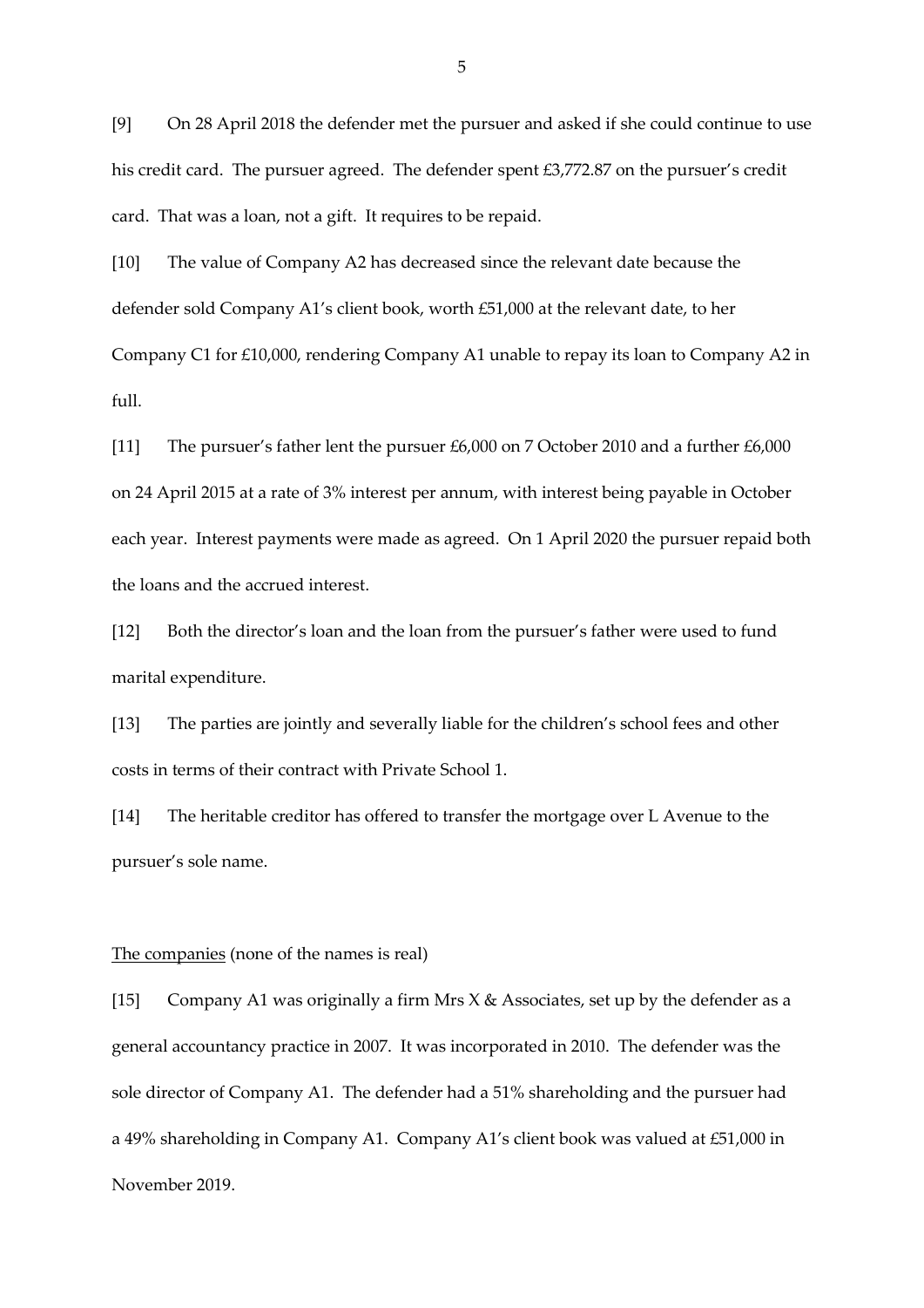[9] On 28 April 2018 the defender met the pursuer and asked if she could continue to use his credit card. The pursuer agreed. The defender spent £3,772.87 on the pursuer's credit card. That was a loan, not a gift. It requires to be repaid.

[10] The value of Company A2 has decreased since the relevant date because the defender sold Company A1's client book, worth £51,000 at the relevant date, to her Company C1 for £10,000, rendering Company A1 unable to repay its loan to Company A2 in full.

[11] The pursuer's father lent the pursuer £6,000 on 7 October 2010 and a further £6,000 on 24 April 2015 at a rate of 3% interest per annum, with interest being payable in October each year. Interest payments were made as agreed. On 1 April 2020 the pursuer repaid both the loans and the accrued interest.

[12] Both the director's loan and the loan from the pursuer's father were used to fund marital expenditure.

[13] The parties are jointly and severally liable for the children's school fees and other costs in terms of their contract with Private School 1.

[14] The heritable creditor has offered to transfer the mortgage over L Avenue to the pursuer's sole name.

<u>The companies</u> (none of the names is real)

[15] Company A1 was originally a firm Mrs X & Associates, set up by the defender as a general accountancy practice in 2007. It was incorporated in 2010. The defender was the sole director of Company A1. The defender had a 51% shareholding and the pursuer had a 49% shareholding in Company A1. Company A1's client book was valued at £51,000 in November 2019.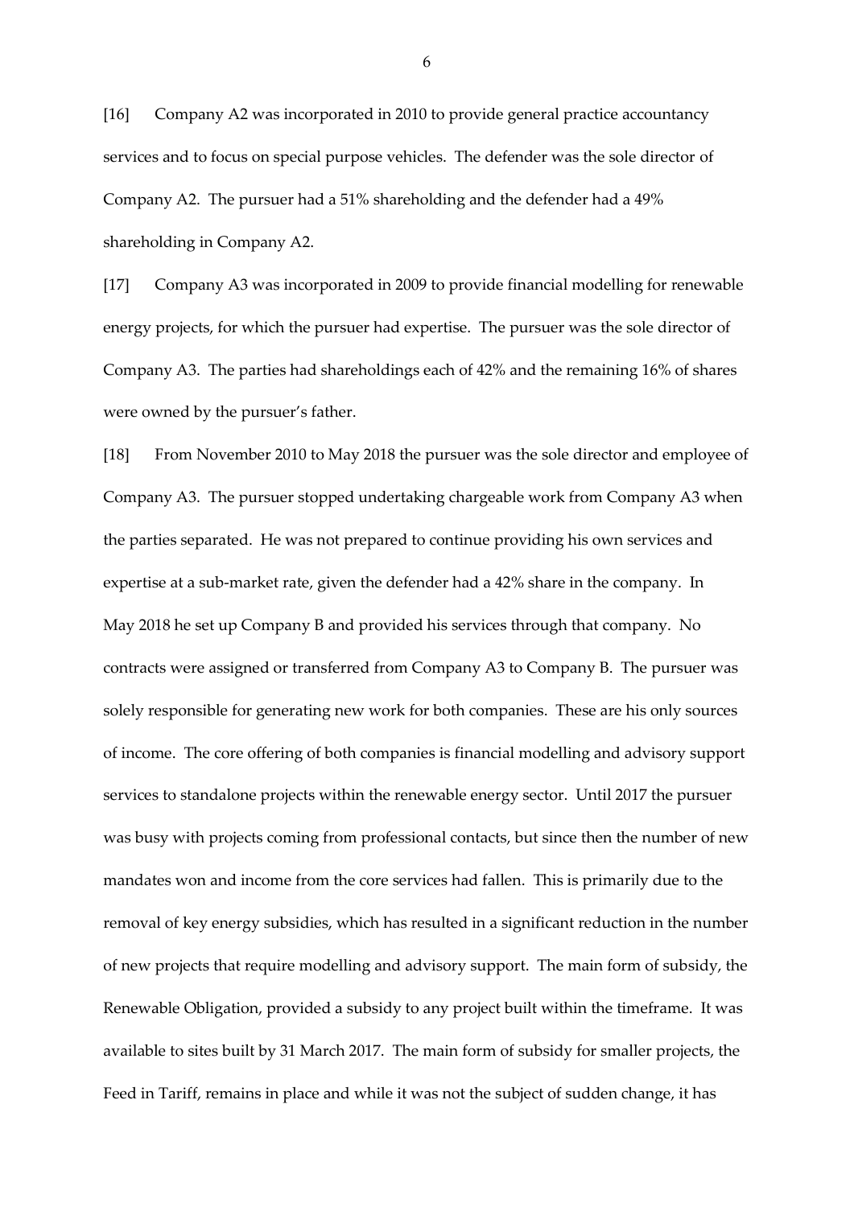[16] Company A2 was incorporated in 2010 to provide general practice accountancy services and to focus on special purpose vehicles. The defender was the sole director of Company A2. The pursuer had a 51% shareholding and the defender had a 49% shareholding in Company A2.

[17] Company A3 was incorporated in 2009 to provide financial modelling for renewable energy projects, for which the pursuer had expertise. The pursuer was the sole director of Company A3. The parties had shareholdings each of 42% and the remaining 16% of shares were owned by the pursuer's father.

[18] From November 2010 to May 2018 the pursuer was the sole director and employee of Company A3. The pursuer stopped undertaking chargeable work from Company A3 when the parties separated. He was not prepared to continue providing his own services and expertise at a sub-market rate, given the defender had a 42% share in the company. In May 2018 he set up Company B and provided his services through that company. No contracts were assigned or transferred from Company A3 to Company B. The pursuer was solely responsible for generating new work for both companies. These are his only sources of income. The core offering of both companies is financial modelling and advisory support services to standalone projects within the renewable energy sector. Until 2017 the pursuer was busy with projects coming from professional contacts, but since then the number of new mandates won and income from the core services had fallen. This is primarily due to the removal of key energy subsidies, which has resulted in a significant reduction in the number of new projects that require modelling and advisory support. The main form of subsidy, the Renewable Obligation, provided a subsidy to any project built within the timeframe. It was available to sites built by 31 March 2017. The main form of subsidy for smaller projects, the Feed in Tariff, remains in place and while it was not the subject of sudden change, it has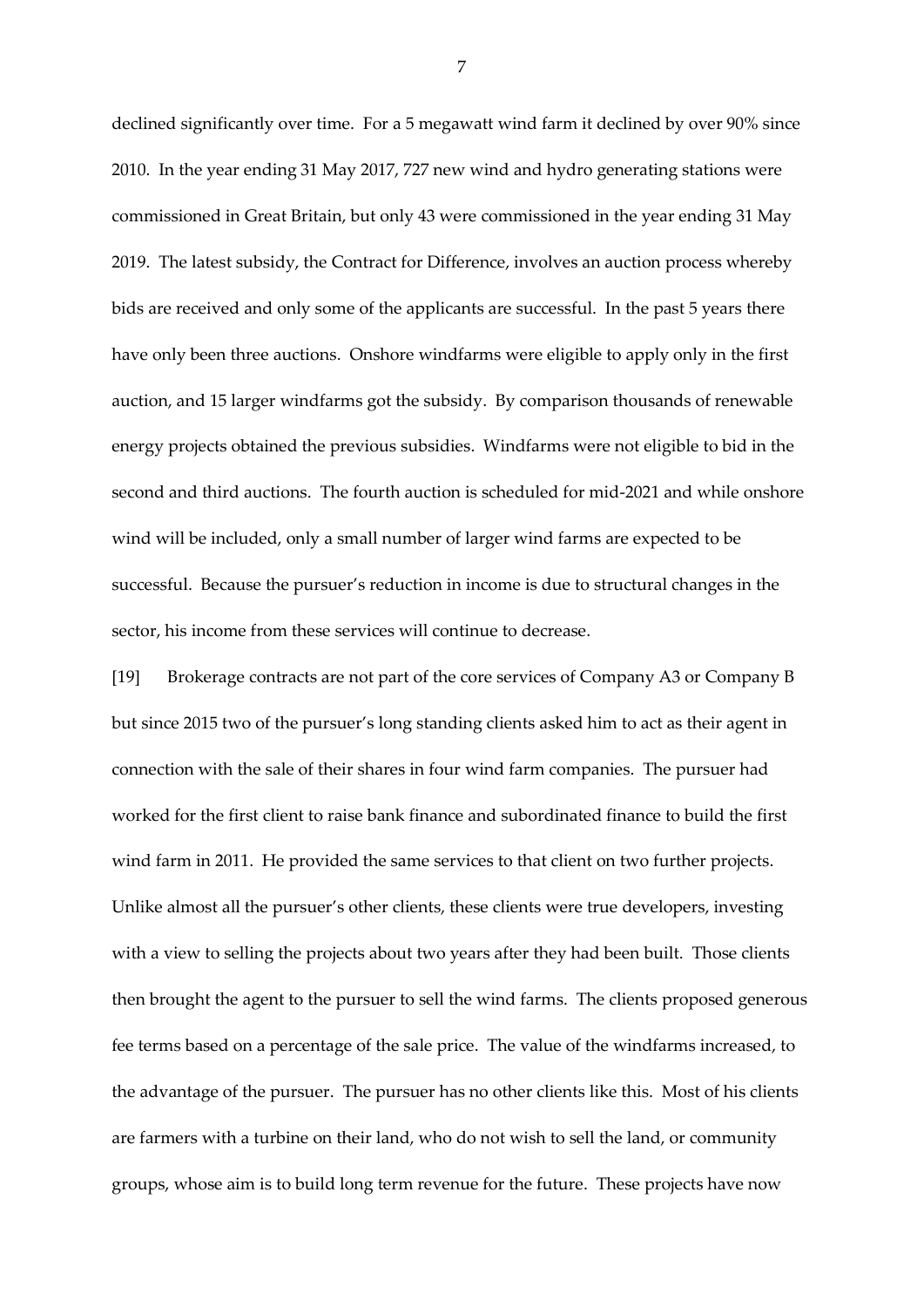declined significantly over time. For a 5 megawatt wind farm it declined by over 90% since 2010. In the year ending 31 May 2017, 727 new wind and hydro generating stations were commissioned in Great Britain, but only 43 were commissioned in the year ending 31 May 2019. The latest subsidy, the Contract for Difference, involves an auction process whereby bids are received and only some of the applicants are successful. In the past 5 years there have only been three auctions. Onshore windfarms were eligible to apply only in the first auction, and 15 larger windfarms got the subsidy. By comparison thousands of renewable energy projects obtained the previous subsidies. Windfarms were not eligible to bid in the second and third auctions. The fourth auction is scheduled for mid-2021 and while onshore wind will be included, only a small number of larger wind farms are expected to be successful. Because the pursuer's reduction in income is due to structural changes in the sector, his income from these services will continue to decrease.

[19] Brokerage contracts are not part of the core services of Company A3 or Company B but since 2015 two of the pursuer's long standing clients asked him to act as their agent in connection with the sale of their shares in four wind farm companies. The pursuer had worked for the first client to raise bank finance and subordinated finance to build the first wind farm in 2011. He provided the same services to that client on two further projects. Unlike almost all the pursuer's other clients, these clients were true developers, investing with a view to selling the projects about two years after they had been built. Those clients then brought the agent to the pursuer to sell the wind farms. The clients proposed generous fee terms based on a percentage of the sale price. The value of the windfarms increased, to the advantage of the pursuer. The pursuer has no other clients like this. Most of his clients are farmers with a turbine on their land, who do not wish to sell the land, or community groups, whose aim is to build long term revenue for the future. These projects have now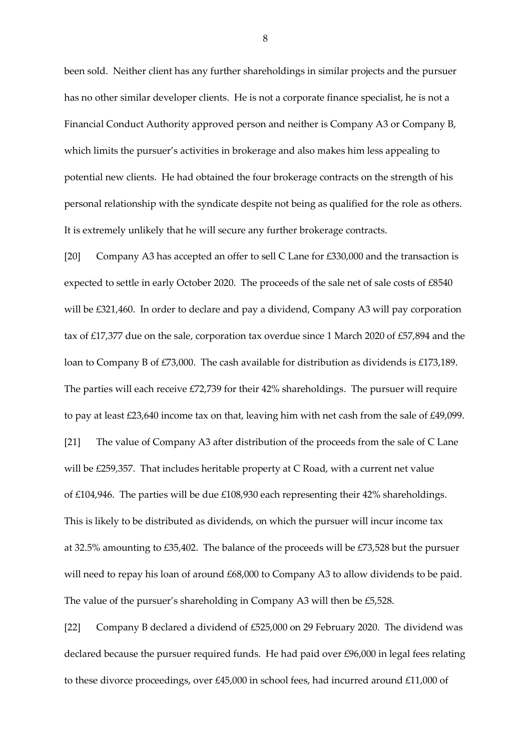been sold. Neither client has any further shareholdings in similar projects and the pursuer has no other similar developer clients. He is not a corporate finance specialist, he is not a Financial Conduct Authority approved person and neither is Company A3 or Company B, which limits the pursuer's activities in brokerage and also makes him less appealing to potential new clients. He had obtained the four brokerage contracts on the strength of his personal relationship with the syndicate despite not being as qualified for the role as others. It is extremely unlikely that he will secure any further brokerage contracts.

[20] Company A3 has accepted an offer to sell C Lane for £330,000 and the transaction is expected to settle in early October 2020. The proceeds of the sale net of sale costs of £8540 will be £321,460. In order to declare and pay a dividend, Company A3 will pay corporation tax of £17,377 due on the sale, corporation tax overdue since 1 March 2020 of £57,894 and the loan to Company B of £73,000. The cash available for distribution as dividends is £173,189. The parties will each receive £72,739 for their 42% shareholdings. The pursuer will require to pay at least £23,640 income tax on that, leaving him with net cash from the sale of £49,099.

[21] The value of Company A3 after distribution of the proceeds from the sale of C Lane will be £259,357. That includes heritable property at C Road, with a current net value of £104,946. The parties will be due £108,930 each representing their 42% shareholdings. This is likely to be distributed as dividends, on which the pursuer will incur income tax at 32.5% amounting to £35,402. The balance of the proceeds will be £73,528 but the pursuer will need to repay his loan of around £68,000 to Company A3 to allow dividends to be paid. The value of the pursuer's shareholding in Company A3 will then be £5,528.

[22] Company B declared a dividend of £525,000 on 29 February 2020. The dividend was declared because the pursuer required funds. He had paid over £96,000 in legal fees relating to these divorce proceedings, over £45,000 in school fees, had incurred around £11,000 of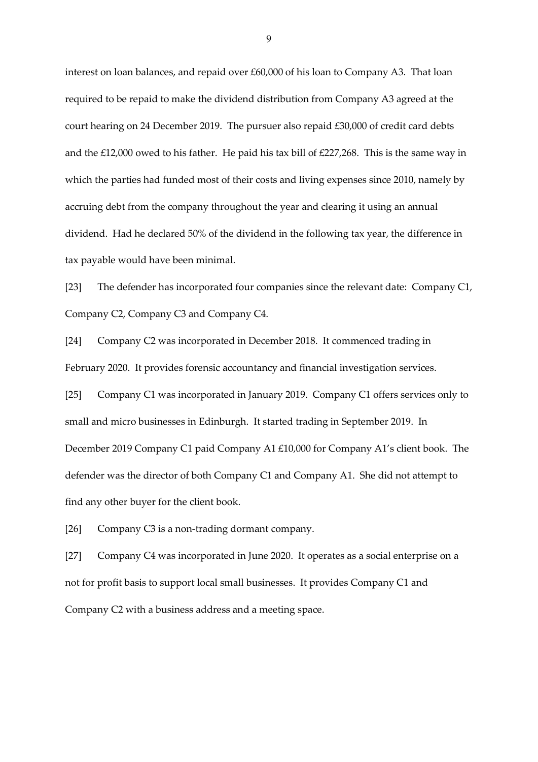interest on loan balances, and repaid over £60,000 of his loan to Company A3. That loan required to be repaid to make the dividend distribution from Company A3 agreed at the court hearing on 24 December 2019. The pursuer also repaid £30,000 of credit card debts and the £12,000 owed to his father. He paid his tax bill of £227,268. This is the same way in which the parties had funded most of their costs and living expenses since 2010, namely by accruing debt from the company throughout the year and clearing it using an annual dividend. Had he declared 50% of the dividend in the following tax year, the difference in tax payable would have been minimal.

[23] The defender has incorporated four companies since the relevant date: Company C1, Company C2, Company C3 and Company C4.

[24] Company C2 was incorporated in December 2018. It commenced trading in February 2020. It provides forensic accountancy and financial investigation services.

[25] Company C1 was incorporated in January 2019. Company C1 offers services only to small and micro businesses in Edinburgh. It started trading in September 2019. In December 2019 Company C1 paid Company A1 £10,000 for Company A1's client book. The defender was the director of both Company C1 and Company A1. She did not attempt to find any other buyer for the client book.

[26] Company C3 is a non-trading dormant company.

[27] Company C4 was incorporated in June 2020. It operates as a social enterprise on a not for profit basis to support local small businesses. It provides Company C1 and Company C2 with a business address and a meeting space.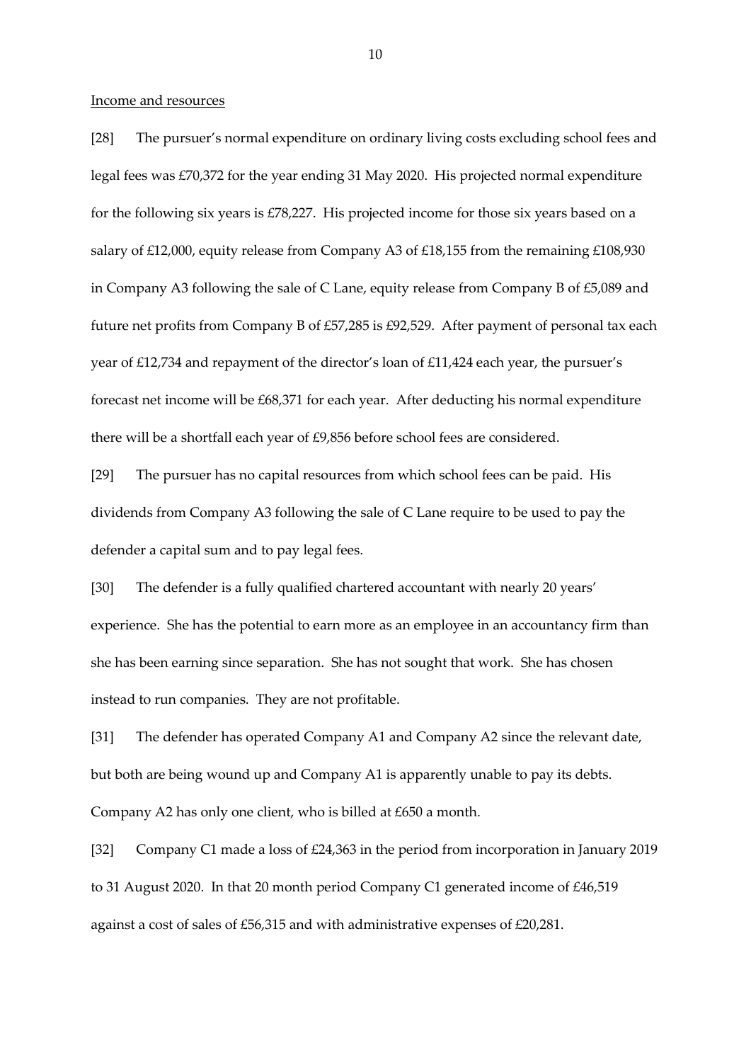Income and resources

[28] The pursuer's normal expenditure on ordinary living costs excluding school fees and legal fees was £70,372 for the year ending 31 May 2020. His projected normal expenditure for the following six years is £78,227. His projected income for those six years based on a salary of £12,000, equity release from Company A3 of £18,155 from the remaining £108,930 in Company A3 following the sale of C Lane, equity release from Company B of £5,089 and future net profits from Company B of £57,285 is £92,529. After payment of personal tax each year of £12,734 and repayment of the director's loan of £11,424 each year, the pursuer's forecast net income will be £68,371 for each year. After deducting his normal expenditure there will be a shortfall each year of £9,856 before school fees are considered.

[29] The pursuer has no capital resources from which school fees can be paid. His dividends from Company A3 following the sale of C Lane require to be used to pay the defender a capital sum and to pay legal fees.

[30] The defender is a fully qualified chartered accountant with nearly 20 years' experience. She has the potential to earn more as an employee in an accountancy firm than she has been earning since separation. She has not sought that work. She has chosen instead to run companies. They are not profitable.

[31] The defender has operated Company A1 and Company A2 since the relevant date, but both are being wound up and Company A1 is apparently unable to pay its debts. Company A2 has only one client, who is billed at £650 a month.

[32] Company C1 made a loss of £24,363 in the period from incorporation in January 2019 to 31 August 2020. In that 20 month period Company C1 generated income of £46,519 against a cost of sales of £56,315 and with administrative expenses of £20,281.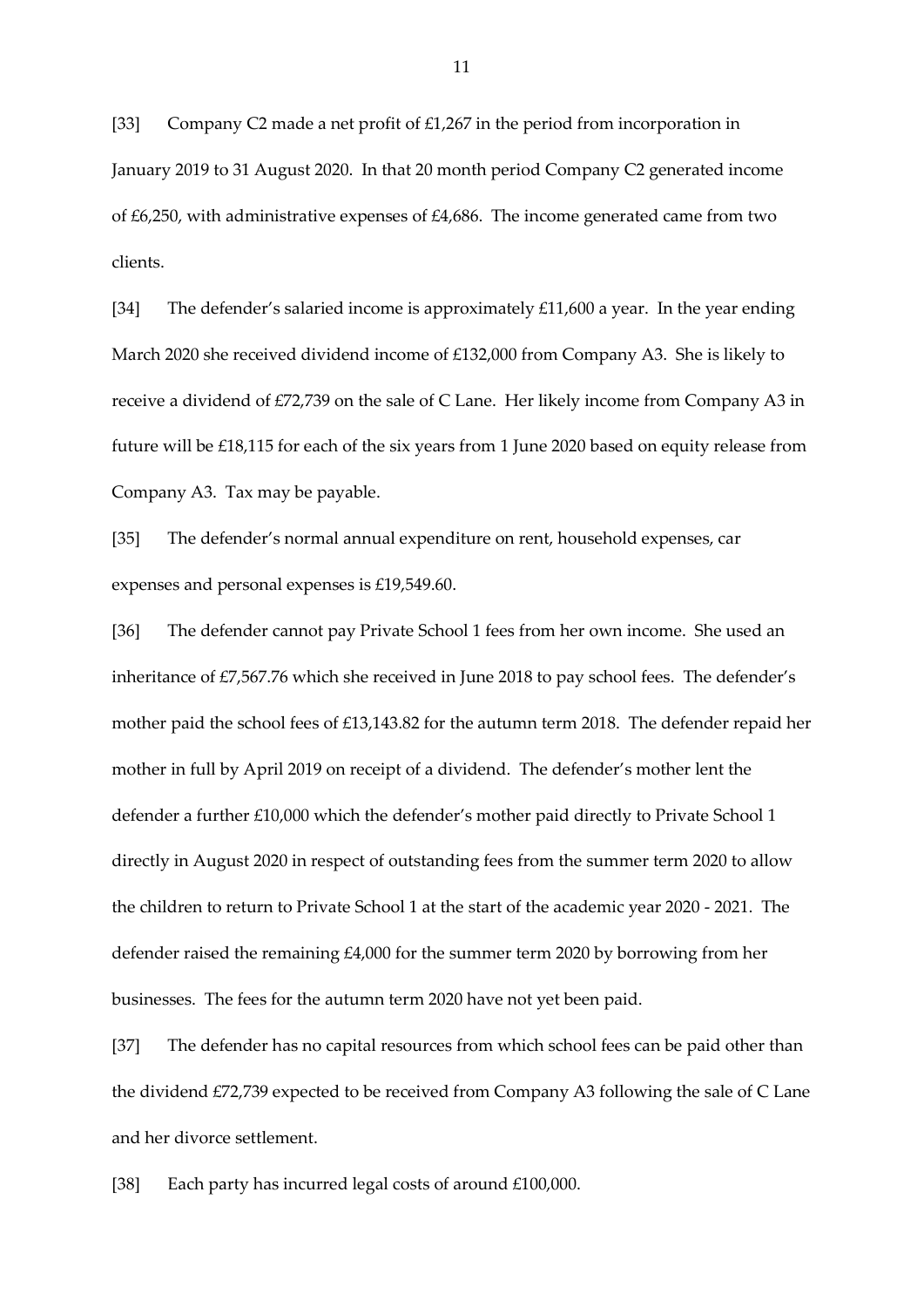[33] Company C2 made a net profit of £1,267 in the period from incorporation in January 2019 to 31 August 2020. In that 20 month period Company C2 generated income of £6,250, with administrative expenses of £4,686. The income generated came from two clients.

[34] The defender's salaried income is approximately £11,600 a year. In the year ending March 2020 she received dividend income of £132,000 from Company A3. She is likely to receive a dividend of £72,739 on the sale of C Lane. Her likely income from Company A3 in future will be £18,115 for each of the six years from 1 June 2020 based on equity release from Company A3. Tax may be payable.

[35] The defender's normal annual expenditure on rent, household expenses, car expenses and personal expenses is £19,549.60.

[36] The defender cannot pay Private School 1 fees from her own income. She used an inheritance of £7,567.76 which she received in June 2018 to pay school fees. The defender's mother paid the school fees of £13,143.82 for the autumn term 2018. The defender repaid her mother in full by April 2019 on receipt of a dividend. The defender's mother lent the defender a further £10,000 which the defender's mother paid directly to Private School 1 directly in August 2020 in respect of outstanding fees from the summer term 2020 to allow the children to return to Private School 1 at the start of the academic year 2020 - 2021. The defender raised the remaining £4,000 for the summer term 2020 by borrowing from her businesses. The fees for the autumn term 2020 have not yet been paid.

[37] The defender has no capital resources from which school fees can be paid other than the dividend £72,739 expected to be received from Company A3 following the sale of C Lane and her divorce settlement.

[38] Each party has incurred legal costs of around £100,000.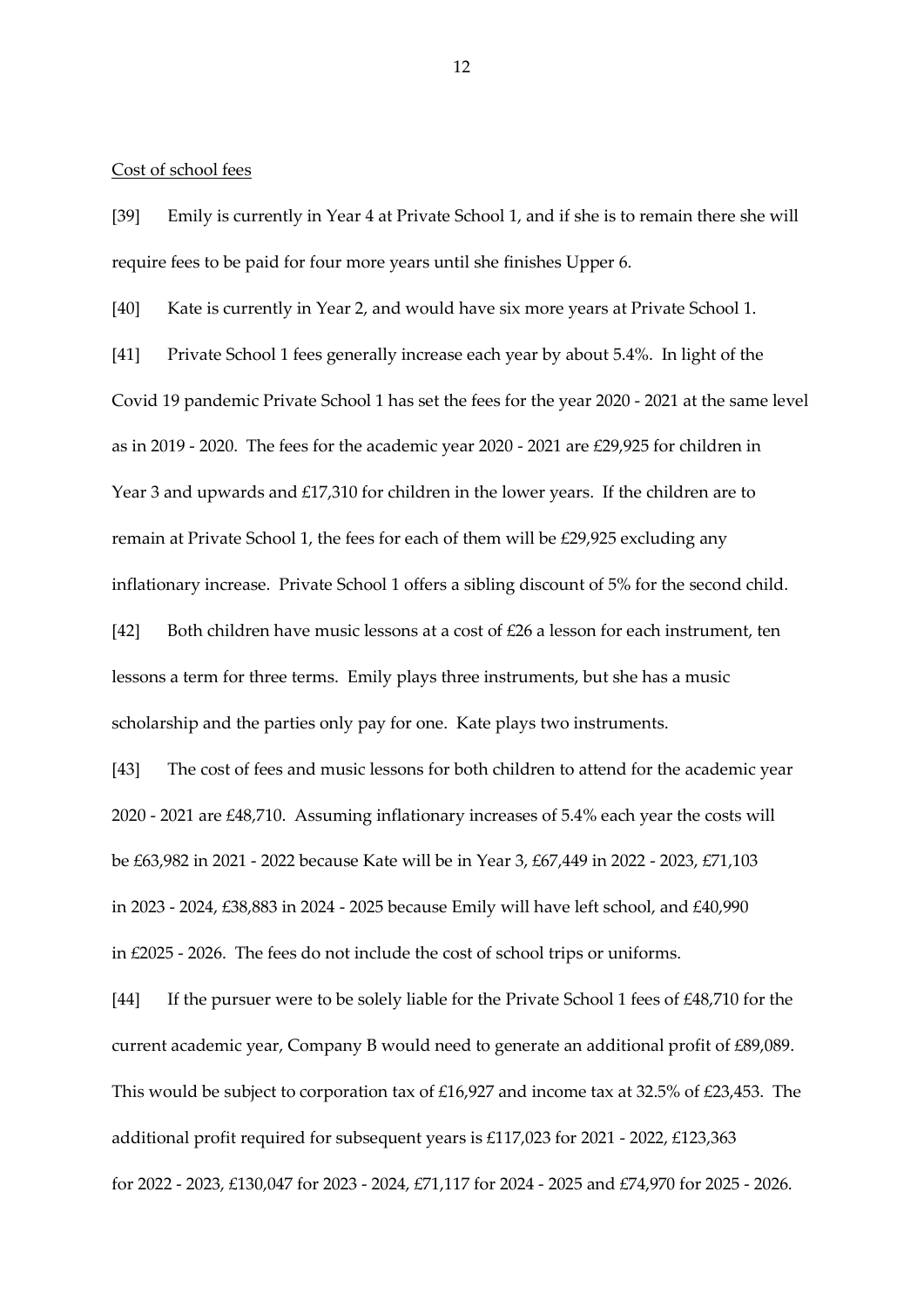Cost of school fees

[39] Emily is currently in Year 4 at Private School 1, and if she is to remain there she will require fees to be paid for four more years until she finishes Upper 6.

[40] Kate is currently in Year 2, and would have six more years at Private School 1.

[41] Private School 1 fees generally increase each year by about 5.4%. In light of the Covid 19 pandemic Private School 1 has set the fees for the year 2020 - 2021 at the same level as in 2019 - 2020. The fees for the academic year 2020 - 2021 are £29,925 for children in Year 3 and upwards and £17,310 for children in the lower years. If the children are to remain at Private School 1, the fees for each of them will be £29,925 excluding any inflationary increase. Private School 1 offers a sibling discount of 5% for the second child.

[42] Both children have music lessons at a cost of £26 a lesson for each instrument, ten lessons a term for three terms. Emily plays three instruments, but she has a music scholarship and the parties only pay for one. Kate plays two instruments.

[43] The cost of fees and music lessons for both children to attend for the academic year 2020 - 2021 are £48,710. Assuming inflationary increases of 5.4% each year the costs will be £63,982 in 2021 - 2022 because Kate will be in Year 3, £67,449 in 2022 - 2023, £71,103 in 2023 - 2024, £38,883 in 2024 - 2025 because Emily will have left school, and £40,990 in £2025 - 2026. The fees do not include the cost of school trips or uniforms.

[44] If the pursuer were to be solely liable for the Private School 1 fees of £48,710 for the current academic year, Company B would need to generate an additional profit of £89,089. This would be subject to corporation tax of £16,927 and income tax at 32.5% of £23,453. The additional profit required for subsequent years is £117,023 for 2021 - 2022, £123,363 for 2022 - 2023, £130,047 for 2023 - 2024, £71,117 for 2024 - 2025 and £74,970 for 2025 - 2026.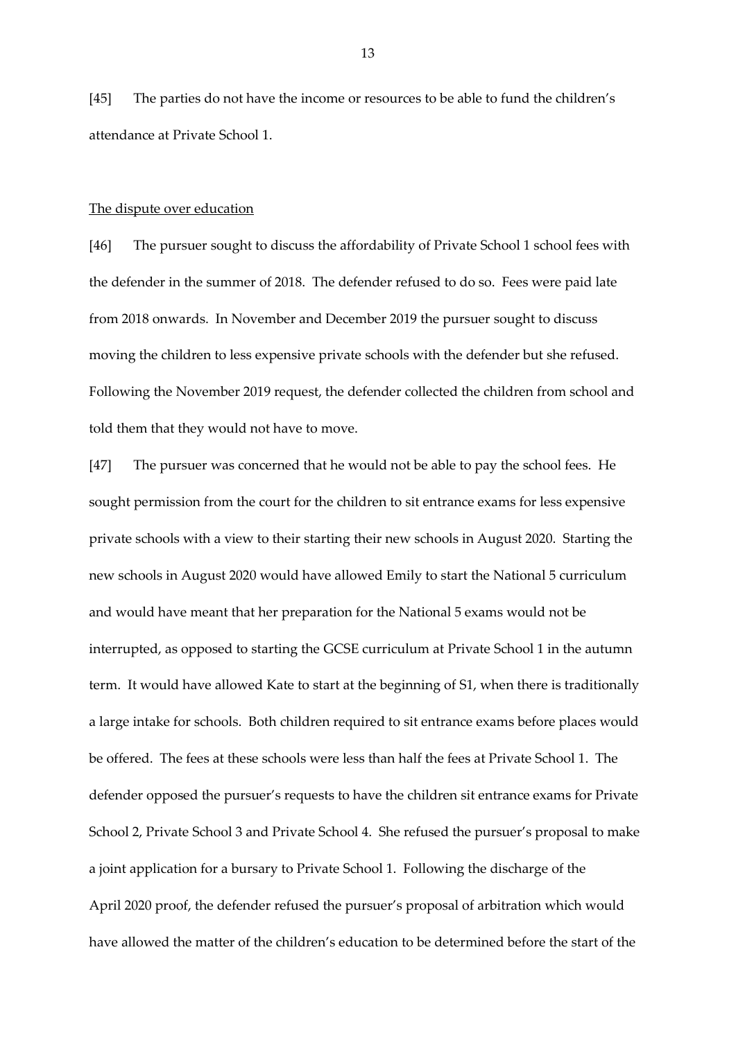[45] The parties do not have the income or resources to be able to fund the children's attendance at Private School 1.

<u>The dispute over education</u>

[46] The pursuer sought to discuss the affordability of Private School 1 school fees with the defender in the summer of 2018. The defender refused to do so. Fees were paid late from 2018 onwards. In November and December 2019 the pursuer sought to discuss moving the children to less expensive private schools with the defender but she refused. Following the November 2019 request, the defender collected the children from school and told them that they would not have to move.

[47] The pursuer was concerned that he would not be able to pay the school fees. He sought permission from the court for the children to sit entrance exams for less expensive private schools with a view to their starting their new schools in August 2020. Starting the new schools in August 2020 would have allowed Emily to start the National 5 curriculum and would have meant that her preparation for the National 5 exams would not be interrupted, as opposed to starting the GCSE curriculum at Private School 1 in the autumn term. It would have allowed Kate to start at the beginning of S1, when there is traditionally a large intake for schools. Both children required to sit entrance exams before places would be offered. The fees at these schools were less than half the fees at Private School 1. The defender opposed the pursuer's requests to have the children sit entrance exams for Private School 2, Private School 3 and Private School 4. She refused the pursuer's proposal to make a joint application for a bursary to Private School 1. Following the discharge of the April 2020 proof, the defender refused the pursuer's proposal of arbitration which would have allowed the matter of the children's education to be determined before the start of the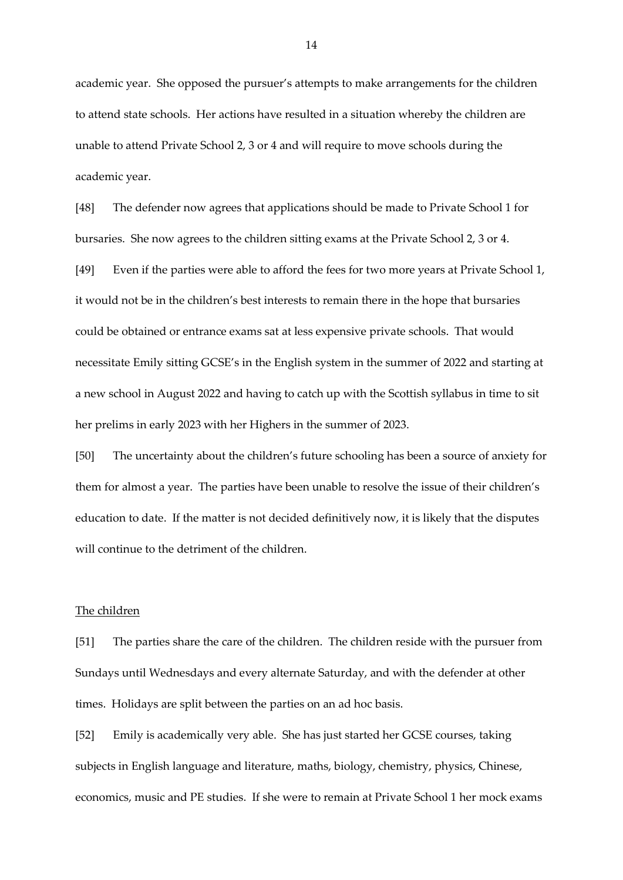academic year. She opposed the pursuer's attempts to make arrangements for the children to attend state schools. Her actions have resulted in a situation whereby the children are unable to attend Private School 2, 3 or 4 and will require to move schools during the academic year.

[48] The defender now agrees that applications should be made to Private School 1 for bursaries. She now agrees to the children sitting exams at the Private School 2, 3 or 4.

[49] Even if the parties were able to afford the fees for two more years at Private School 1, it would not be in the children's best interests to remain there in the hope that bursaries could be obtained or entrance exams sat at less expensive private schools. That would necessitate Emily sitting GCSE's in the English system in the summer of 2022 and starting at a new school in August 2022 and having to catch up with the Scottish syllabus in time to sit her prelims in early 2023 with her Highers in the summer of 2023.

[50] The uncertainty about the children's future schooling has been a source of anxiety for them for almost a year. The parties have been unable to resolve the issue of their children's education to date. If the matter is not decided definitively now, it is likely that the disputes will continue to the detriment of the children.

The children

[51] The parties share the care of the children. The children reside with the pursuer from Sundays until Wednesdays and every alternate Saturday, and with the defender at other times. Holidays are split between the parties on an ad hoc basis.

[52] Emily is academically very able. She has just started her GCSE courses, taking subjects in English language and literature, maths, biology, chemistry, physics, Chinese, economics, music and PE studies. If she were to remain at Private School 1 her mock exams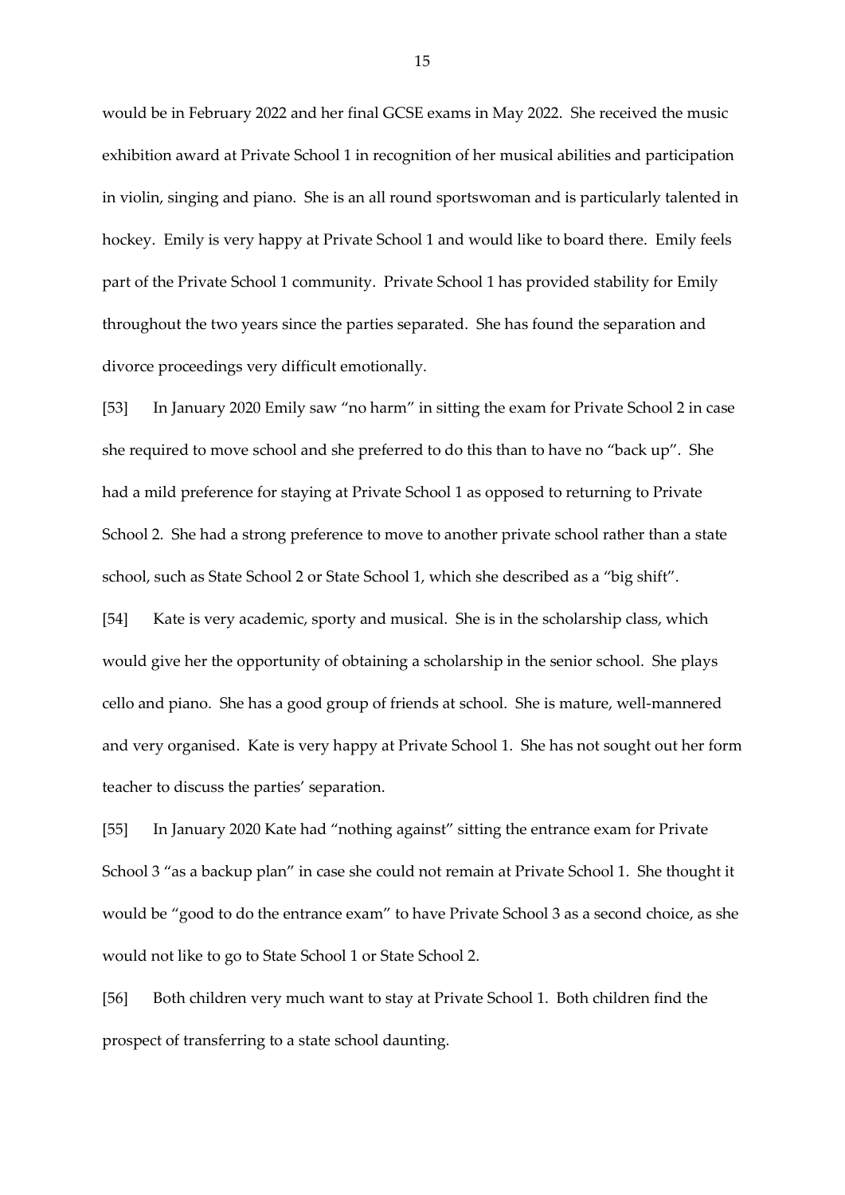would be in February 2022 and her final GCSE exams in May 2022. She received the music exhibition award at Private School 1 in recognition of her musical abilities and participation in violin, singing and piano. She is an all round sportswoman and is particularly talented in hockey. Emily is very happy at Private School 1 and would like to board there. Emily feels part of the Private School 1 community. Private School 1 has provided stability for Emily throughout the two years since the parties separated. She has found the separation and divorce proceedings very difficult emotionally.

[53] In January 2020 Emily saw "no harm" in sitting the exam for Private School 2 in case she required to move school and she preferred to do this than to have no "back up". She had a mild preference for staying at Private School 1 as opposed to returning to Private School 2. She had a strong preference to move to another private school rather than a state school, such as State School 2 or State School 1, which she described as a "big shift".

[54] Kate is very academic, sporty and musical. She is in the scholarship class, which would give her the opportunity of obtaining a scholarship in the senior school. She plays cello and piano. She has a good group of friends at school. She is mature, well-mannered and very organised. Kate is very happy at Private School 1. She has not sought out her form teacher to discuss the parties' separation.

[55] In January 2020 Kate had "nothing against" sitting the entrance exam for Private School 3 "as a backup plan" in case she could not remain at Private School 1. She thought it would be "good to do the entrance exam" to have Private School 3 as a second choice, as she would not like to go to State School 1 or State School 2.

[56] Both children very much want to stay at Private School 1. Both children find the prospect of transferring to a state school daunting.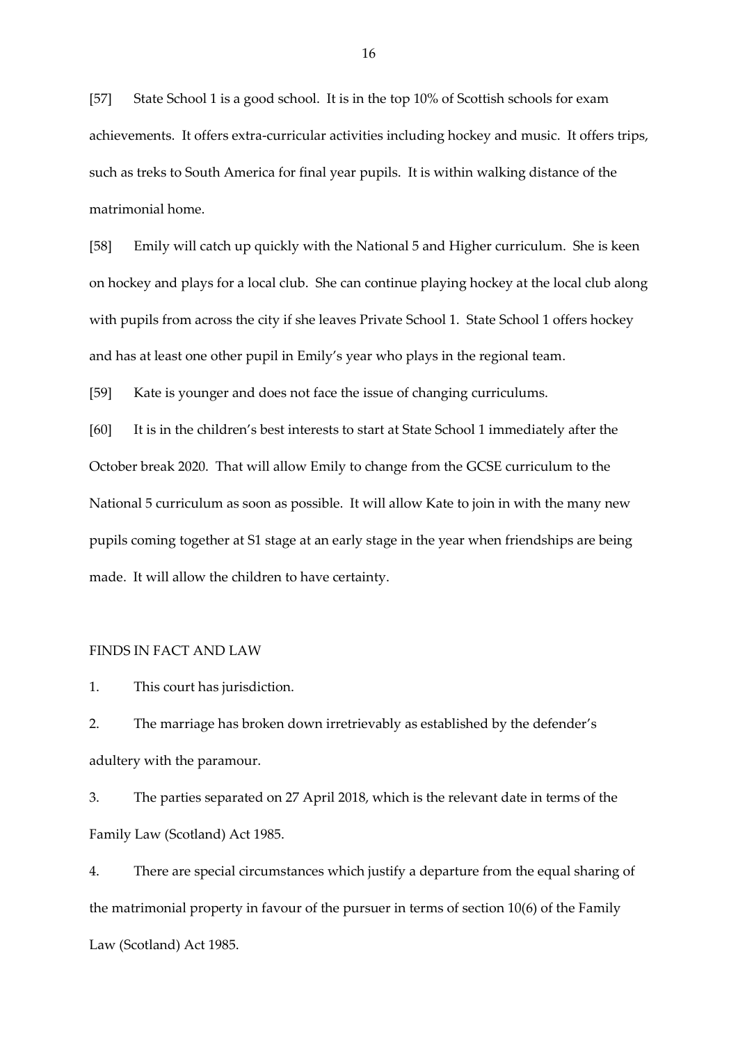[57] State School 1 is a good school. It is in the top 10% of Scottish schools for exam achievements. It offers extra-curricular activities including hockey and music. It offers trips, such as treks to South America for final year pupils. It is within walking distance of the matrimonial home.

[58] Emily will catch up quickly with the National 5 and Higher curriculum. She is keen on hockey and plays for a local club. She can continue playing hockey at the local club along with pupils from across the city if she leaves Private School 1. State School 1 offers hockey and has at least one other pupil in Emily's year who plays in the regional team.

[59] Kate is younger and does not face the issue of changing curriculums.

[60] It is in the children's best interests to start at State School 1 immediately after the October break 2020. That will allow Emily to change from the GCSE curriculum to the National 5 curriculum as soon as possible. It will allow Kate to join in with the many new pupils coming together at S1 stage at an early stage in the year when friendships are being made. It will allow the children to have certainty.

## FINDS IN FACT AND LAW

1. This court has jurisdiction.

2. The marriage has broken down irretrievably as established by the defender's adultery with the paramour.

3. The parties separated on 27 April 2018, which is the relevant date in terms of the Family Law (Scotland) Act 1985.

4. There are special circumstances which justify a departure from the equal sharing of the matrimonial property in favour of the pursuer in terms of section 10(6) of the Family Law (Scotland) Act 1985.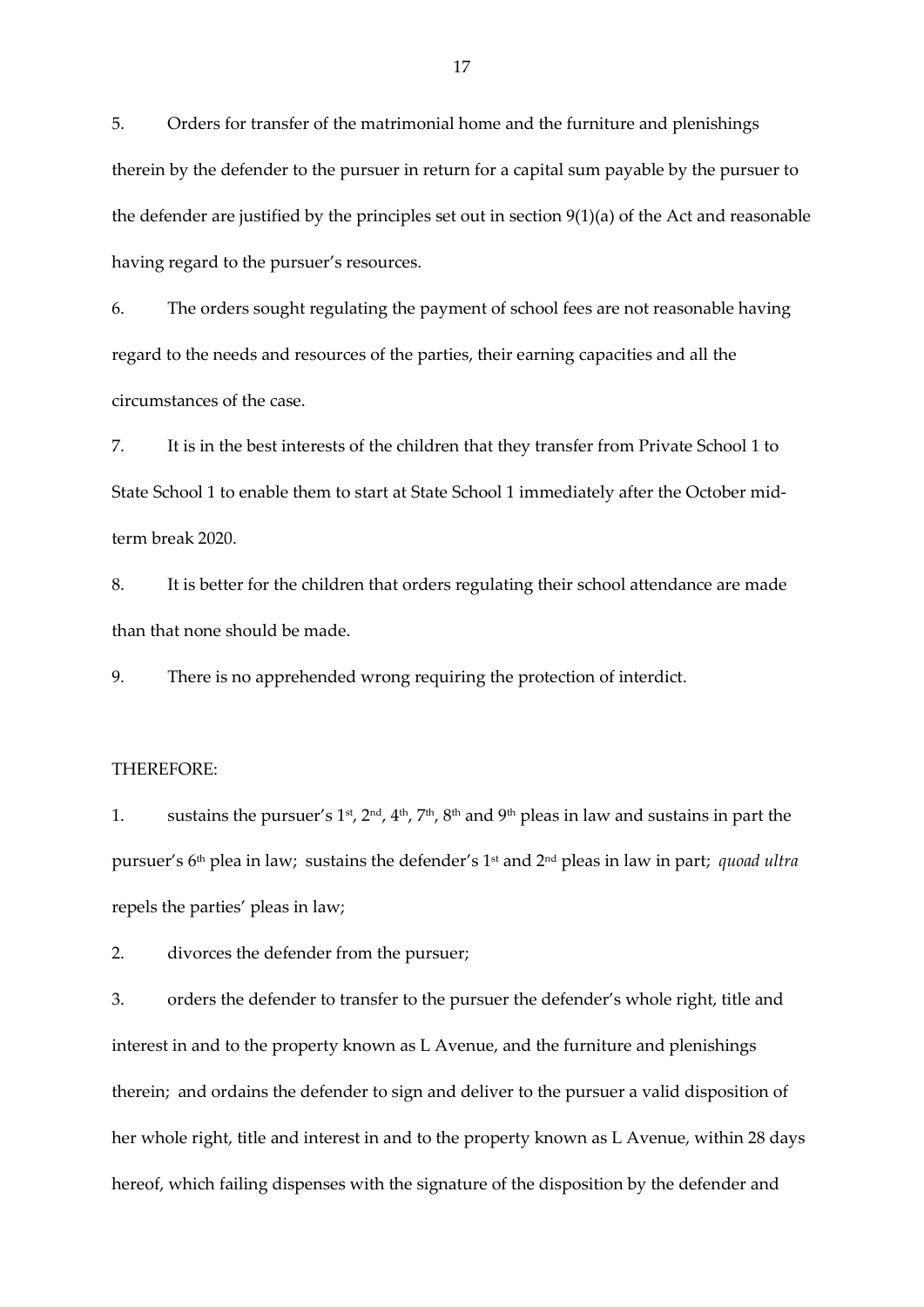5. Orders for transfer of the matrimonial home and the furniture and plenishings therein by the defender to the pursuer in return for a capital sum payable by the pursuer to the defender are justified by the principles set out in section 9(1)(a) of the Act and reasonable having regard to the pursuer's resources.

6. The orders sought regulating the payment of school fees are not reasonable having regard to the needs and resources of the parties, their earning capacities and all the circumstances of the case.

7. It is in the best interests of the children that they transfer from Private School 1 to State School 1 to enable them to start at State School 1 immediately after the October mid-term break 2020.

8. It is better for the children that orders regulating their school attendance are made than that none should be made.

9. There is no apprehended wrong requiring the protection of interdict.

THEREFORE:

1. sustains the pursuer's 1st, 2nd, 4th, 7th, 8th and 9th pleas in law and sustains in part the pursuer's 6th plea in law; sustains the defender's 1st and 2nd pleas in law in part; *quoad ultra* repels the parties' pleas in law;

2. divorces the defender from the pursuer;

3. orders the defender to transfer to the pursuer the defender's whole right, title and interest in and to the property known as L Avenue, and the furniture and plenishings therein; and ordains the defender to sign and deliver to the pursuer a valid disposition of her whole right, title and interest in and to the property known as L Avenue, within 28 days hereof, which failing dispenses with the signature of the disposition by the defender and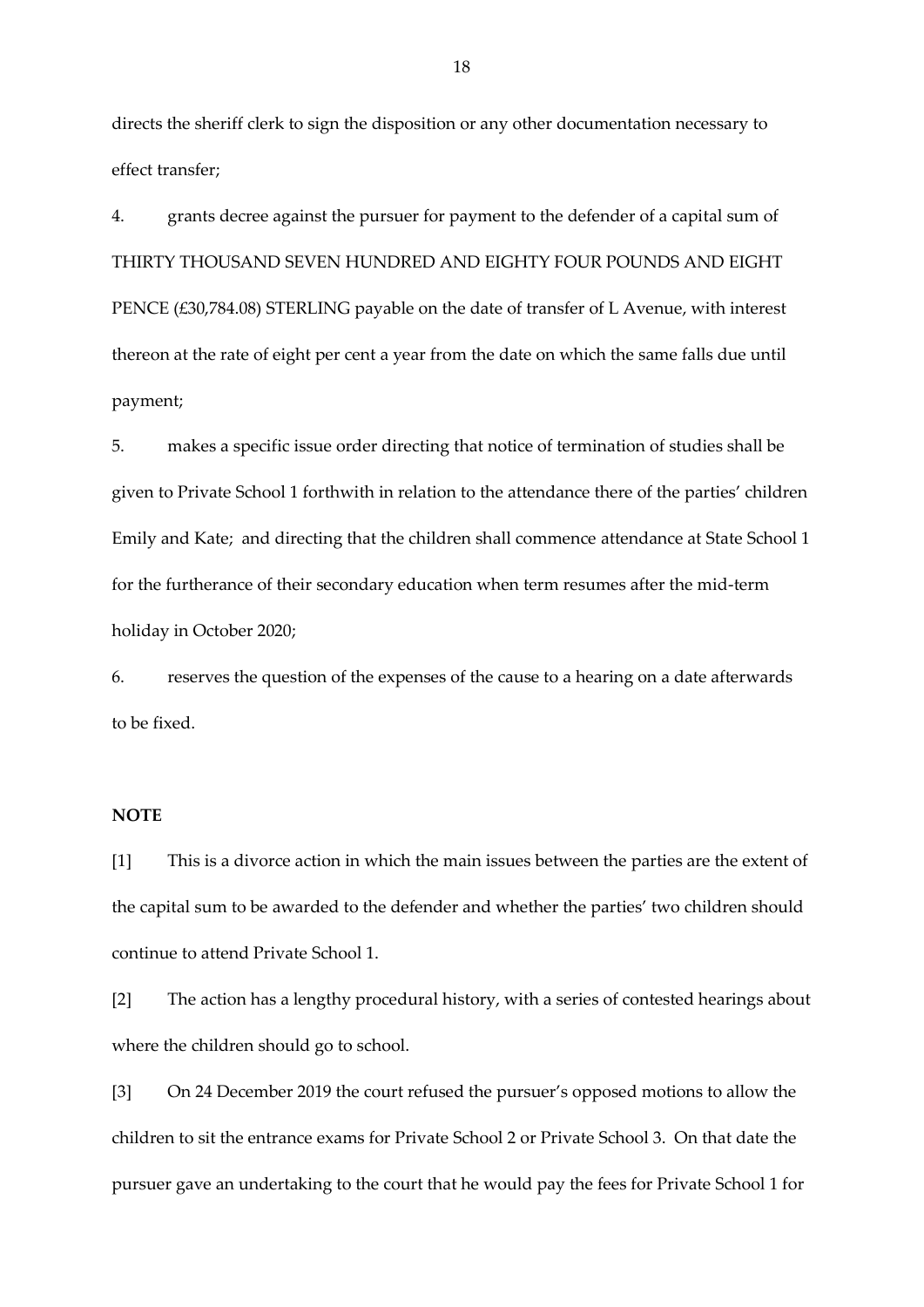directs the sheriff clerk to sign the disposition or any other documentation necessary to effect transfer;

4. grants decree against the pursuer for payment to the defender of a capital sum of THIRTY THOUSAND SEVEN HUNDRED AND EIGHTY FOUR POUNDS AND EIGHT PENCE (£30,784.08) STERLING payable on the date of transfer of L Avenue, with interest thereon at the rate of eight per cent a year from the date on which the same falls due until payment;

5. makes a specific issue order directing that notice of termination of studies shall be given to Private School 1 forthwith in relation to the attendance there of the parties' children Emily and Kate; and directing that the children shall commence attendance at State School 1 for the furtherance of their secondary education when term resumes after the mid-term holiday in October 2020;

6. reserves the question of the expenses of the cause to a hearing on a date afterwards to be fixed.

**NOTE**

[1] This is a divorce action in which the main issues between the parties are the extent of the capital sum to be awarded to the defender and whether the parties' two children should continue to attend Private School 1.

[2] The action has a lengthy procedural history, with a series of contested hearings about where the children should go to school.

[3] On 24 December 2019 the court refused the pursuer's opposed motions to allow the children to sit the entrance exams for Private School 2 or Private School 3. On that date the pursuer gave an undertaking to the court that he would pay the fees for Private School 1 for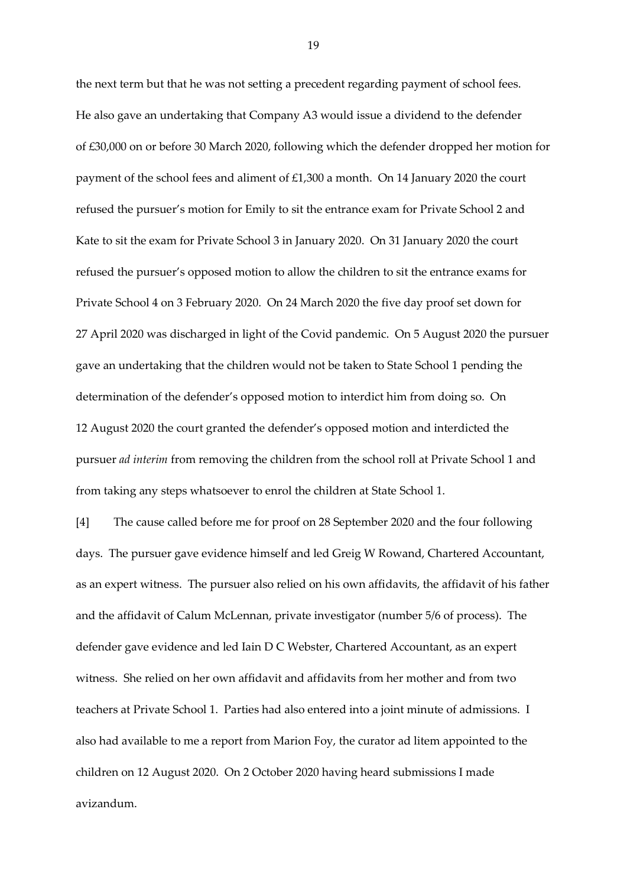the next term but that he was not setting a precedent regarding payment of school fees. He also gave an undertaking that Company A3 would issue a dividend to the defender of £30,000 on or before 30 March 2020, following which the defender dropped her motion for payment of the school fees and aliment of £1,300 a month. On 14 January 2020 the court refused the pursuer's motion for Emily to sit the entrance exam for Private School 2 and Kate to sit the exam for Private School 3 in January 2020. On 31 January 2020 the court refused the pursuer's opposed motion to allow the children to sit the entrance exams for Private School 4 on 3 February 2020. On 24 March 2020 the five day proof set down for 27 April 2020 was discharged in light of the Covid pandemic. On 5 August 2020 the pursuer gave an undertaking that the children would not be taken to State School 1 pending the determination of the defender's opposed motion to interdict him from doing so. On 12 August 2020 the court granted the defender's opposed motion and interdicted the pursuer *ad interim* from removing the children from the school roll at Private School 1 and from taking any steps whatsoever to enrol the children at State School 1.

[4] The cause called before me for proof on 28 September 2020 and the four following days. The pursuer gave evidence himself and led Greig W Rowand, Chartered Accountant, as an expert witness. The pursuer also relied on his own affidavits, the affidavit of his father and the affidavit of Calum McLennan, private investigator (number 5/6 of process). The defender gave evidence and led Iain D C Webster, Chartered Accountant, as an expert witness. She relied on her own affidavit and affidavits from her mother and from two teachers at Private School 1. Parties had also entered into a joint minute of admissions. I also had available to me a report from Marion Foy, the curator ad litem appointed to the children on 12 August 2020. On 2 October 2020 having heard submissions I made avizandum.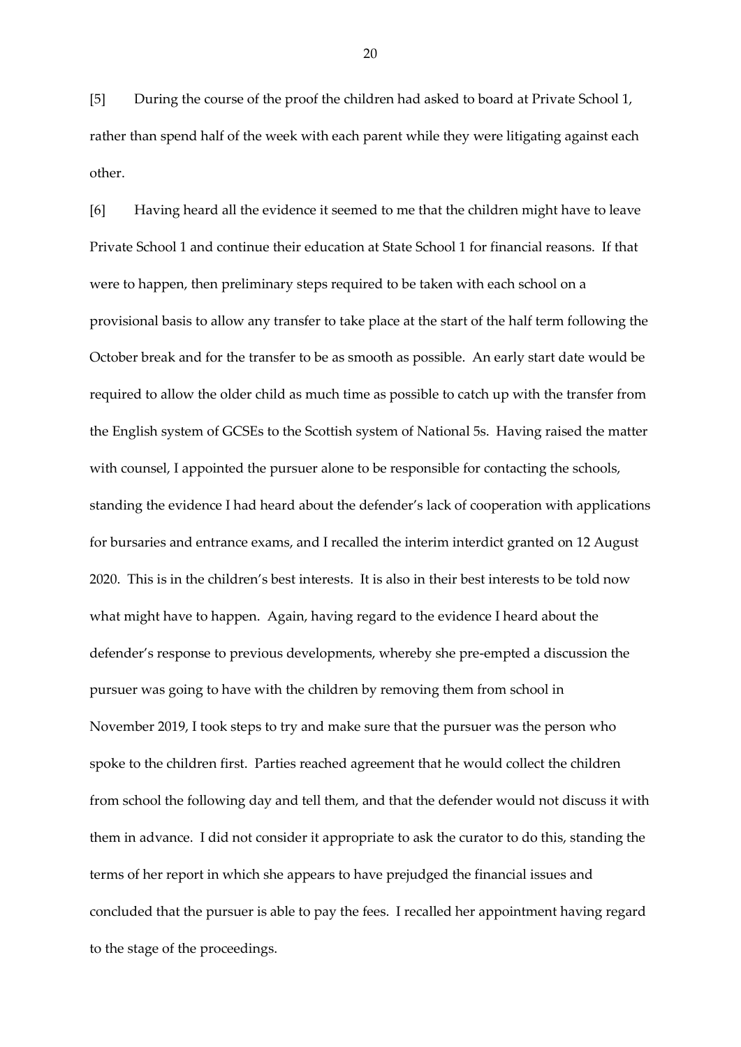[5] During the course of the proof the children had asked to board at Private School 1, rather than spend half of the week with each parent while they were litigating against each other.

[6] Having heard all the evidence it seemed to me that the children might have to leave Private School 1 and continue their education at State School 1 for financial reasons. If that were to happen, then preliminary steps required to be taken with each school on a provisional basis to allow any transfer to take place at the start of the half term following the October break and for the transfer to be as smooth as possible. An early start date would be required to allow the older child as much time as possible to catch up with the transfer from the English system of GCSEs to the Scottish system of National 5s. Having raised the matter with counsel, I appointed the pursuer alone to be responsible for contacting the schools, standing the evidence I had heard about the defender's lack of cooperation with applications for bursaries and entrance exams, and I recalled the interim interdict granted on 12 August 2020. This is in the children's best interests. It is also in their best interests to be told now what might have to happen. Again, having regard to the evidence I heard about the defender's response to previous developments, whereby she pre-empted a discussion the pursuer was going to have with the children by removing them from school in November 2019, I took steps to try and make sure that the pursuer was the person who spoke to the children first. Parties reached agreement that he would collect the children from school the following day and tell them, and that the defender would not discuss it with them in advance. I did not consider it appropriate to ask the curator to do this, standing the terms of her report in which she appears to have prejudged the financial issues and concluded that the pursuer is able to pay the fees. I recalled her appointment having regard to the stage of the proceedings.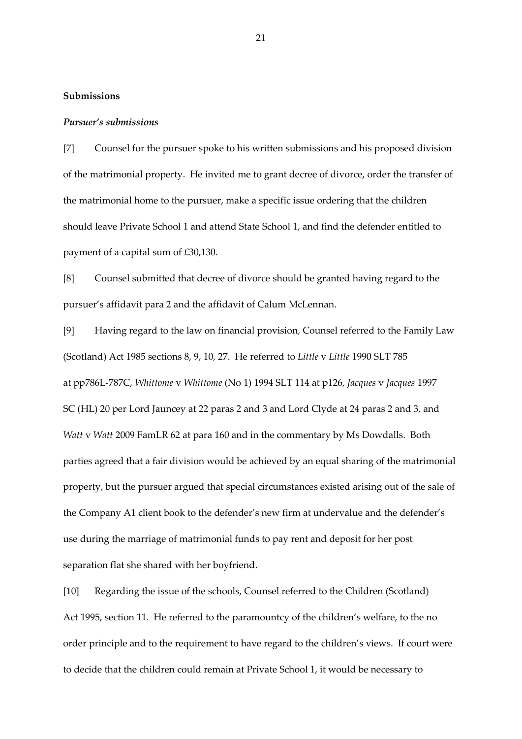**Submissions**

***Pursuer's submissions***

[7] Counsel for the pursuer spoke to his written submissions and his proposed division of the matrimonial property. He invited me to grant decree of divorce, order the transfer of the matrimonial home to the pursuer, make a specific issue ordering that the children should leave Private School 1 and attend State School 1, and find the defender entitled to payment of a capital sum of £30,130.

[8] Counsel submitted that decree of divorce should be granted having regard to the pursuer's affidavit para 2 and the affidavit of Calum McLennan.

[9] Having regard to the law on financial provision, Counsel referred to the Family Law (Scotland) Act 1985 sections 8, 9, 10, 27. He referred to *Little* v *Little* 1990 SLT 785 at pp786L-787C, *Whittome* v *Whittome* (No 1) 1994 SLT 114 at p126, *Jacques* v *Jacques* 1997 SC (HL) 20 per Lord Jauncey at 22 paras 2 and 3 and Lord Clyde at 24 paras 2 and 3, and *Watt* v *Watt* 2009 FamLR 62 at para 160 and in the commentary by Ms Dowdalls. Both parties agreed that a fair division would be achieved by an equal sharing of the matrimonial property, but the pursuer argued that special circumstances existed arising out of the sale of the Company A1 client book to the defender's new firm at undervalue and the defender's use during the marriage of matrimonial funds to pay rent and deposit for her post separation flat she shared with her boyfriend.

[10] Regarding the issue of the schools, Counsel referred to the Children (Scotland) Act 1995, section 11. He referred to the paramountcy of the children's welfare, to the no order principle and to the requirement to have regard to the children's views. If court were to decide that the children could remain at Private School 1, it would be necessary to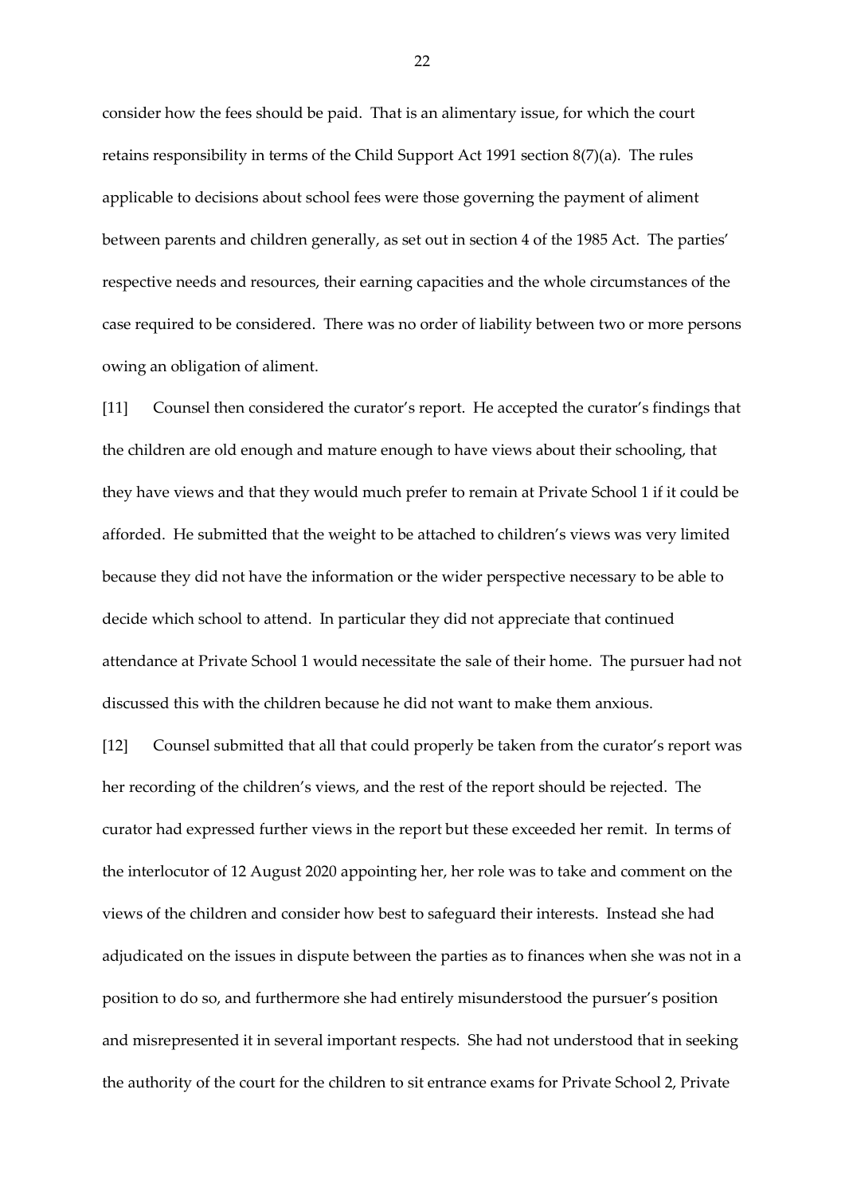consider how the fees should be paid. That is an alimentary issue, for which the court retains responsibility in terms of the Child Support Act 1991 section 8(7)(a). The rules applicable to decisions about school fees were those governing the payment of aliment between parents and children generally, as set out in section 4 of the 1985 Act. The parties' respective needs and resources, their earning capacities and the whole circumstances of the case required to be considered. There was no order of liability between two or more persons owing an obligation of aliment.

[11] Counsel then considered the curator's report. He accepted the curator's findings that the children are old enough and mature enough to have views about their schooling, that they have views and that they would much prefer to remain at Private School 1 if it could be afforded. He submitted that the weight to be attached to children's views was very limited because they did not have the information or the wider perspective necessary to be able to decide which school to attend. In particular they did not appreciate that continued attendance at Private School 1 would necessitate the sale of their home. The pursuer had not discussed this with the children because he did not want to make them anxious.

[12] Counsel submitted that all that could properly be taken from the curator's report was her recording of the children's views, and the rest of the report should be rejected. The curator had expressed further views in the report but these exceeded her remit. In terms of the interlocutor of 12 August 2020 appointing her, her role was to take and comment on the views of the children and consider how best to safeguard their interests. Instead she had adjudicated on the issues in dispute between the parties as to finances when she was not in a position to do so, and furthermore she had entirely misunderstood the pursuer's position and misrepresented it in several important respects. She had not understood that in seeking the authority of the court for the children to sit entrance exams for Private School 2, Private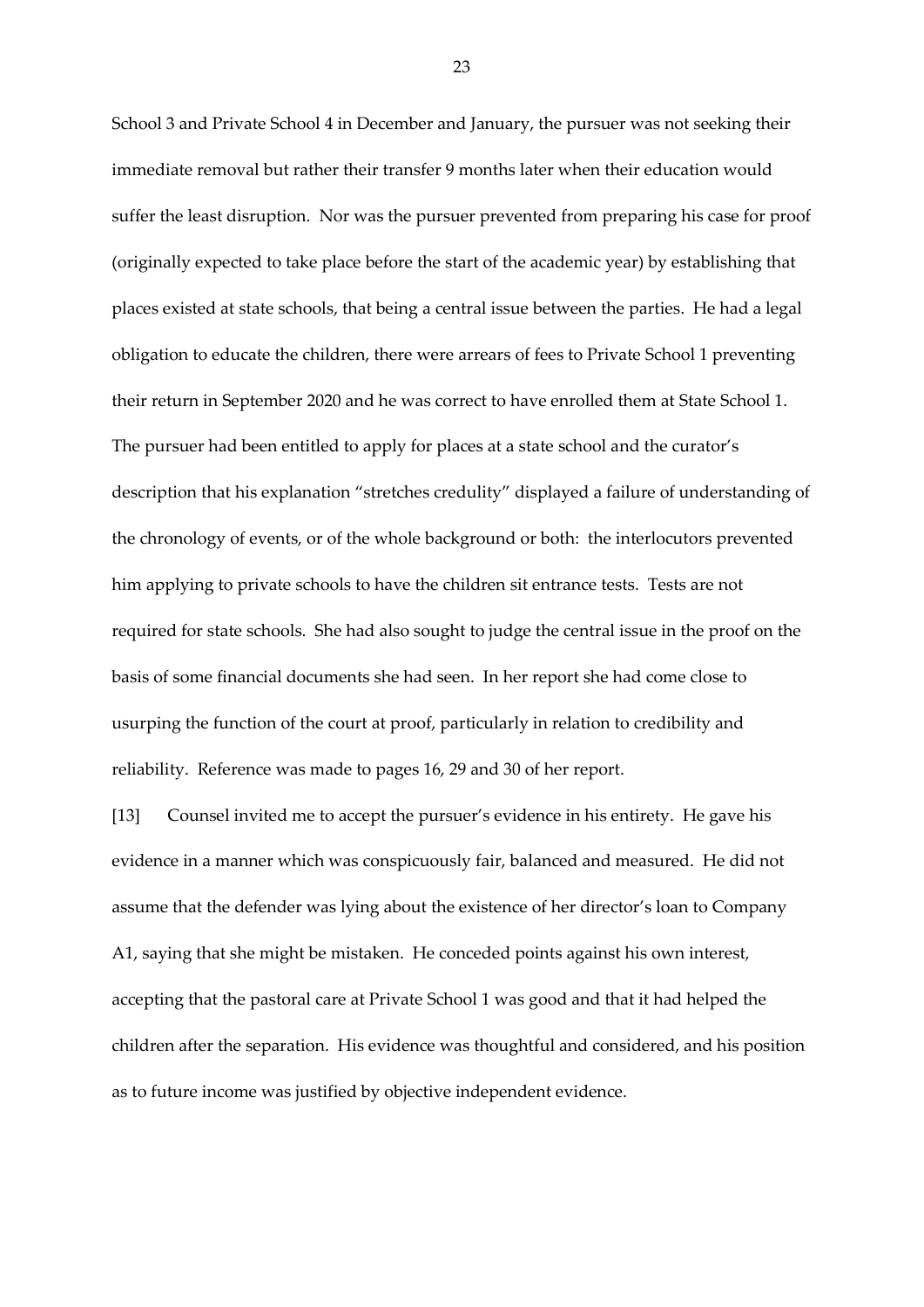School 3 and Private School 4 in December and January, the pursuer was not seeking their immediate removal but rather their transfer 9 months later when their education would suffer the least disruption. Nor was the pursuer prevented from preparing his case for proof (originally expected to take place before the start of the academic year) by establishing that places existed at state schools, that being a central issue between the parties. He had a legal obligation to educate the children, there were arrears of fees to Private School 1 preventing their return in September 2020 and he was correct to have enrolled them at State School 1. The pursuer had been entitled to apply for places at a state school and the curator's description that his explanation "stretches credulity" displayed a failure of understanding of the chronology of events, or of the whole background or both: the interlocutors prevented him applying to private schools to have the children sit entrance tests. Tests are not required for state schools. She had also sought to judge the central issue in the proof on the basis of some financial documents she had seen. In her report she had come close to usurping the function of the court at proof, particularly in relation to credibility and reliability. Reference was made to pages 16, 29 and 30 of her report.

[13] Counsel invited me to accept the pursuer's evidence in his entirety. He gave his evidence in a manner which was conspicuously fair, balanced and measured. He did not assume that the defender was lying about the existence of her director's loan to Company A1, saying that she might be mistaken. He conceded points against his own interest, accepting that the pastoral care at Private School 1 was good and that it had helped the children after the separation. His evidence was thoughtful and considered, and his position as to future income was justified by objective independent evidence.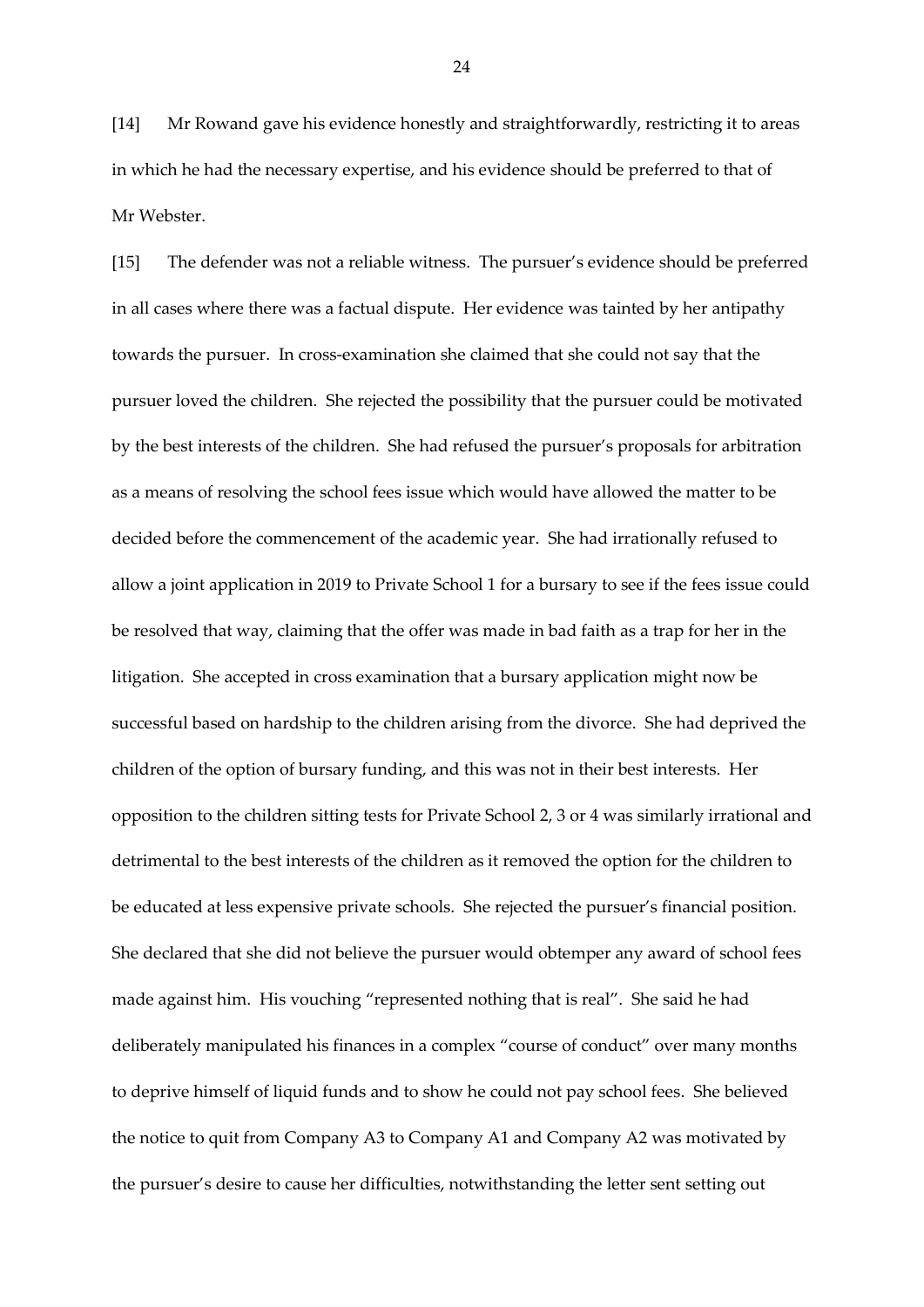[14] Mr Rowand gave his evidence honestly and straightforwardly, restricting it to areas in which he had the necessary expertise, and his evidence should be preferred to that of Mr Webster.

[15] The defender was not a reliable witness. The pursuer's evidence should be preferred in all cases where there was a factual dispute. Her evidence was tainted by her antipathy towards the pursuer. In cross-examination she claimed that she could not say that the pursuer loved the children. She rejected the possibility that the pursuer could be motivated by the best interests of the children. She had refused the pursuer's proposals for arbitration as a means of resolving the school fees issue which would have allowed the matter to be decided before the commencement of the academic year. She had irrationally refused to allow a joint application in 2019 to Private School 1 for a bursary to see if the fees issue could be resolved that way, claiming that the offer was made in bad faith as a trap for her in the litigation. She accepted in cross examination that a bursary application might now be successful based on hardship to the children arising from the divorce. She had deprived the children of the option of bursary funding, and this was not in their best interests. Her opposition to the children sitting tests for Private School 2, 3 or 4 was similarly irrational and detrimental to the best interests of the children as it removed the option for the children to be educated at less expensive private schools. She rejected the pursuer's financial position. She declared that she did not believe the pursuer would obtemper any award of school fees made against him. His vouching "represented nothing that is real". She said he had deliberately manipulated his finances in a complex "course of conduct" over many months to deprive himself of liquid funds and to show he could not pay school fees. She believed the notice to quit from Company A3 to Company A1 and Company A2 was motivated by the pursuer's desire to cause her difficulties, notwithstanding the letter sent setting out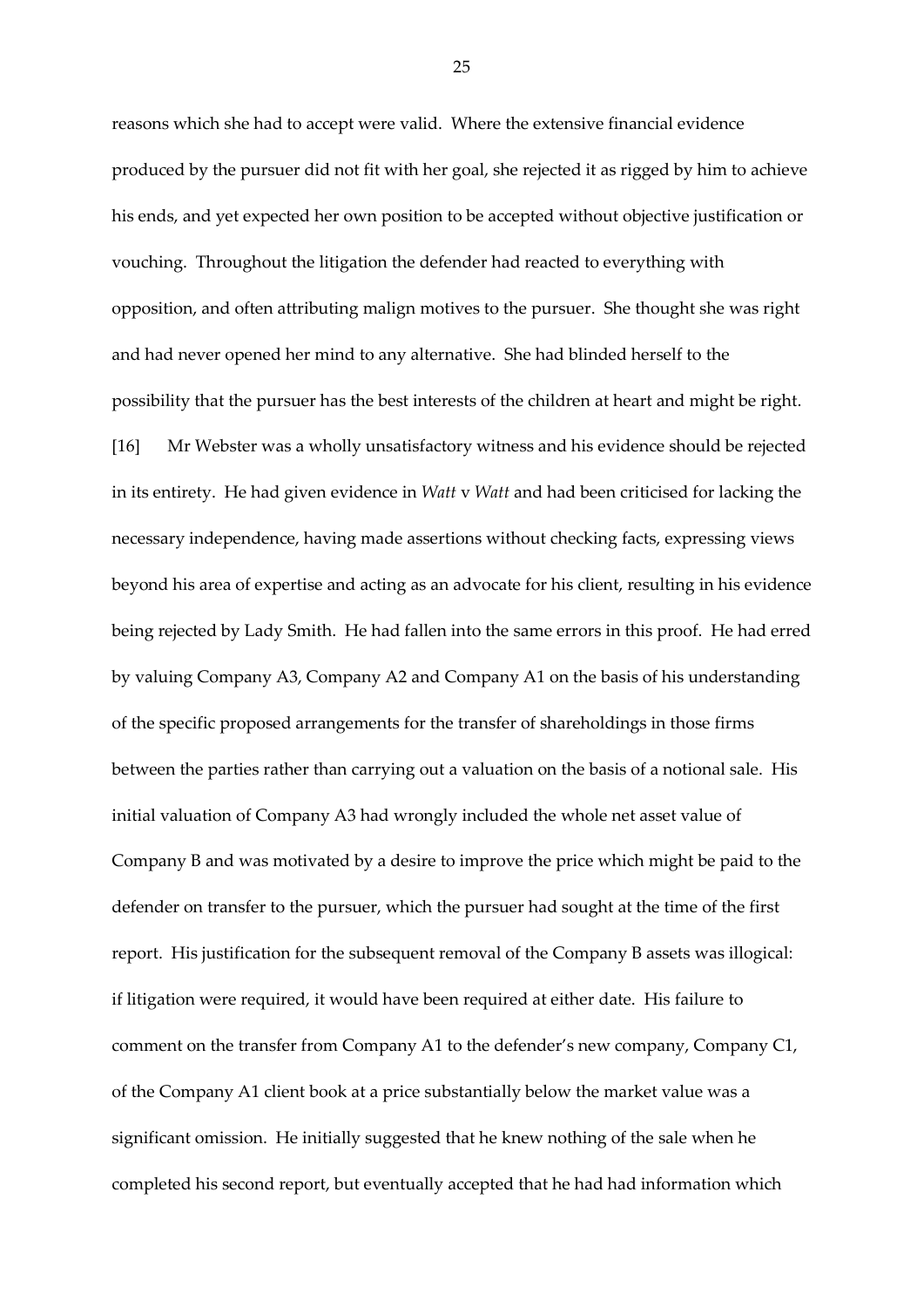reasons which she had to accept were valid. Where the extensive financial evidence produced by the pursuer did not fit with her goal, she rejected it as rigged by him to achieve his ends, and yet expected her own position to be accepted without objective justification or vouching. Throughout the litigation the defender had reacted to everything with opposition, and often attributing malign motives to the pursuer. She thought she was right and had never opened her mind to any alternative. She had blinded herself to the possibility that the pursuer has the best interests of the children at heart and might be right.

[16] Mr Webster was a wholly unsatisfactory witness and his evidence should be rejected in its entirety. He had given evidence in *Watt* v *Watt* and had been criticised for lacking the necessary independence, having made assertions without checking facts, expressing views beyond his area of expertise and acting as an advocate for his client, resulting in his evidence being rejected by Lady Smith. He had fallen into the same errors in this proof. He had erred by valuing Company A3, Company A2 and Company A1 on the basis of his understanding of the specific proposed arrangements for the transfer of shareholdings in those firms between the parties rather than carrying out a valuation on the basis of a notional sale. His initial valuation of Company A3 had wrongly included the whole net asset value of Company B and was motivated by a desire to improve the price which might be paid to the defender on transfer to the pursuer, which the pursuer had sought at the time of the first report. His justification for the subsequent removal of the Company B assets was illogical: if litigation were required, it would have been required at either date. His failure to comment on the transfer from Company A1 to the defender's new company, Company C1, of the Company A1 client book at a price substantially below the market value was a significant omission. He initially suggested that he knew nothing of the sale when he completed his second report, but eventually accepted that he had had information which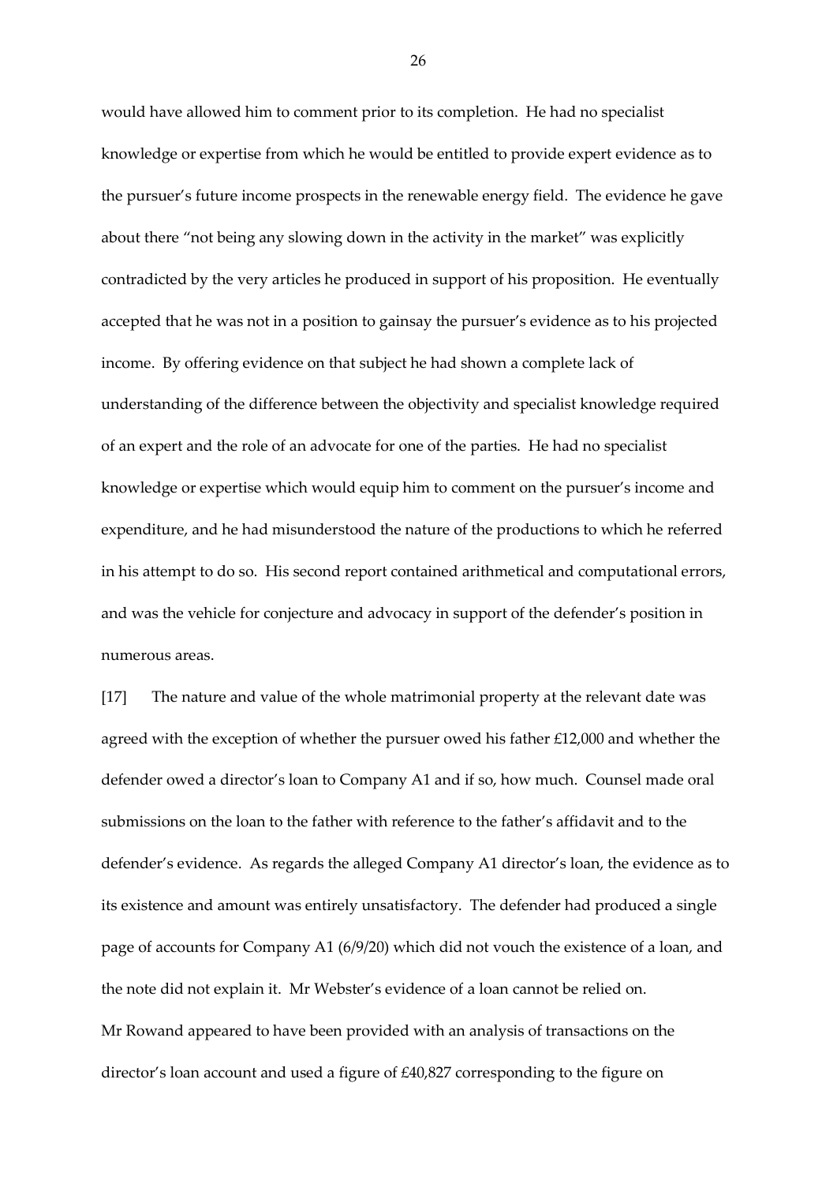would have allowed him to comment prior to its completion. He had no specialist knowledge or expertise from which he would be entitled to provide expert evidence as to the pursuer's future income prospects in the renewable energy field. The evidence he gave about there "not being any slowing down in the activity in the market" was explicitly contradicted by the very articles he produced in support of his proposition. He eventually accepted that he was not in a position to gainsay the pursuer's evidence as to his projected income. By offering evidence on that subject he had shown a complete lack of understanding of the difference between the objectivity and specialist knowledge required of an expert and the role of an advocate for one of the parties. He had no specialist knowledge or expertise which would equip him to comment on the pursuer's income and expenditure, and he had misunderstood the nature of the productions to which he referred in his attempt to do so. His second report contained arithmetical and computational errors, and was the vehicle for conjecture and advocacy in support of the defender's position in numerous areas.

[17] The nature and value of the whole matrimonial property at the relevant date was agreed with the exception of whether the pursuer owed his father £12,000 and whether the defender owed a director's loan to Company A1 and if so, how much. Counsel made oral submissions on the loan to the father with reference to the father's affidavit and to the defender's evidence. As regards the alleged Company A1 director's loan, the evidence as to its existence and amount was entirely unsatisfactory. The defender had produced a single page of accounts for Company A1 (6/9/20) which did not vouch the existence of a loan, and the note did not explain it. Mr Webster's evidence of a loan cannot be relied on. Mr Rowand appeared to have been provided with an analysis of transactions on the director's loan account and used a figure of £40,827 corresponding to the figure on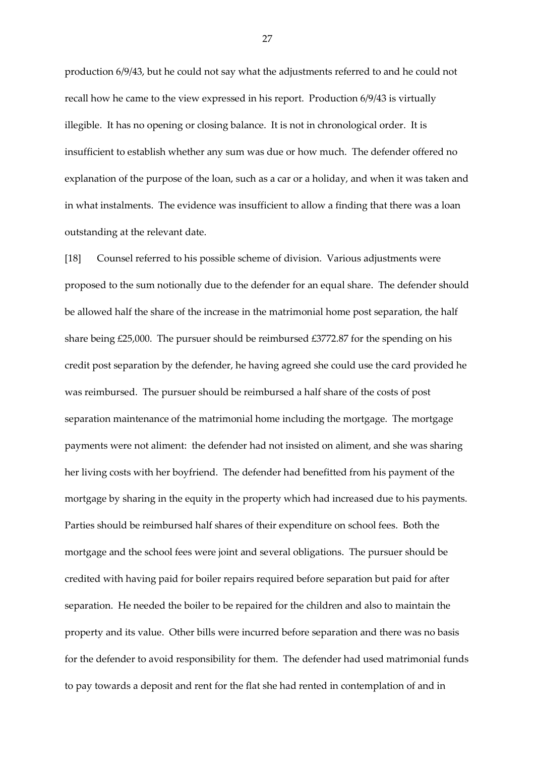production 6/9/43, but he could not say what the adjustments referred to and he could not recall how he came to the view expressed in his report. Production 6/9/43 is virtually illegible. It has no opening or closing balance. It is not in chronological order. It is insufficient to establish whether any sum was due or how much. The defender offered no explanation of the purpose of the loan, such as a car or a holiday, and when it was taken and in what instalments. The evidence was insufficient to allow a finding that there was a loan outstanding at the relevant date.

[18] Counsel referred to his possible scheme of division. Various adjustments were proposed to the sum notionally due to the defender for an equal share. The defender should be allowed half the share of the increase in the matrimonial home post separation, the half share being £25,000. The pursuer should be reimbursed £3772.87 for the spending on his credit post separation by the defender, he having agreed she could use the card provided he was reimbursed. The pursuer should be reimbursed a half share of the costs of post separation maintenance of the matrimonial home including the mortgage. The mortgage payments were not aliment: the defender had not insisted on aliment, and she was sharing her living costs with her boyfriend. The defender had benefitted from his payment of the mortgage by sharing in the equity in the property which had increased due to his payments. Parties should be reimbursed half shares of their expenditure on school fees. Both the mortgage and the school fees were joint and several obligations. The pursuer should be credited with having paid for boiler repairs required before separation but paid for after separation. He needed the boiler to be repaired for the children and also to maintain the property and its value. Other bills were incurred before separation and there was no basis for the defender to avoid responsibility for them. The defender had used matrimonial funds to pay towards a deposit and rent for the flat she had rented in contemplation of and in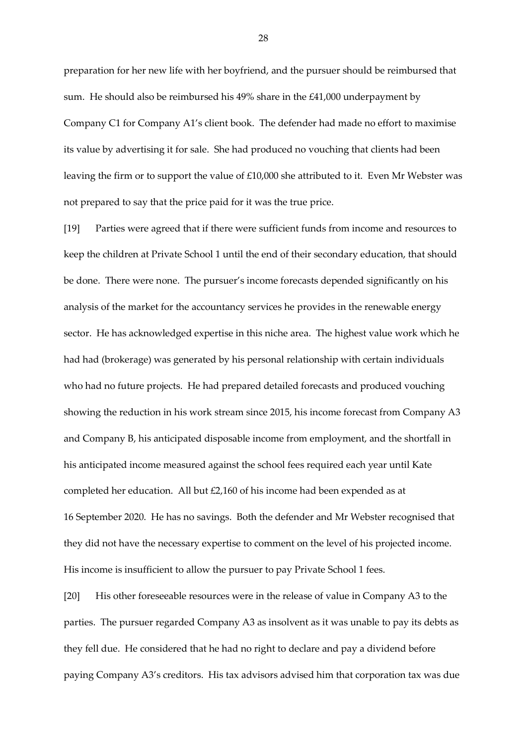preparation for her new life with her boyfriend, and the pursuer should be reimbursed that sum. He should also be reimbursed his 49% share in the £41,000 underpayment by Company C1 for Company A1's client book. The defender had made no effort to maximise its value by advertising it for sale. She had produced no vouching that clients had been leaving the firm or to support the value of £10,000 she attributed to it. Even Mr Webster was not prepared to say that the price paid for it was the true price.

[19] Parties were agreed that if there were sufficient funds from income and resources to keep the children at Private School 1 until the end of their secondary education, that should be done. There were none. The pursuer's income forecasts depended significantly on his analysis of the market for the accountancy services he provides in the renewable energy sector. He has acknowledged expertise in this niche area. The highest value work which he had had (brokerage) was generated by his personal relationship with certain individuals who had no future projects. He had prepared detailed forecasts and produced vouching showing the reduction in his work stream since 2015, his income forecast from Company A3 and Company B, his anticipated disposable income from employment, and the shortfall in his anticipated income measured against the school fees required each year until Kate completed her education. All but £2,160 of his income had been expended as at 16 September 2020. He has no savings. Both the defender and Mr Webster recognised that they did not have the necessary expertise to comment on the level of his projected income. His income is insufficient to allow the pursuer to pay Private School 1 fees.

[20] His other foreseeable resources were in the release of value in Company A3 to the parties. The pursuer regarded Company A3 as insolvent as it was unable to pay its debts as they fell due. He considered that he had no right to declare and pay a dividend before paying Company A3's creditors. His tax advisors advised him that corporation tax was due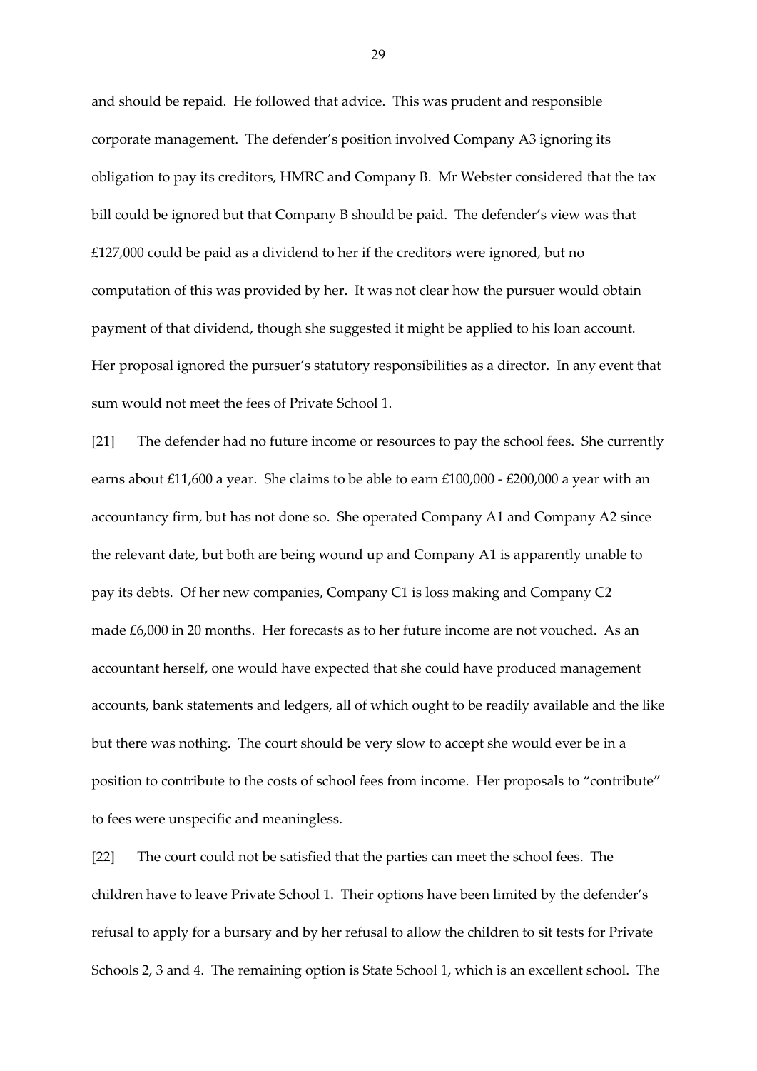and should be repaid. He followed that advice. This was prudent and responsible corporate management. The defender's position involved Company A3 ignoring its obligation to pay its creditors, HMRC and Company B. Mr Webster considered that the tax bill could be ignored but that Company B should be paid. The defender's view was that £127,000 could be paid as a dividend to her if the creditors were ignored, but no computation of this was provided by her. It was not clear how the pursuer would obtain payment of that dividend, though she suggested it might be applied to his loan account. Her proposal ignored the pursuer's statutory responsibilities as a director. In any event that sum would not meet the fees of Private School 1.

[21] The defender had no future income or resources to pay the school fees. She currently earns about £11,600 a year. She claims to be able to earn £100,000 - £200,000 a year with an accountancy firm, but has not done so. She operated Company A1 and Company A2 since the relevant date, but both are being wound up and Company A1 is apparently unable to pay its debts. Of her new companies, Company C1 is loss making and Company C2 made £6,000 in 20 months. Her forecasts as to her future income are not vouched. As an accountant herself, one would have expected that she could have produced management accounts, bank statements and ledgers, all of which ought to be readily available and the like but there was nothing. The court should be very slow to accept she would ever be in a position to contribute to the costs of school fees from income. Her proposals to "contribute" to fees were unspecific and meaningless.

[22] The court could not be satisfied that the parties can meet the school fees. The children have to leave Private School 1. Their options have been limited by the defender's refusal to apply for a bursary and by her refusal to allow the children to sit tests for Private Schools 2, 3 and 4. The remaining option is State School 1, which is an excellent school. The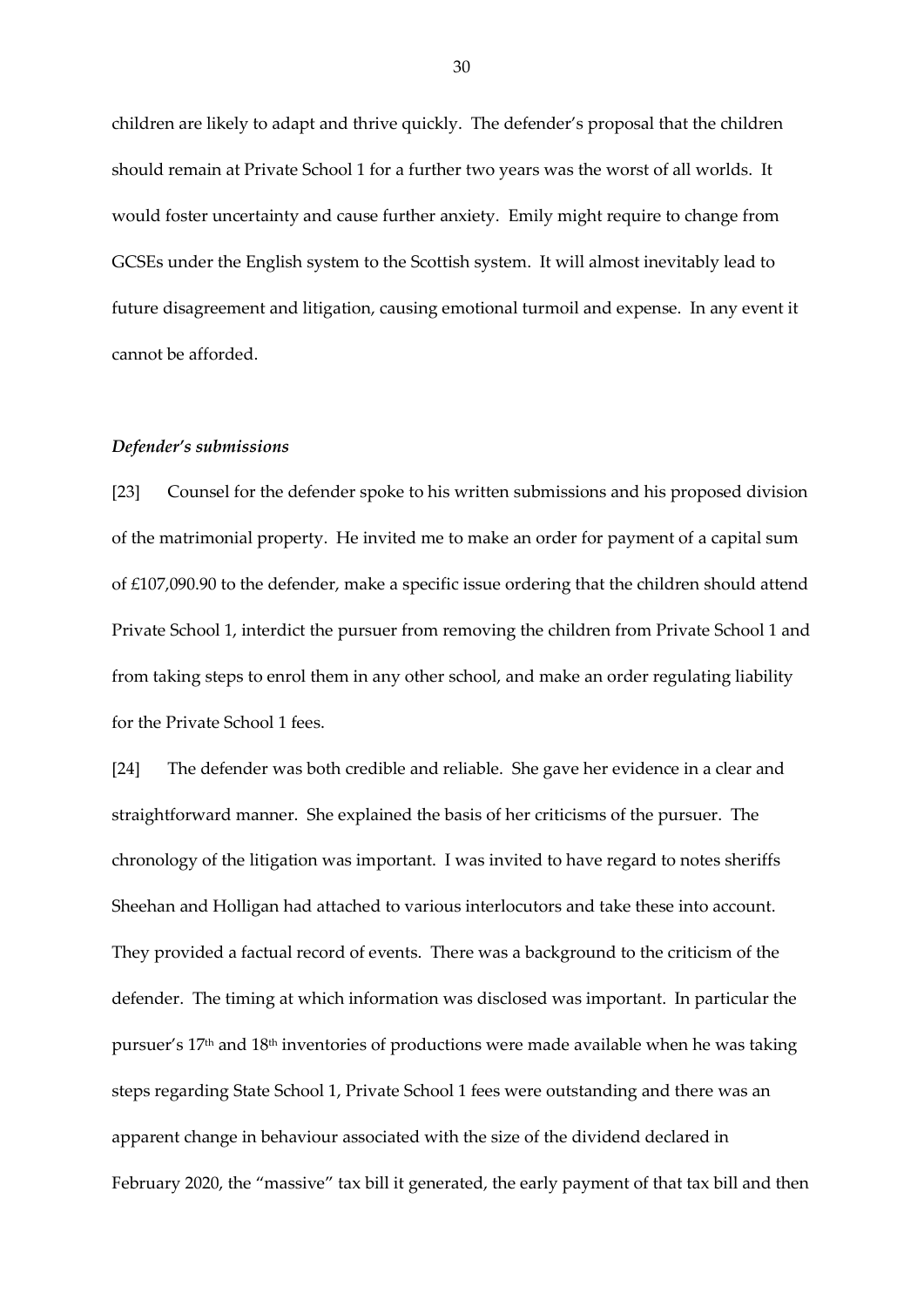children are likely to adapt and thrive quickly. The defender's proposal that the children should remain at Private School 1 for a further two years was the worst of all worlds. It would foster uncertainty and cause further anxiety. Emily might require to change from GCSEs under the English system to the Scottish system. It will almost inevitably lead to future disagreement and litigation, causing emotional turmoil and expense. In any event it cannot be afforded.

***Defender's submissions***

[23] Counsel for the defender spoke to his written submissions and his proposed division of the matrimonial property. He invited me to make an order for payment of a capital sum of £107,090.90 to the defender, make a specific issue ordering that the children should attend Private School 1, interdict the pursuer from removing the children from Private School 1 and from taking steps to enrol them in any other school, and make an order regulating liability for the Private School 1 fees.

[24] The defender was both credible and reliable. She gave her evidence in a clear and straightforward manner. She explained the basis of her criticisms of the pursuer. The chronology of the litigation was important. I was invited to have regard to notes sheriffs Sheehan and Holligan had attached to various interlocutors and take these into account. They provided a factual record of events. There was a background to the criticism of the defender. The timing at which information was disclosed was important. In particular the pursuer's 17th and 18th inventories of productions were made available when he was taking steps regarding State School 1, Private School 1 fees were outstanding and there was an apparent change in behaviour associated with the size of the dividend declared in February 2020, the "massive" tax bill it generated, the early payment of that tax bill and then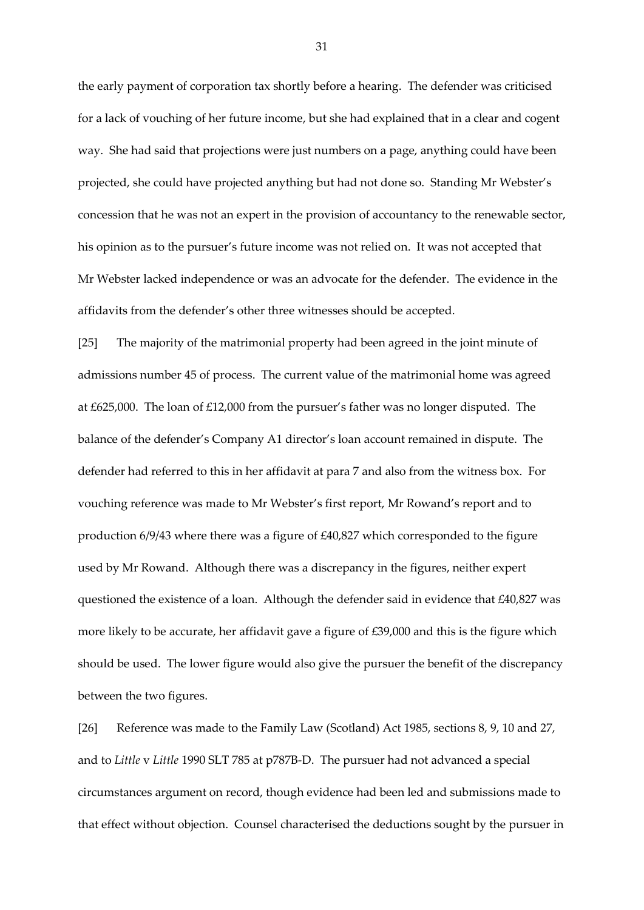the early payment of corporation tax shortly before a hearing. The defender was criticised for a lack of vouching of her future income, but she had explained that in a clear and cogent way. She had said that projections were just numbers on a page, anything could have been projected, she could have projected anything but had not done so. Standing Mr Webster's concession that he was not an expert in the provision of accountancy to the renewable sector, his opinion as to the pursuer's future income was not relied on. It was not accepted that Mr Webster lacked independence or was an advocate for the defender. The evidence in the affidavits from the defender's other three witnesses should be accepted.

[25] The majority of the matrimonial property had been agreed in the joint minute of admissions number 45 of process. The current value of the matrimonial home was agreed at £625,000. The loan of £12,000 from the pursuer's father was no longer disputed. The balance of the defender's Company A1 director's loan account remained in dispute. The defender had referred to this in her affidavit at para 7 and also from the witness box. For vouching reference was made to Mr Webster's first report, Mr Rowand's report and to production 6/9/43 where there was a figure of £40,827 which corresponded to the figure used by Mr Rowand. Although there was a discrepancy in the figures, neither expert questioned the existence of a loan. Although the defender said in evidence that £40,827 was more likely to be accurate, her affidavit gave a figure of £39,000 and this is the figure which should be used. The lower figure would also give the pursuer the benefit of the discrepancy between the two figures.

[26] Reference was made to the Family Law (Scotland) Act 1985, sections 8, 9, 10 and 27, and to *Little* v *Little* 1990 SLT 785 at p787B-D. The pursuer had not advanced a special circumstances argument on record, though evidence had been led and submissions made to that effect without objection. Counsel characterised the deductions sought by the pursuer in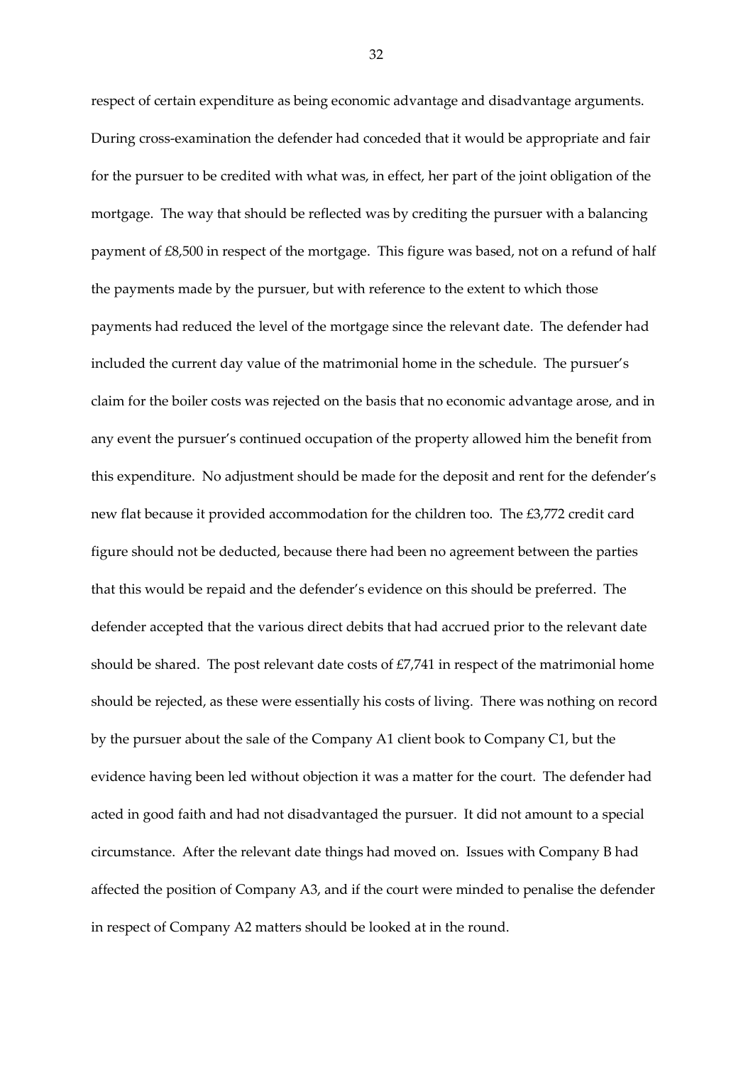respect of certain expenditure as being economic advantage and disadvantage arguments. During cross-examination the defender had conceded that it would be appropriate and fair for the pursuer to be credited with what was, in effect, her part of the joint obligation of the mortgage. The way that should be reflected was by crediting the pursuer with a balancing payment of £8,500 in respect of the mortgage. This figure was based, not on a refund of half the payments made by the pursuer, but with reference to the extent to which those payments had reduced the level of the mortgage since the relevant date. The defender had included the current day value of the matrimonial home in the schedule. The pursuer's claim for the boiler costs was rejected on the basis that no economic advantage arose, and in any event the pursuer's continued occupation of the property allowed him the benefit from this expenditure. No adjustment should be made for the deposit and rent for the defender's new flat because it provided accommodation for the children too. The £3,772 credit card figure should not be deducted, because there had been no agreement between the parties that this would be repaid and the defender's evidence on this should be preferred. The defender accepted that the various direct debits that had accrued prior to the relevant date should be shared. The post relevant date costs of £7,741 in respect of the matrimonial home should be rejected, as these were essentially his costs of living. There was nothing on record by the pursuer about the sale of the Company A1 client book to Company C1, but the evidence having been led without objection it was a matter for the court. The defender had acted in good faith and had not disadvantaged the pursuer. It did not amount to a special circumstance. After the relevant date things had moved on. Issues with Company B had affected the position of Company A3, and if the court were minded to penalise the defender in respect of Company A2 matters should be looked at in the round.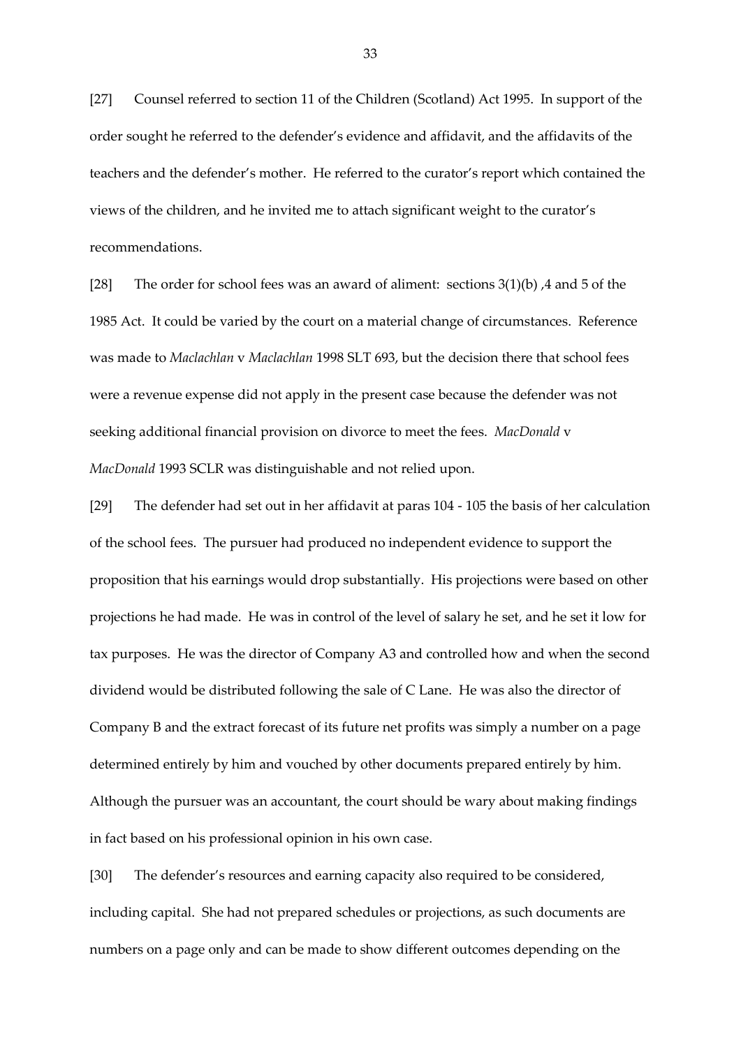[27] Counsel referred to section 11 of the Children (Scotland) Act 1995. In support of the order sought he referred to the defender's evidence and affidavit, and the affidavits of the teachers and the defender's mother. He referred to the curator's report which contained the views of the children, and he invited me to attach significant weight to the curator's recommendations.

[28] The order for school fees was an award of aliment: sections 3(1)(b) ,4 and 5 of the 1985 Act. It could be varied by the court on a material change of circumstances. Reference was made to *Maclachlan* v *Maclachlan* 1998 SLT 693, but the decision there that school fees were a revenue expense did not apply in the present case because the defender was not seeking additional financial provision on divorce to meet the fees. *MacDonald* v *MacDonald* 1993 SCLR was distinguishable and not relied upon.

[29] The defender had set out in her affidavit at paras 104 - 105 the basis of her calculation of the school fees. The pursuer had produced no independent evidence to support the proposition that his earnings would drop substantially. His projections were based on other projections he had made. He was in control of the level of salary he set, and he set it low for tax purposes. He was the director of Company A3 and controlled how and when the second dividend would be distributed following the sale of C Lane. He was also the director of Company B and the extract forecast of its future net profits was simply a number on a page determined entirely by him and vouched by other documents prepared entirely by him. Although the pursuer was an accountant, the court should be wary about making findings in fact based on his professional opinion in his own case.

[30] The defender's resources and earning capacity also required to be considered, including capital. She had not prepared schedules or projections, as such documents are numbers on a page only and can be made to show different outcomes depending on the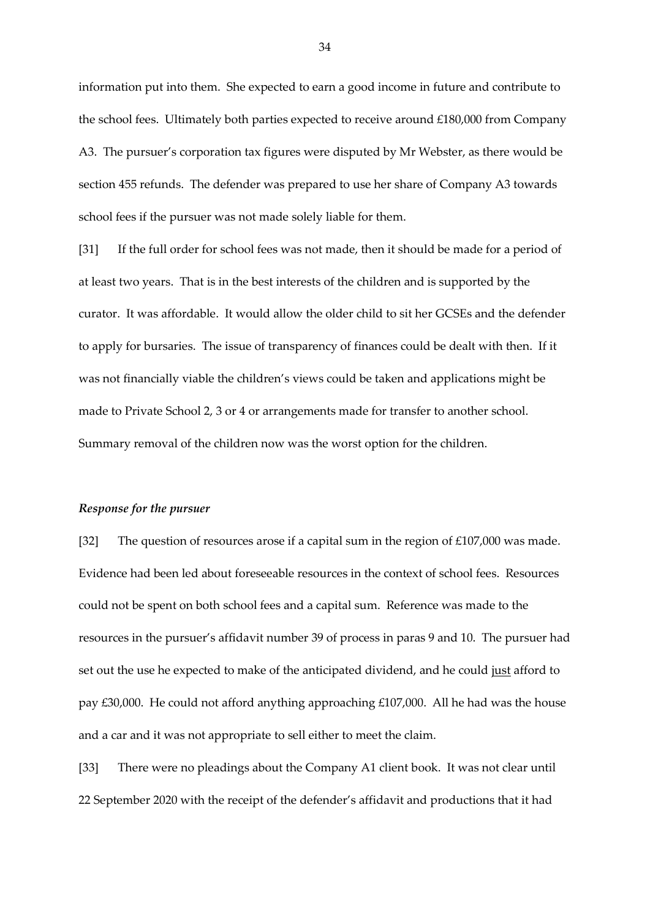information put into them. She expected to earn a good income in future and contribute to the school fees. Ultimately both parties expected to receive around £180,000 from Company A3. The pursuer's corporation tax figures were disputed by Mr Webster, as there would be section 455 refunds. The defender was prepared to use her share of Company A3 towards school fees if the pursuer was not made solely liable for them.

[31] If the full order for school fees was not made, then it should be made for a period of at least two years. That is in the best interests of the children and is supported by the curator. It was affordable. It would allow the older child to sit her GCSEs and the defender to apply for bursaries. The issue of transparency of finances could be dealt with then. If it was not financially viable the children's views could be taken and applications might be made to Private School 2, 3 or 4 or arrangements made for transfer to another school. Summary removal of the children now was the worst option for the children.

### *Response for the pursuer*

[32] The question of resources arose if a capital sum in the region of £107,000 was made. Evidence had been led about foreseeable resources in the context of school fees. Resources could not be spent on both school fees and a capital sum. Reference was made to the resources in the pursuer's affidavit number 39 of process in paras 9 and 10. The pursuer had set out the use he expected to make of the anticipated dividend, and he could <u>just</u> afford to pay £30,000. He could not afford anything approaching £107,000. All he had was the house and a car and it was not appropriate to sell either to meet the claim.

[33] There were no pleadings about the Company A1 client book. It was not clear until 22 September 2020 with the receipt of the defender's affidavit and productions that it had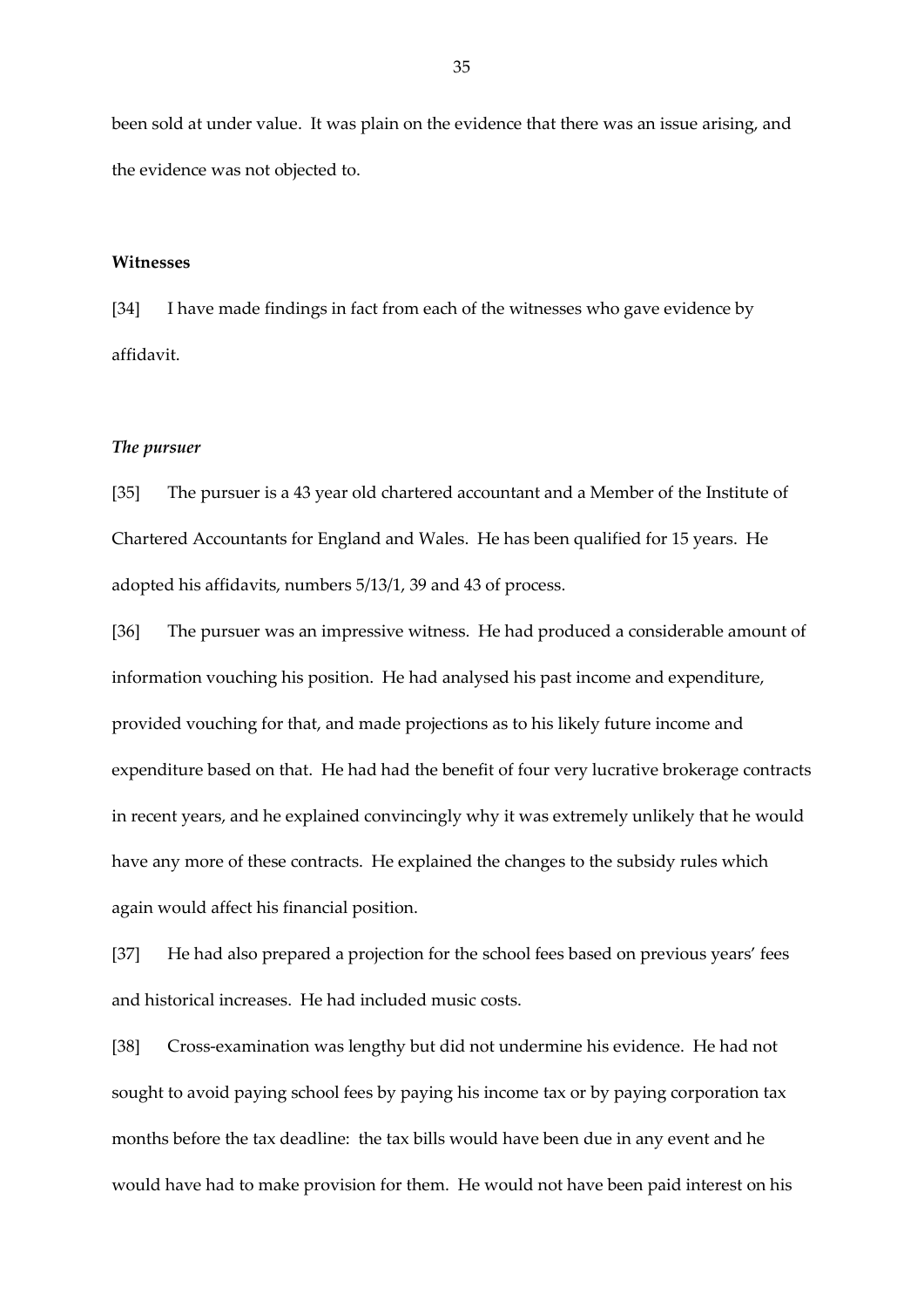been sold at under value. It was plain on the evidence that there was an issue arising, and the evidence was not objected to.

**Witnesses**

[34] I have made findings in fact from each of the witnesses who gave evidence by affidavit.

***The pursuer***

[35] The pursuer is a 43 year old chartered accountant and a Member of the Institute of Chartered Accountants for England and Wales. He has been qualified for 15 years. He adopted his affidavits, numbers 5/13/1, 39 and 43 of process.

[36] The pursuer was an impressive witness. He had produced a considerable amount of information vouching his position. He had analysed his past income and expenditure, provided vouching for that, and made projections as to his likely future income and expenditure based on that. He had had the benefit of four very lucrative brokerage contracts in recent years, and he explained convincingly why it was extremely unlikely that he would have any more of these contracts. He explained the changes to the subsidy rules which again would affect his financial position.

[37] He had also prepared a projection for the school fees based on previous years' fees and historical increases. He had included music costs.

[38] Cross-examination was lengthy but did not undermine his evidence. He had not sought to avoid paying school fees by paying his income tax or by paying corporation tax months before the tax deadline: the tax bills would have been due in any event and he would have had to make provision for them. He would not have been paid interest on his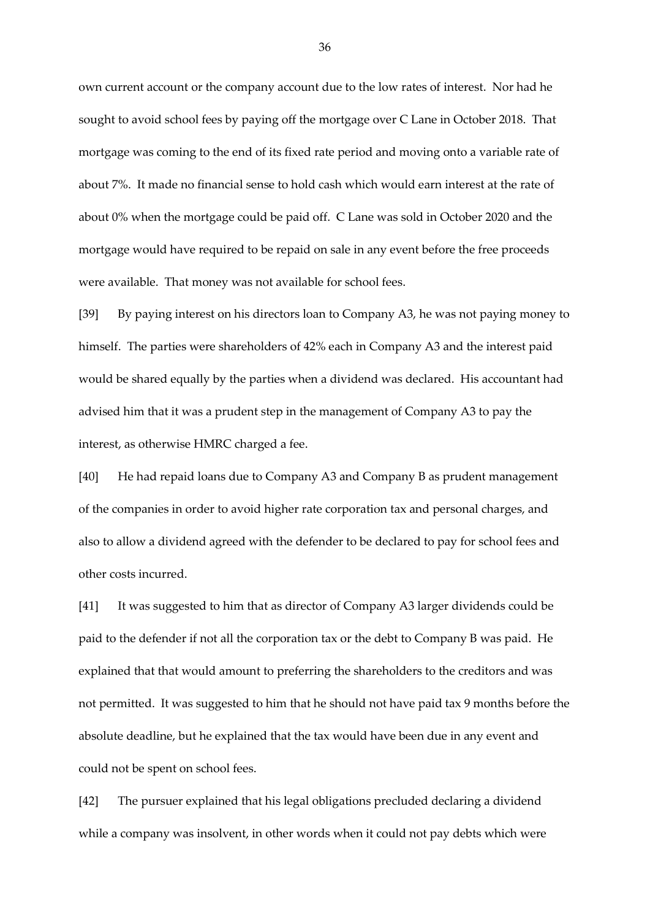own current account or the company account due to the low rates of interest. Nor had he sought to avoid school fees by paying off the mortgage over C Lane in October 2018. That mortgage was coming to the end of its fixed rate period and moving onto a variable rate of about 7%. It made no financial sense to hold cash which would earn interest at the rate of about 0% when the mortgage could be paid off. C Lane was sold in October 2020 and the mortgage would have required to be repaid on sale in any event before the free proceeds were available. That money was not available for school fees.

[39] By paying interest on his directors loan to Company A3, he was not paying money to himself. The parties were shareholders of 42% each in Company A3 and the interest paid would be shared equally by the parties when a dividend was declared. His accountant had advised him that it was a prudent step in the management of Company A3 to pay the interest, as otherwise HMRC charged a fee.

[40] He had repaid loans due to Company A3 and Company B as prudent management of the companies in order to avoid higher rate corporation tax and personal charges, and also to allow a dividend agreed with the defender to be declared to pay for school fees and other costs incurred.

[41] It was suggested to him that as director of Company A3 larger dividends could be paid to the defender if not all the corporation tax or the debt to Company B was paid. He explained that that would amount to preferring the shareholders to the creditors and was not permitted. It was suggested to him that he should not have paid tax 9 months before the absolute deadline, but he explained that the tax would have been due in any event and could not be spent on school fees.

[42] The pursuer explained that his legal obligations precluded declaring a dividend while a company was insolvent, in other words when it could not pay debts which were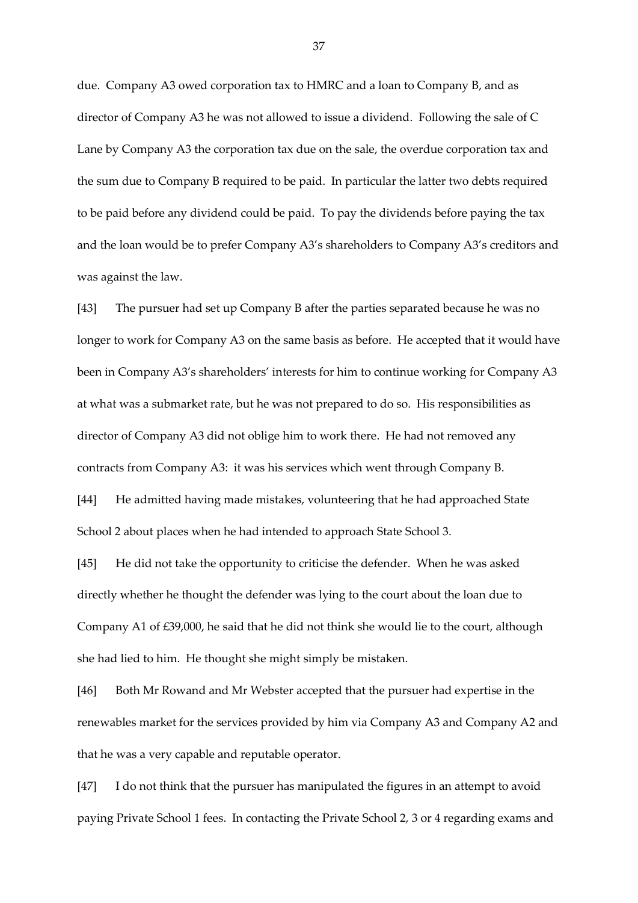due. Company A3 owed corporation tax to HMRC and a loan to Company B, and as director of Company A3 he was not allowed to issue a dividend. Following the sale of C Lane by Company A3 the corporation tax due on the sale, the overdue corporation tax and the sum due to Company B required to be paid. In particular the latter two debts required to be paid before any dividend could be paid. To pay the dividends before paying the tax and the loan would be to prefer Company A3's shareholders to Company A3's creditors and was against the law.

[43] The pursuer had set up Company B after the parties separated because he was no longer to work for Company A3 on the same basis as before. He accepted that it would have been in Company A3's shareholders' interests for him to continue working for Company A3 at what was a submarket rate, but he was not prepared to do so. His responsibilities as director of Company A3 did not oblige him to work there. He had not removed any contracts from Company A3: it was his services which went through Company B.

[44] He admitted having made mistakes, volunteering that he had approached State School 2 about places when he had intended to approach State School 3.

[45] He did not take the opportunity to criticise the defender. When he was asked directly whether he thought the defender was lying to the court about the loan due to Company A1 of £39,000, he said that he did not think she would lie to the court, although she had lied to him. He thought she might simply be mistaken.

[46] Both Mr Rowand and Mr Webster accepted that the pursuer had expertise in the renewables market for the services provided by him via Company A3 and Company A2 and that he was a very capable and reputable operator.

[47] I do not think that the pursuer has manipulated the figures in an attempt to avoid paying Private School 1 fees. In contacting the Private School 2, 3 or 4 regarding exams and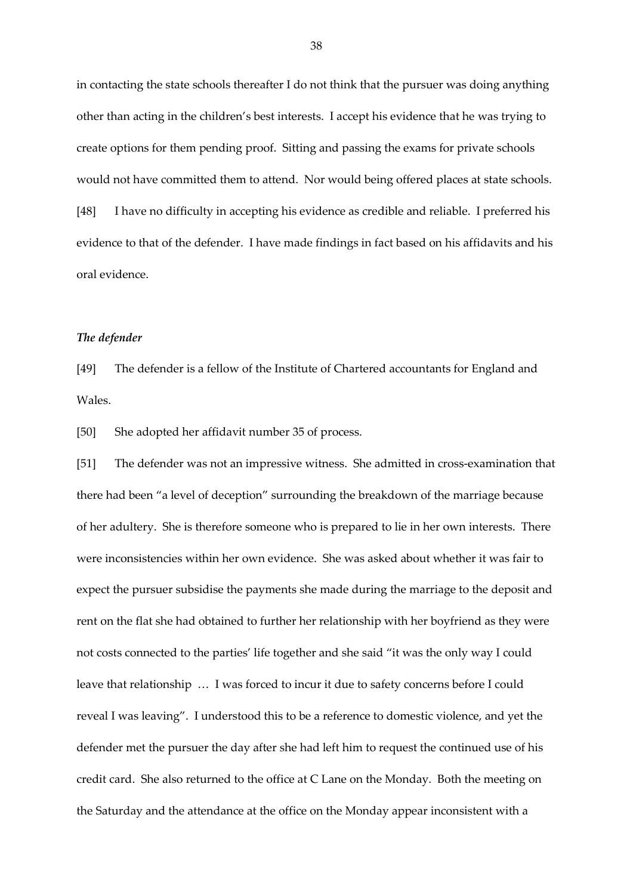in contacting the state schools thereafter I do not think that the pursuer was doing anything other than acting in the children's best interests. I accept his evidence that he was trying to create options for them pending proof. Sitting and passing the exams for private schools would not have committed them to attend. Nor would being offered places at state schools.

[48] I have no difficulty in accepting his evidence as credible and reliable. I preferred his evidence to that of the defender. I have made findings in fact based on his affidavits and his oral evidence.

### *The defender*

[49] The defender is a fellow of the Institute of Chartered accountants for England and Wales.

[50] She adopted her affidavit number 35 of process.

[51] The defender was not an impressive witness. She admitted in cross-examination that there had been "a level of deception" surrounding the breakdown of the marriage because of her adultery. She is therefore someone who is prepared to lie in her own interests. There were inconsistencies within her own evidence. She was asked about whether it was fair to expect the pursuer subsidise the payments she made during the marriage to the deposit and rent on the flat she had obtained to further her relationship with her boyfriend as they were not costs connected to the parties' life together and she said "it was the only way I could leave that relationship … I was forced to incur it due to safety concerns before I could reveal I was leaving". I understood this to be a reference to domestic violence, and yet the defender met the pursuer the day after she had left him to request the continued use of his credit card. She also returned to the office at C Lane on the Monday. Both the meeting on the Saturday and the attendance at the office on the Monday appear inconsistent with a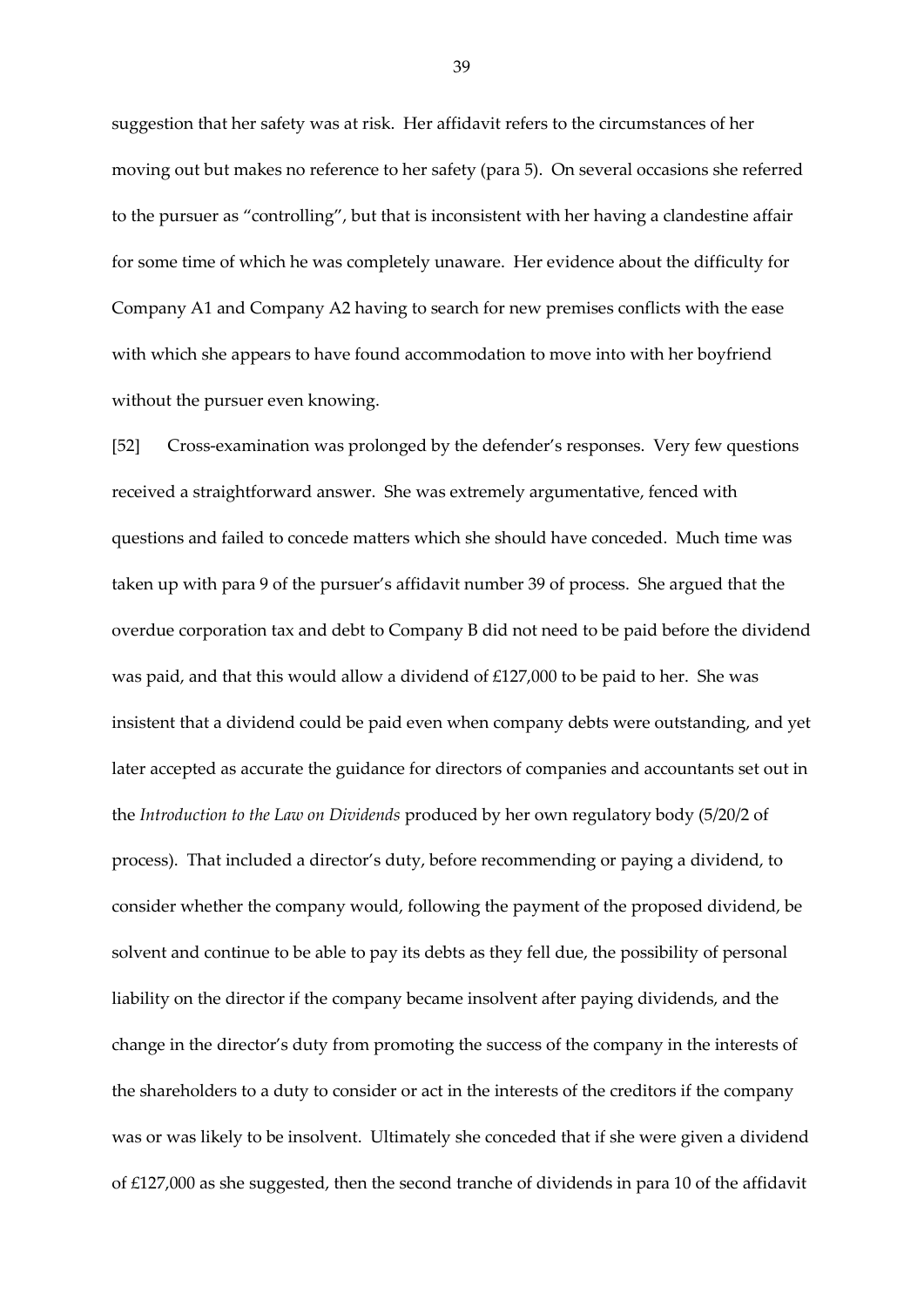suggestion that her safety was at risk. Her affidavit refers to the circumstances of her moving out but makes no reference to her safety (para 5). On several occasions she referred to the pursuer as "controlling", but that is inconsistent with her having a clandestine affair for some time of which he was completely unaware. Her evidence about the difficulty for Company A1 and Company A2 having to search for new premises conflicts with the ease with which she appears to have found accommodation to move into with her boyfriend without the pursuer even knowing.

[52] Cross-examination was prolonged by the defender's responses. Very few questions received a straightforward answer. She was extremely argumentative, fenced with questions and failed to concede matters which she should have conceded. Much time was taken up with para 9 of the pursuer's affidavit number 39 of process. She argued that the overdue corporation tax and debt to Company B did not need to be paid before the dividend was paid, and that this would allow a dividend of £127,000 to be paid to her. She was insistent that a dividend could be paid even when company debts were outstanding, and yet later accepted as accurate the guidance for directors of companies and accountants set out in the *Introduction to the Law on Dividends* produced by her own regulatory body (5/20/2 of process). That included a director's duty, before recommending or paying a dividend, to consider whether the company would, following the payment of the proposed dividend, be solvent and continue to be able to pay its debts as they fell due, the possibility of personal liability on the director if the company became insolvent after paying dividends, and the change in the director's duty from promoting the success of the company in the interests of the shareholders to a duty to consider or act in the interests of the creditors if the company was or was likely to be insolvent. Ultimately she conceded that if she were given a dividend of £127,000 as she suggested, then the second tranche of dividends in para 10 of the affidavit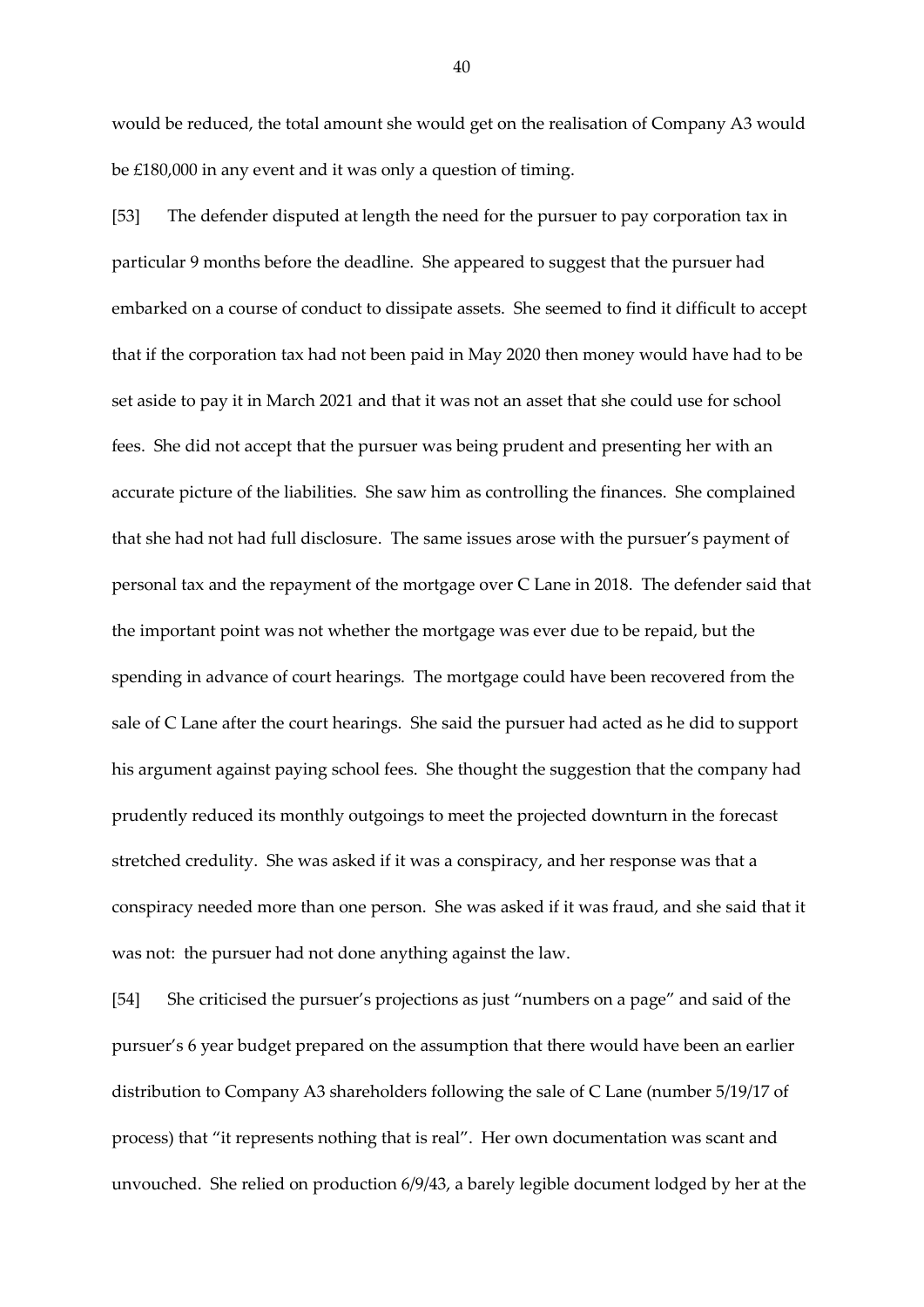would be reduced, the total amount she would get on the realisation of Company A3 would be £180,000 in any event and it was only a question of timing.

[53] The defender disputed at length the need for the pursuer to pay corporation tax in particular 9 months before the deadline. She appeared to suggest that the pursuer had embarked on a course of conduct to dissipate assets. She seemed to find it difficult to accept that if the corporation tax had not been paid in May 2020 then money would have had to be set aside to pay it in March 2021 and that it was not an asset that she could use for school fees. She did not accept that the pursuer was being prudent and presenting her with an accurate picture of the liabilities. She saw him as controlling the finances. She complained that she had not had full disclosure. The same issues arose with the pursuer's payment of personal tax and the repayment of the mortgage over C Lane in 2018. The defender said that the important point was not whether the mortgage was ever due to be repaid, but the spending in advance of court hearings. The mortgage could have been recovered from the sale of C Lane after the court hearings. She said the pursuer had acted as he did to support his argument against paying school fees. She thought the suggestion that the company had prudently reduced its monthly outgoings to meet the projected downturn in the forecast stretched credulity. She was asked if it was a conspiracy, and her response was that a conspiracy needed more than one person. She was asked if it was fraud, and she said that it was not: the pursuer had not done anything against the law.

[54] She criticised the pursuer's projections as just "numbers on a page" and said of the pursuer's 6 year budget prepared on the assumption that there would have been an earlier distribution to Company A3 shareholders following the sale of C Lane (number 5/19/17 of process) that "it represents nothing that is real". Her own documentation was scant and unvouched. She relied on production 6/9/43, a barely legible document lodged by her at the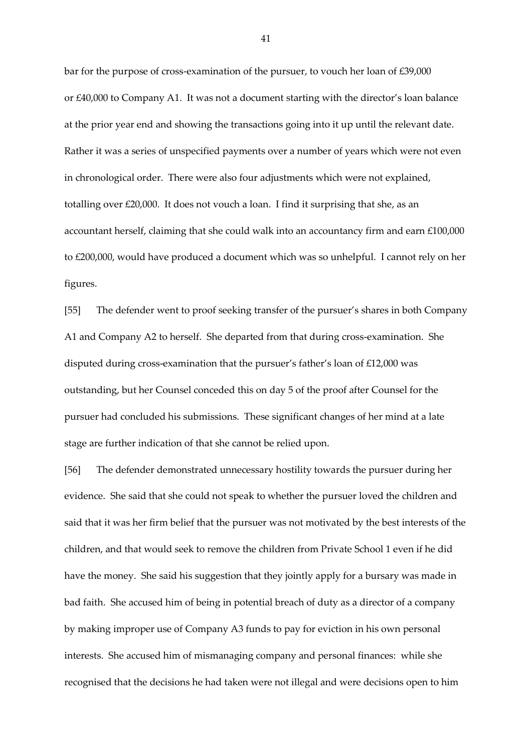bar for the purpose of cross-examination of the pursuer, to vouch her loan of £39,000 or £40,000 to Company A1. It was not a document starting with the director's loan balance at the prior year end and showing the transactions going into it up until the relevant date. Rather it was a series of unspecified payments over a number of years which were not even in chronological order. There were also four adjustments which were not explained, totalling over £20,000. It does not vouch a loan. I find it surprising that she, as an accountant herself, claiming that she could walk into an accountancy firm and earn £100,000 to £200,000, would have produced a document which was so unhelpful. I cannot rely on her figures.

[55] The defender went to proof seeking transfer of the pursuer's shares in both Company A1 and Company A2 to herself. She departed from that during cross-examination. She disputed during cross-examination that the pursuer's father's loan of £12,000 was outstanding, but her Counsel conceded this on day 5 of the proof after Counsel for the pursuer had concluded his submissions. These significant changes of her mind at a late stage are further indication of that she cannot be relied upon.

[56] The defender demonstrated unnecessary hostility towards the pursuer during her evidence. She said that she could not speak to whether the pursuer loved the children and said that it was her firm belief that the pursuer was not motivated by the best interests of the children, and that would seek to remove the children from Private School 1 even if he did have the money. She said his suggestion that they jointly apply for a bursary was made in bad faith. She accused him of being in potential breach of duty as a director of a company by making improper use of Company A3 funds to pay for eviction in his own personal interests. She accused him of mismanaging company and personal finances: while she recognised that the decisions he had taken were not illegal and were decisions open to him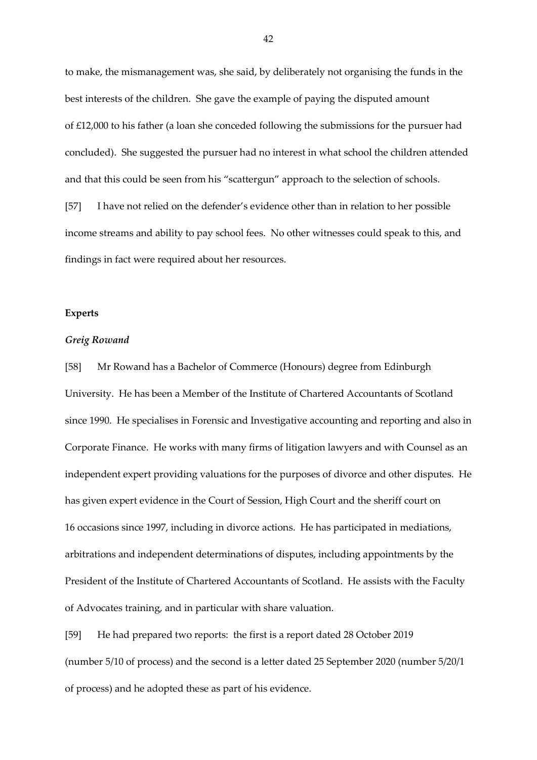to make, the mismanagement was, she said, by deliberately not organising the funds in the best interests of the children. She gave the example of paying the disputed amount of £12,000 to his father (a loan she conceded following the submissions for the pursuer had concluded). She suggested the pursuer had no interest in what school the children attended and that this could be seen from his "scattergun" approach to the selection of schools.

[57] I have not relied on the defender's evidence other than in relation to her possible income streams and ability to pay school fees. No other witnesses could speak to this, and findings in fact were required about her resources.

**Experts**

***Greig Rowand***

[58] Mr Rowand has a Bachelor of Commerce (Honours) degree from Edinburgh University. He has been a Member of the Institute of Chartered Accountants of Scotland since 1990. He specialises in Forensic and Investigative accounting and reporting and also in Corporate Finance. He works with many firms of litigation lawyers and with Counsel as an independent expert providing valuations for the purposes of divorce and other disputes. He has given expert evidence in the Court of Session, High Court and the sheriff court on 16 occasions since 1997, including in divorce actions. He has participated in mediations, arbitrations and independent determinations of disputes, including appointments by the President of the Institute of Chartered Accountants of Scotland. He assists with the Faculty of Advocates training, and in particular with share valuation.

[59] He had prepared two reports: the first is a report dated 28 October 2019 (number 5/10 of process) and the second is a letter dated 25 September 2020 (number 5/20/1 of process) and he adopted these as part of his evidence.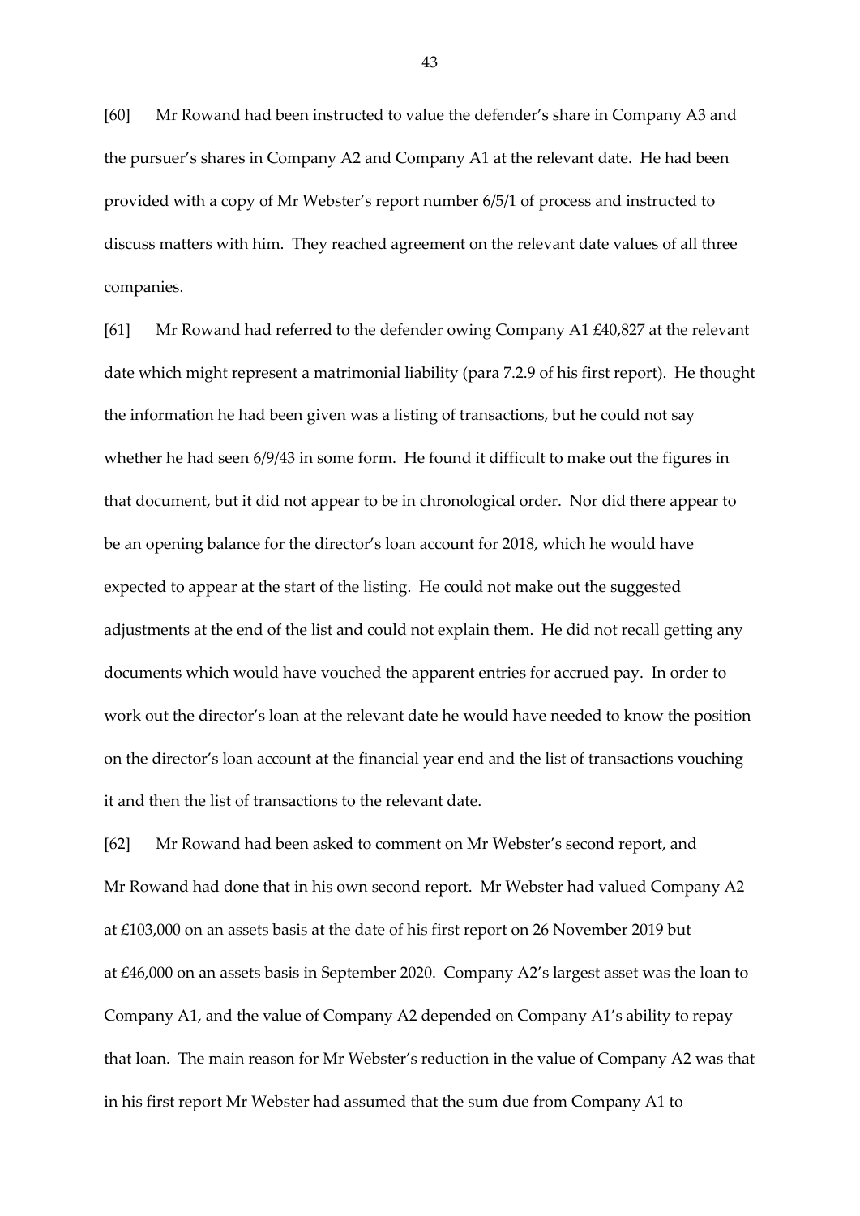[60] Mr Rowand had been instructed to value the defender's share in Company A3 and the pursuer's shares in Company A2 and Company A1 at the relevant date. He had been provided with a copy of Mr Webster's report number 6/5/1 of process and instructed to discuss matters with him. They reached agreement on the relevant date values of all three companies.

[61] Mr Rowand had referred to the defender owing Company A1 £40,827 at the relevant date which might represent a matrimonial liability (para 7.2.9 of his first report). He thought the information he had been given was a listing of transactions, but he could not say whether he had seen 6/9/43 in some form. He found it difficult to make out the figures in that document, but it did not appear to be in chronological order. Nor did there appear to be an opening balance for the director's loan account for 2018, which he would have expected to appear at the start of the listing. He could not make out the suggested adjustments at the end of the list and could not explain them. He did not recall getting any documents which would have vouched the apparent entries for accrued pay. In order to work out the director's loan at the relevant date he would have needed to know the position on the director's loan account at the financial year end and the list of transactions vouching it and then the list of transactions to the relevant date.

[62] Mr Rowand had been asked to comment on Mr Webster's second report, and Mr Rowand had done that in his own second report. Mr Webster had valued Company A2 at £103,000 on an assets basis at the date of his first report on 26 November 2019 but at £46,000 on an assets basis in September 2020. Company A2's largest asset was the loan to Company A1, and the value of Company A2 depended on Company A1's ability to repay that loan. The main reason for Mr Webster's reduction in the value of Company A2 was that in his first report Mr Webster had assumed that the sum due from Company A1 to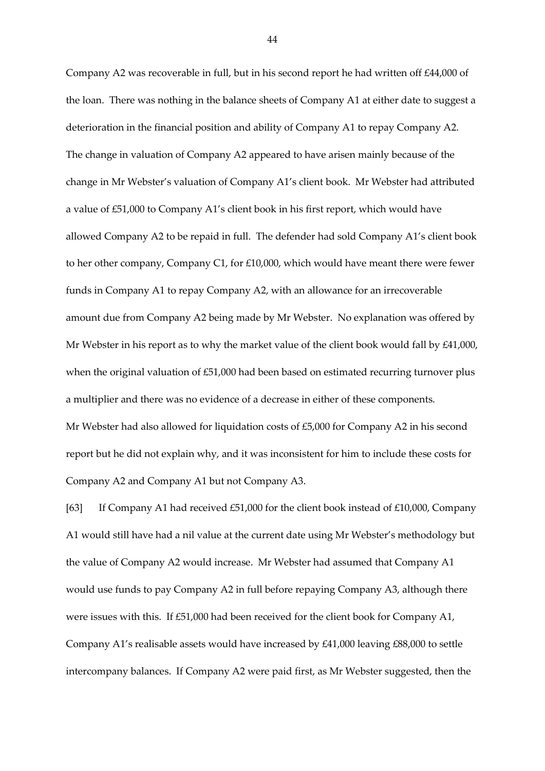Company A2 was recoverable in full, but in his second report he had written off £44,000 of the loan. There was nothing in the balance sheets of Company A1 at either date to suggest a deterioration in the financial position and ability of Company A1 to repay Company A2. The change in valuation of Company A2 appeared to have arisen mainly because of the change in Mr Webster's valuation of Company A1's client book. Mr Webster had attributed a value of £51,000 to Company A1's client book in his first report, which would have allowed Company A2 to be repaid in full. The defender had sold Company A1's client book to her other company, Company C1, for £10,000, which would have meant there were fewer funds in Company A1 to repay Company A2, with an allowance for an irrecoverable amount due from Company A2 being made by Mr Webster. No explanation was offered by Mr Webster in his report as to why the market value of the client book would fall by £41,000, when the original valuation of £51,000 had been based on estimated recurring turnover plus a multiplier and there was no evidence of a decrease in either of these components. Mr Webster had also allowed for liquidation costs of £5,000 for Company A2 in his second report but he did not explain why, and it was inconsistent for him to include these costs for Company A2 and Company A1 but not Company A3.

[63] If Company A1 had received £51,000 for the client book instead of £10,000, Company A1 would still have had a nil value at the current date using Mr Webster's methodology but the value of Company A2 would increase. Mr Webster had assumed that Company A1 would use funds to pay Company A2 in full before repaying Company A3, although there were issues with this. If £51,000 had been received for the client book for Company A1, Company A1's realisable assets would have increased by £41,000 leaving £88,000 to settle intercompany balances. If Company A2 were paid first, as Mr Webster suggested, then the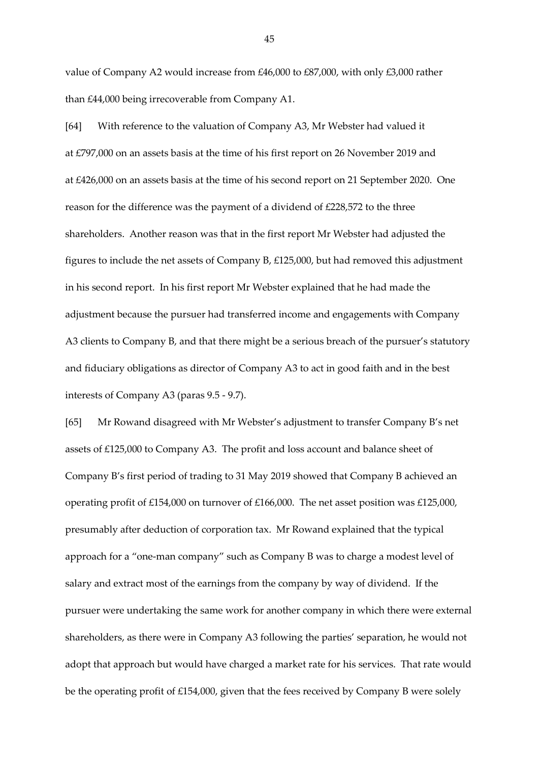value of Company A2 would increase from £46,000 to £87,000, with only £3,000 rather than £44,000 being irrecoverable from Company A1.

[64] With reference to the valuation of Company A3, Mr Webster had valued it at £797,000 on an assets basis at the time of his first report on 26 November 2019 and at £426,000 on an assets basis at the time of his second report on 21 September 2020. One reason for the difference was the payment of a dividend of £228,572 to the three shareholders. Another reason was that in the first report Mr Webster had adjusted the figures to include the net assets of Company B, £125,000, but had removed this adjustment in his second report. In his first report Mr Webster explained that he had made the adjustment because the pursuer had transferred income and engagements with Company A3 clients to Company B, and that there might be a serious breach of the pursuer's statutory and fiduciary obligations as director of Company A3 to act in good faith and in the best interests of Company A3 (paras 9.5 - 9.7).

[65] Mr Rowand disagreed with Mr Webster's adjustment to transfer Company B's net assets of £125,000 to Company A3. The profit and loss account and balance sheet of Company B's first period of trading to 31 May 2019 showed that Company B achieved an operating profit of £154,000 on turnover of £166,000. The net asset position was £125,000, presumably after deduction of corporation tax. Mr Rowand explained that the typical approach for a "one-man company" such as Company B was to charge a modest level of salary and extract most of the earnings from the company by way of dividend. If the pursuer were undertaking the same work for another company in which there were external shareholders, as there were in Company A3 following the parties' separation, he would not adopt that approach but would have charged a market rate for his services. That rate would be the operating profit of £154,000, given that the fees received by Company B were solely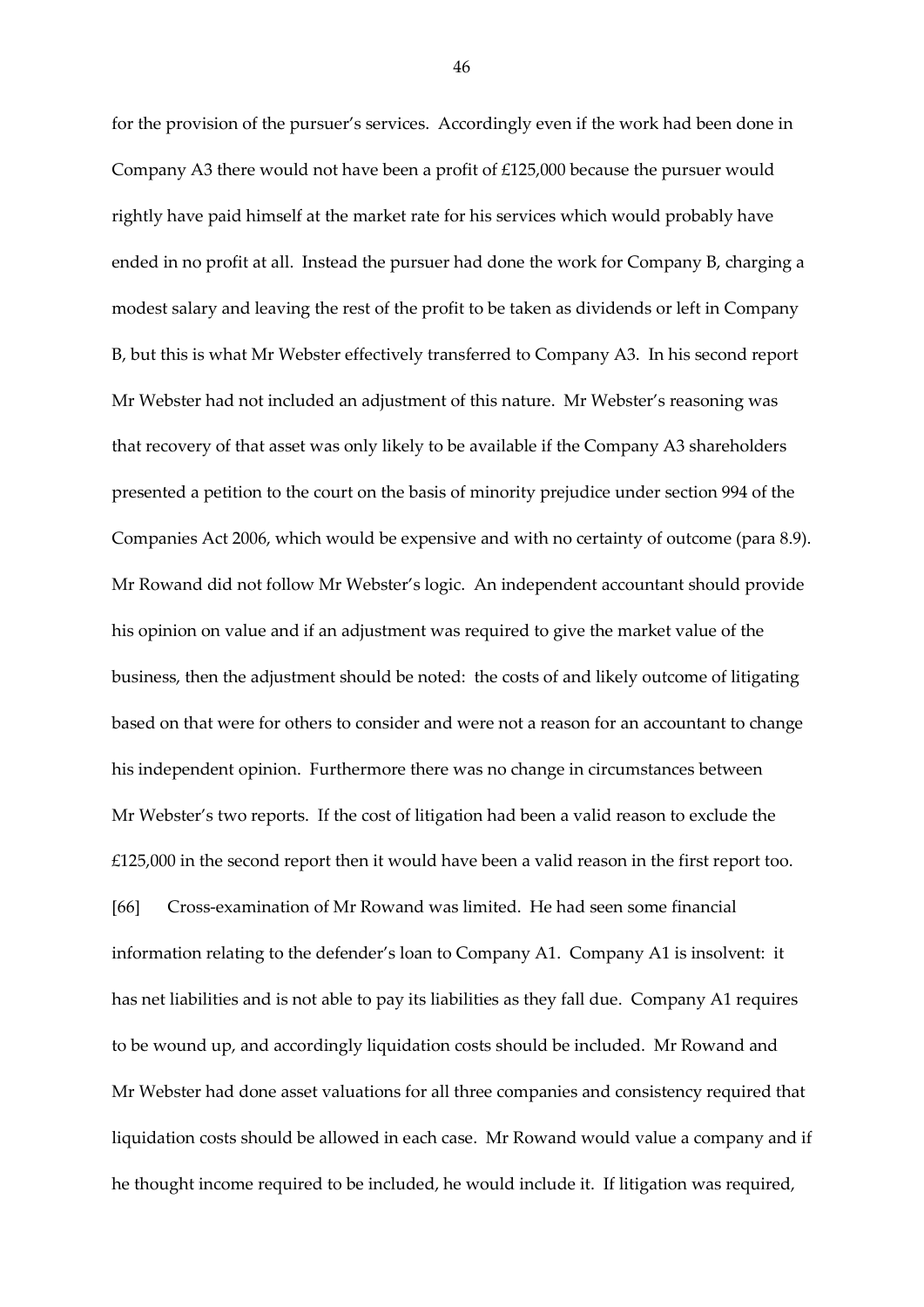for the provision of the pursuer's services. Accordingly even if the work had been done in Company A3 there would not have been a profit of £125,000 because the pursuer would rightly have paid himself at the market rate for his services which would probably have ended in no profit at all. Instead the pursuer had done the work for Company B, charging a modest salary and leaving the rest of the profit to be taken as dividends or left in Company B, but this is what Mr Webster effectively transferred to Company A3. In his second report Mr Webster had not included an adjustment of this nature. Mr Webster's reasoning was that recovery of that asset was only likely to be available if the Company A3 shareholders presented a petition to the court on the basis of minority prejudice under section 994 of the Companies Act 2006, which would be expensive and with no certainty of outcome (para 8.9). Mr Rowand did not follow Mr Webster's logic. An independent accountant should provide his opinion on value and if an adjustment was required to give the market value of the business, then the adjustment should be noted: the costs of and likely outcome of litigating based on that were for others to consider and were not a reason for an accountant to change his independent opinion. Furthermore there was no change in circumstances between Mr Webster's two reports. If the cost of litigation had been a valid reason to exclude the £125,000 in the second report then it would have been a valid reason in the first report too.

[66] Cross-examination of Mr Rowand was limited. He had seen some financial information relating to the defender's loan to Company A1. Company A1 is insolvent: it has net liabilities and is not able to pay its liabilities as they fall due. Company A1 requires to be wound up, and accordingly liquidation costs should be included. Mr Rowand and Mr Webster had done asset valuations for all three companies and consistency required that liquidation costs should be allowed in each case. Mr Rowand would value a company and if he thought income required to be included, he would include it. If litigation was required,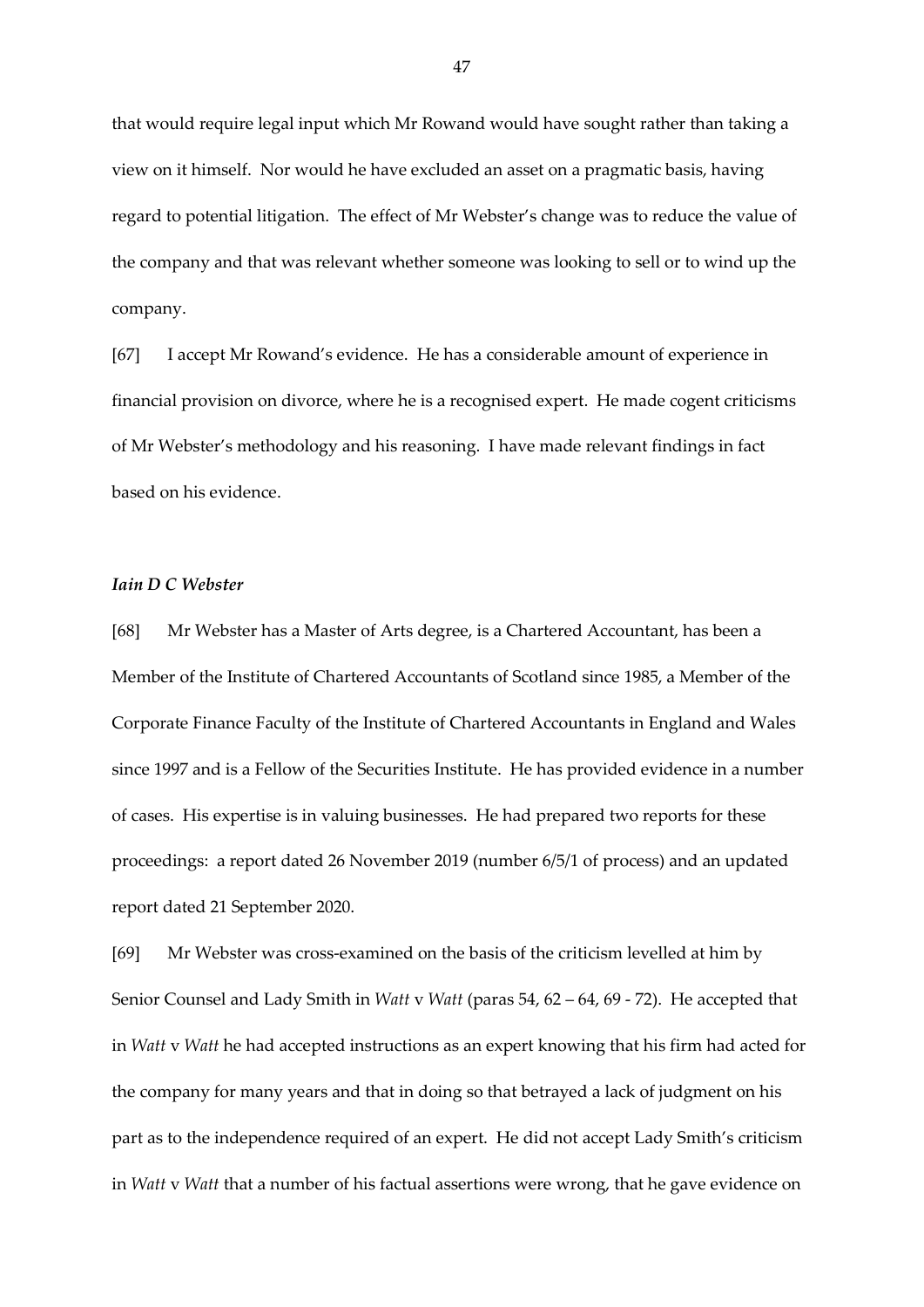that would require legal input which Mr Rowand would have sought rather than taking a view on it himself. Nor would he have excluded an asset on a pragmatic basis, having regard to potential litigation. The effect of Mr Webster's change was to reduce the value of the company and that was relevant whether someone was looking to sell or to wind up the company.

[67] I accept Mr Rowand's evidence. He has a considerable amount of experience in financial provision on divorce, where he is a recognised expert. He made cogent criticisms of Mr Webster's methodology and his reasoning. I have made relevant findings in fact based on his evidence.

***Iain D C Webster***

[68] Mr Webster has a Master of Arts degree, is a Chartered Accountant, has been a Member of the Institute of Chartered Accountants of Scotland since 1985, a Member of the Corporate Finance Faculty of the Institute of Chartered Accountants in England and Wales since 1997 and is a Fellow of the Securities Institute. He has provided evidence in a number of cases. His expertise is in valuing businesses. He had prepared two reports for these proceedings: a report dated 26 November 2019 (number 6/5/1 of process) and an updated report dated 21 September 2020.

[69] Mr Webster was cross-examined on the basis of the criticism levelled at him by Senior Counsel and Lady Smith in *Watt* v *Watt* (paras 54, 62 – 64, 69 - 72). He accepted that in *Watt* v *Watt* he had accepted instructions as an expert knowing that his firm had acted for the company for many years and that in doing so that betrayed a lack of judgment on his part as to the independence required of an expert. He did not accept Lady Smith's criticism in *Watt* v *Watt* that a number of his factual assertions were wrong, that he gave evidence on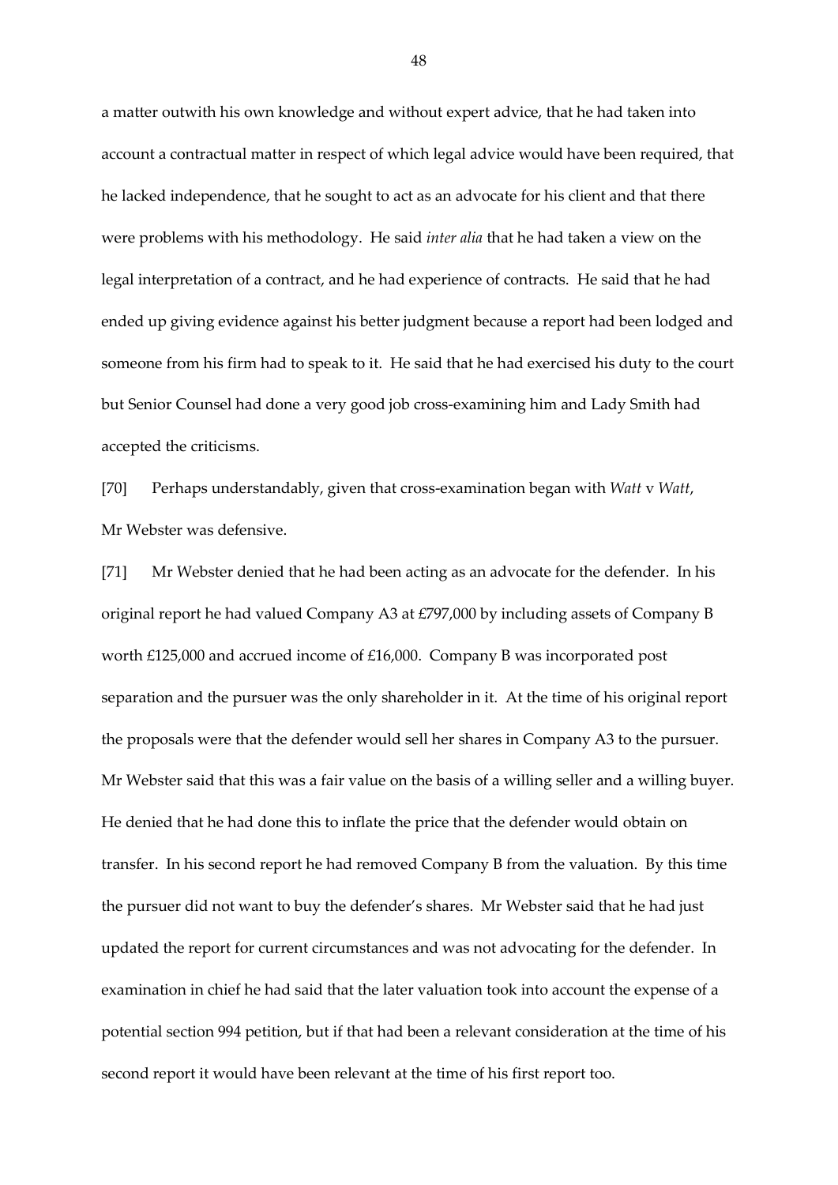a matter outwith his own knowledge and without expert advice, that he had taken into account a contractual matter in respect of which legal advice would have been required, that he lacked independence, that he sought to act as an advocate for his client and that there were problems with his methodology. He said *inter alia* that he had taken a view on the legal interpretation of a contract, and he had experience of contracts. He said that he had ended up giving evidence against his better judgment because a report had been lodged and someone from his firm had to speak to it. He said that he had exercised his duty to the court but Senior Counsel had done a very good job cross-examining him and Lady Smith had accepted the criticisms.

[70] Perhaps understandably, given that cross-examination began with *Watt* v *Watt*, Mr Webster was defensive.

[71] Mr Webster denied that he had been acting as an advocate for the defender. In his original report he had valued Company A3 at £797,000 by including assets of Company B worth £125,000 and accrued income of £16,000. Company B was incorporated post separation and the pursuer was the only shareholder in it. At the time of his original report the proposals were that the defender would sell her shares in Company A3 to the pursuer. Mr Webster said that this was a fair value on the basis of a willing seller and a willing buyer. He denied that he had done this to inflate the price that the defender would obtain on transfer. In his second report he had removed Company B from the valuation. By this time the pursuer did not want to buy the defender's shares. Mr Webster said that he had just updated the report for current circumstances and was not advocating for the defender. In examination in chief he had said that the later valuation took into account the expense of a potential section 994 petition, but if that had been a relevant consideration at the time of his second report it would have been relevant at the time of his first report too.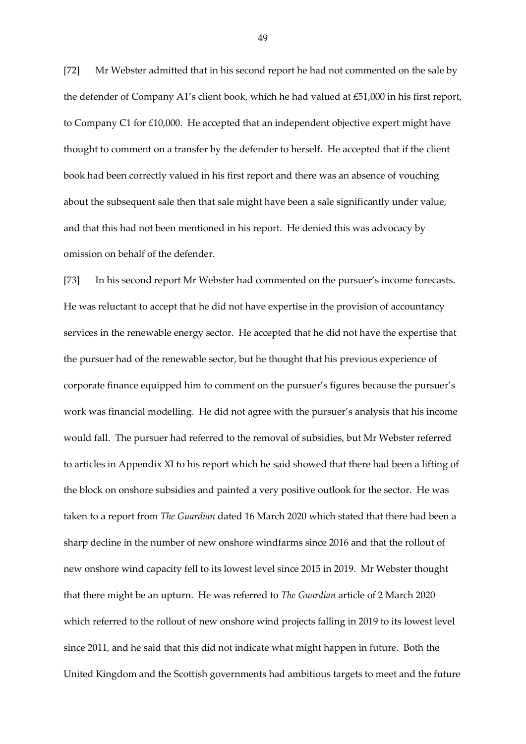[72] Mr Webster admitted that in his second report he had not commented on the sale by the defender of Company A1's client book, which he had valued at £51,000 in his first report, to Company C1 for £10,000. He accepted that an independent objective expert might have thought to comment on a transfer by the defender to herself. He accepted that if the client book had been correctly valued in his first report and there was an absence of vouching about the subsequent sale then that sale might have been a sale significantly under value, and that this had not been mentioned in his report. He denied this was advocacy by omission on behalf of the defender.

[73] In his second report Mr Webster had commented on the pursuer's income forecasts. He was reluctant to accept that he did not have expertise in the provision of accountancy services in the renewable energy sector. He accepted that he did not have the expertise that the pursuer had of the renewable sector, but he thought that his previous experience of corporate finance equipped him to comment on the pursuer's figures because the pursuer's work was financial modelling. He did not agree with the pursuer's analysis that his income would fall. The pursuer had referred to the removal of subsidies, but Mr Webster referred to articles in Appendix XI to his report which he said showed that there had been a lifting of the block on onshore subsidies and painted a very positive outlook for the sector. He was taken to a report from *The Guardian* dated 16 March 2020 which stated that there had been a sharp decline in the number of new onshore windfarms since 2016 and that the rollout of new onshore wind capacity fell to its lowest level since 2015 in 2019. Mr Webster thought that there might be an upturn. He was referred to *The Guardian* article of 2 March 2020 which referred to the rollout of new onshore wind projects falling in 2019 to its lowest level since 2011, and he said that this did not indicate what might happen in future. Both the United Kingdom and the Scottish governments had ambitious targets to meet and the future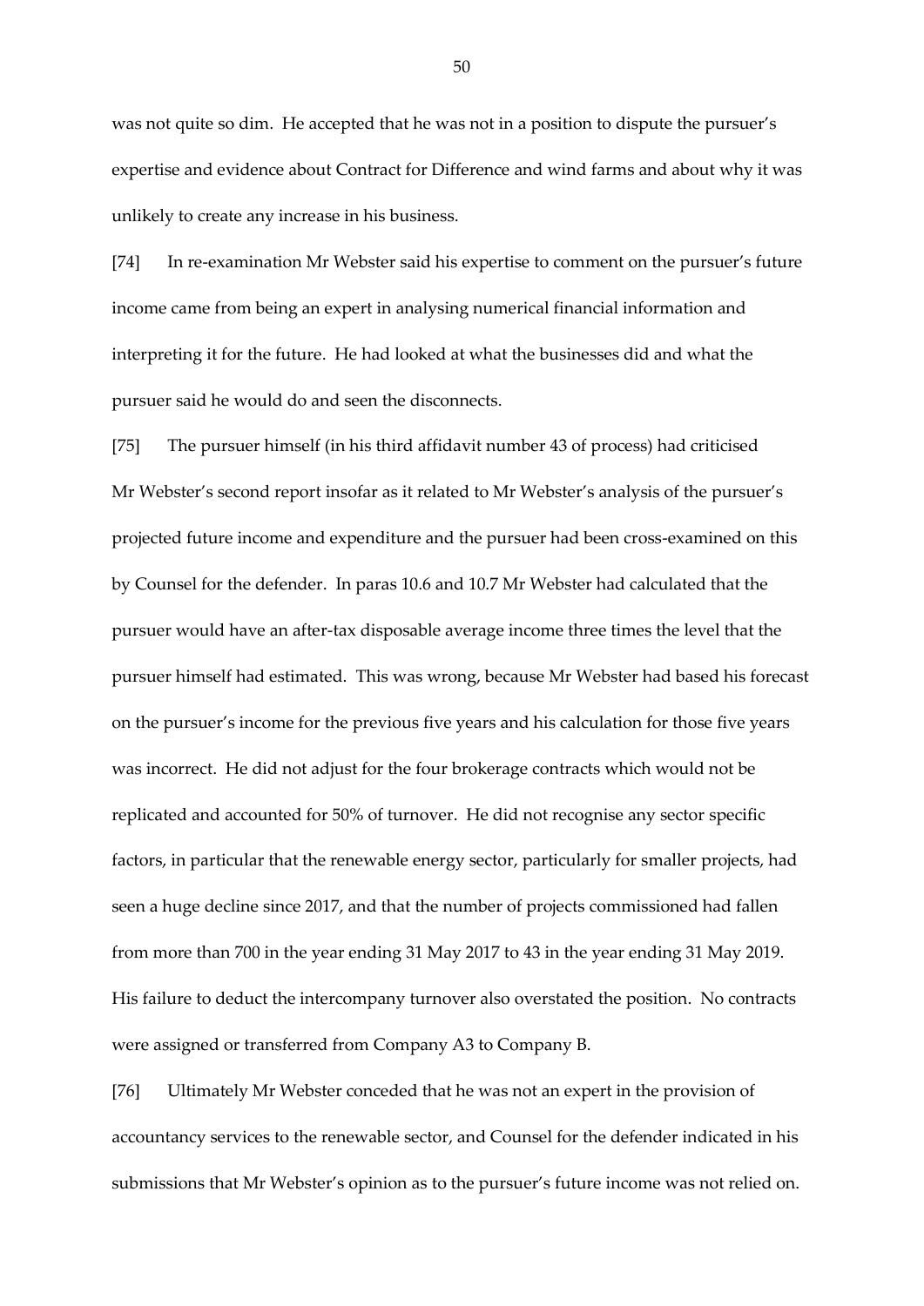was not quite so dim. He accepted that he was not in a position to dispute the pursuer's expertise and evidence about Contract for Difference and wind farms and about why it was unlikely to create any increase in his business.

[74] In re-examination Mr Webster said his expertise to comment on the pursuer's future income came from being an expert in analysing numerical financial information and interpreting it for the future. He had looked at what the businesses did and what the pursuer said he would do and seen the disconnects.

[75] The pursuer himself (in his third affidavit number 43 of process) had criticised Mr Webster's second report insofar as it related to Mr Webster's analysis of the pursuer's projected future income and expenditure and the pursuer had been cross-examined on this by Counsel for the defender. In paras 10.6 and 10.7 Mr Webster had calculated that the pursuer would have an after-tax disposable average income three times the level that the pursuer himself had estimated. This was wrong, because Mr Webster had based his forecast on the pursuer's income for the previous five years and his calculation for those five years was incorrect. He did not adjust for the four brokerage contracts which would not be replicated and accounted for 50% of turnover. He did not recognise any sector specific factors, in particular that the renewable energy sector, particularly for smaller projects, had seen a huge decline since 2017, and that the number of projects commissioned had fallen from more than 700 in the year ending 31 May 2017 to 43 in the year ending 31 May 2019. His failure to deduct the intercompany turnover also overstated the position. No contracts were assigned or transferred from Company A3 to Company B.

[76] Ultimately Mr Webster conceded that he was not an expert in the provision of accountancy services to the renewable sector, and Counsel for the defender indicated in his submissions that Mr Webster's opinion as to the pursuer's future income was not relied on.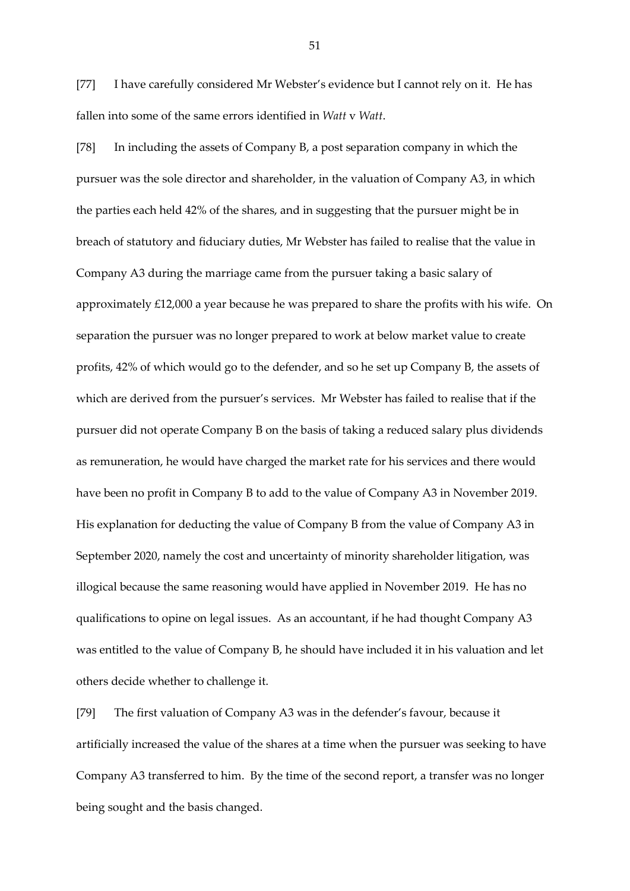[77] I have carefully considered Mr Webster's evidence but I cannot rely on it. He has fallen into some of the same errors identified in *Watt* v *Watt*.

[78] In including the assets of Company B, a post separation company in which the pursuer was the sole director and shareholder, in the valuation of Company A3, in which the parties each held 42% of the shares, and in suggesting that the pursuer might be in breach of statutory and fiduciary duties, Mr Webster has failed to realise that the value in Company A3 during the marriage came from the pursuer taking a basic salary of approximately £12,000 a year because he was prepared to share the profits with his wife. On separation the pursuer was no longer prepared to work at below market value to create profits, 42% of which would go to the defender, and so he set up Company B, the assets of which are derived from the pursuer's services. Mr Webster has failed to realise that if the pursuer did not operate Company B on the basis of taking a reduced salary plus dividends as remuneration, he would have charged the market rate for his services and there would have been no profit in Company B to add to the value of Company A3 in November 2019. His explanation for deducting the value of Company B from the value of Company A3 in September 2020, namely the cost and uncertainty of minority shareholder litigation, was illogical because the same reasoning would have applied in November 2019. He has no qualifications to opine on legal issues. As an accountant, if he had thought Company A3 was entitled to the value of Company B, he should have included it in his valuation and let others decide whether to challenge it.

[79] The first valuation of Company A3 was in the defender's favour, because it artificially increased the value of the shares at a time when the pursuer was seeking to have Company A3 transferred to him. By the time of the second report, a transfer was no longer being sought and the basis changed.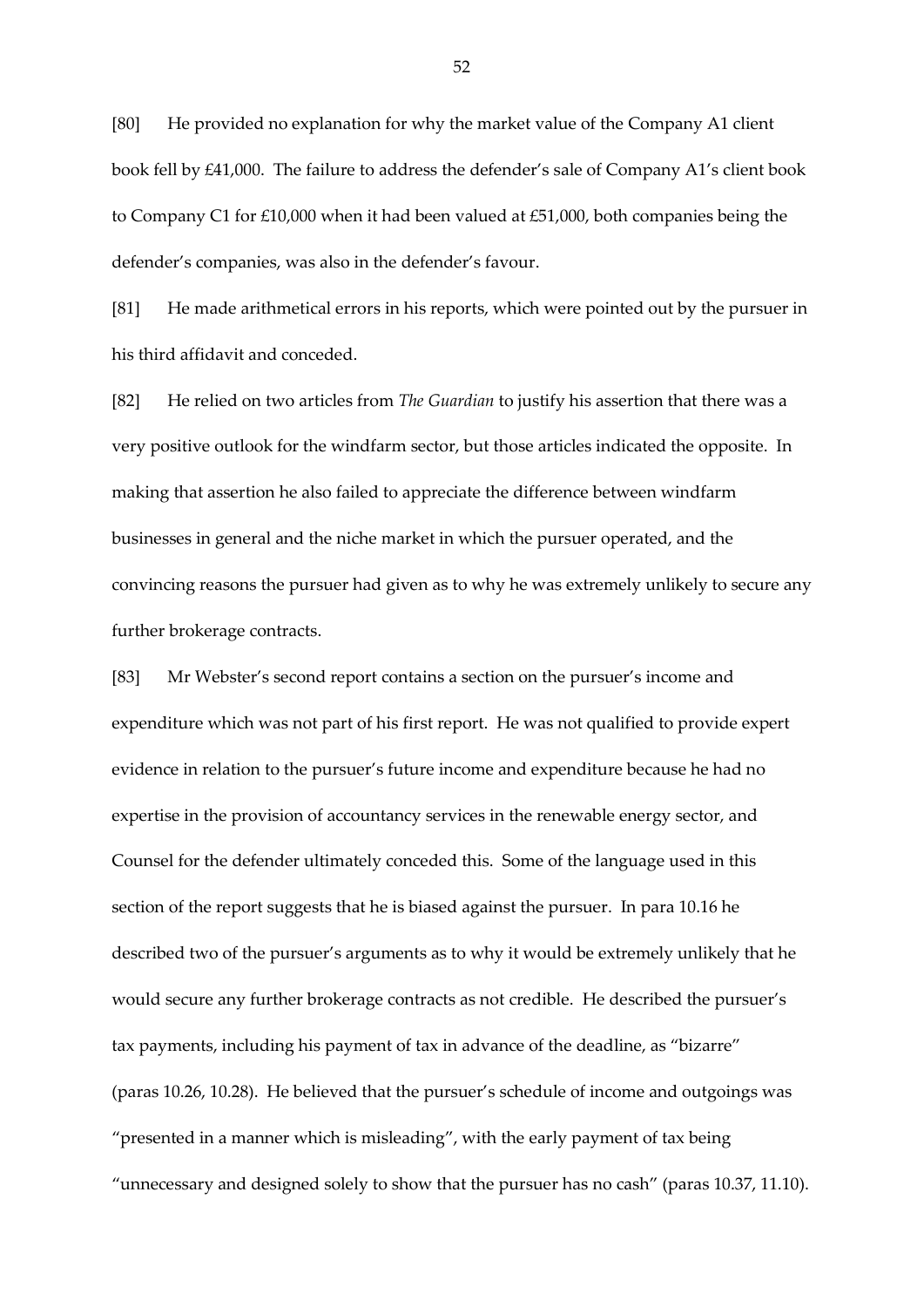[80] He provided no explanation for why the market value of the Company A1 client book fell by £41,000. The failure to address the defender's sale of Company A1's client book to Company C1 for £10,000 when it had been valued at £51,000, both companies being the defender's companies, was also in the defender's favour.

[81] He made arithmetical errors in his reports, which were pointed out by the pursuer in his third affidavit and conceded.

[82] He relied on two articles from *The Guardian* to justify his assertion that there was a very positive outlook for the windfarm sector, but those articles indicated the opposite. In making that assertion he also failed to appreciate the difference between windfarm businesses in general and the niche market in which the pursuer operated, and the convincing reasons the pursuer had given as to why he was extremely unlikely to secure any further brokerage contracts.

[83] Mr Webster's second report contains a section on the pursuer's income and expenditure which was not part of his first report. He was not qualified to provide expert evidence in relation to the pursuer's future income and expenditure because he had no expertise in the provision of accountancy services in the renewable energy sector, and Counsel for the defender ultimately conceded this. Some of the language used in this section of the report suggests that he is biased against the pursuer. In para 10.16 he described two of the pursuer's arguments as to why it would be extremely unlikely that he would secure any further brokerage contracts as not credible. He described the pursuer's tax payments, including his payment of tax in advance of the deadline, as "bizarre" (paras 10.26, 10.28). He believed that the pursuer's schedule of income and outgoings was "presented in a manner which is misleading", with the early payment of tax being "unnecessary and designed solely to show that the pursuer has no cash" (paras 10.37, 11.10).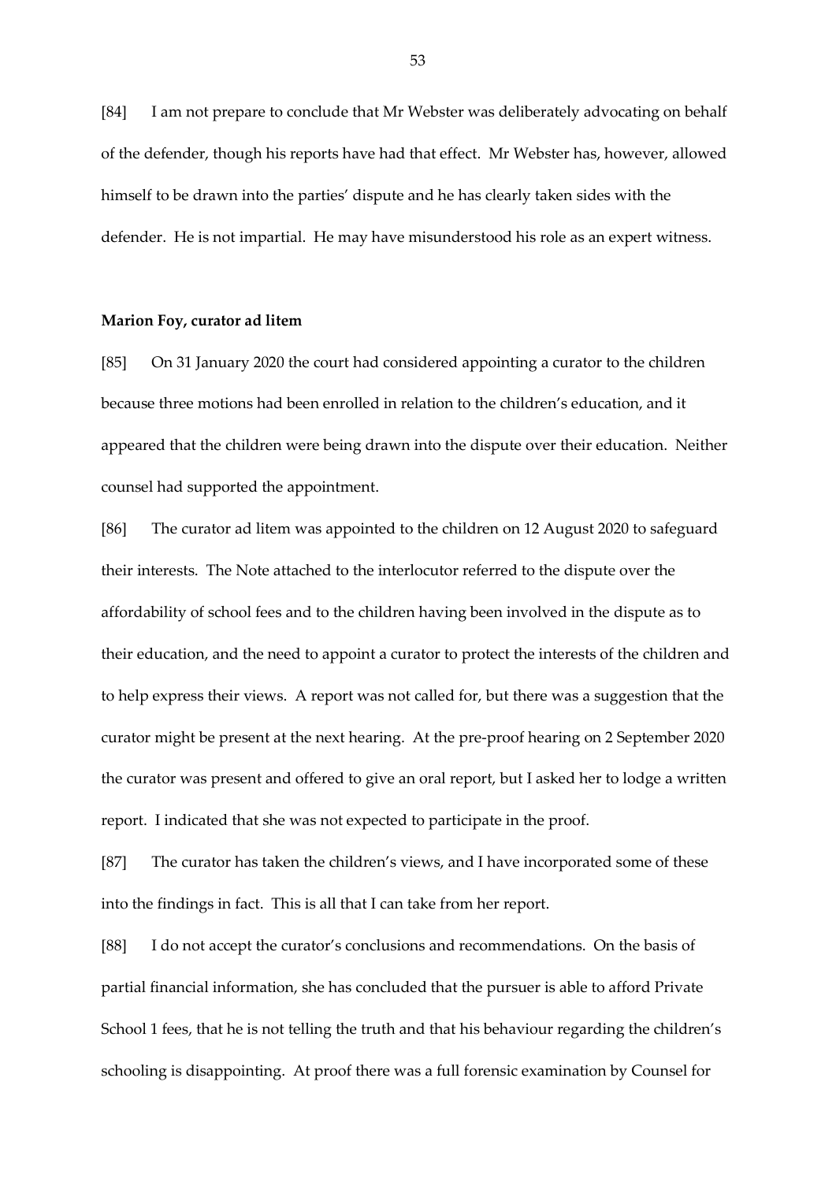[84] I am not prepare to conclude that Mr Webster was deliberately advocating on behalf of the defender, though his reports have had that effect. Mr Webster has, however, allowed himself to be drawn into the parties' dispute and he has clearly taken sides with the defender. He is not impartial. He may have misunderstood his role as an expert witness.

**Marion Foy, curator ad litem**

[85] On 31 January 2020 the court had considered appointing a curator to the children because three motions had been enrolled in relation to the children's education, and it appeared that the children were being drawn into the dispute over their education. Neither counsel had supported the appointment.

[86] The curator ad litem was appointed to the children on 12 August 2020 to safeguard their interests. The Note attached to the interlocutor referred to the dispute over the affordability of school fees and to the children having been involved in the dispute as to their education, and the need to appoint a curator to protect the interests of the children and to help express their views. A report was not called for, but there was a suggestion that the curator might be present at the next hearing. At the pre-proof hearing on 2 September 2020 the curator was present and offered to give an oral report, but I asked her to lodge a written report. I indicated that she was not expected to participate in the proof.

[87] The curator has taken the children's views, and I have incorporated some of these into the findings in fact. This is all that I can take from her report.

[88] I do not accept the curator's conclusions and recommendations. On the basis of partial financial information, she has concluded that the pursuer is able to afford Private School 1 fees, that he is not telling the truth and that his behaviour regarding the children's schooling is disappointing. At proof there was a full forensic examination by Counsel for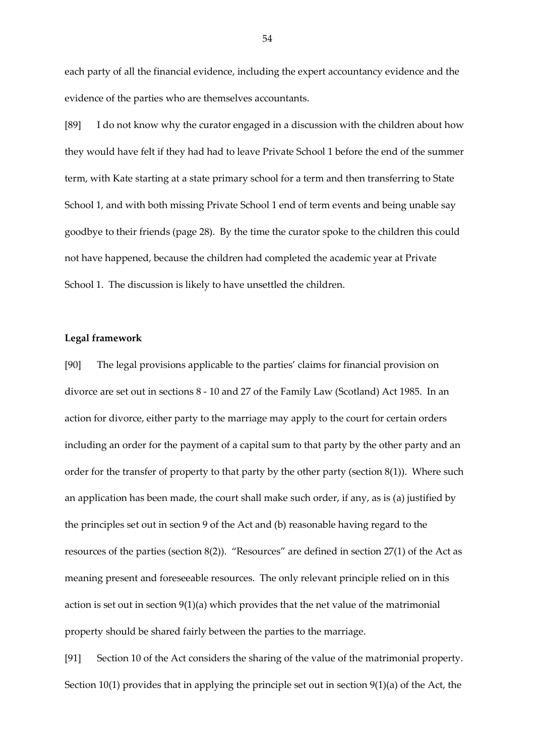each party of all the financial evidence, including the expert accountancy evidence and the evidence of the parties who are themselves accountants.

[89] I do not know why the curator engaged in a discussion with the children about how they would have felt if they had had to leave Private School 1 before the end of the summer term, with Kate starting at a state primary school for a term and then transferring to State School 1, and with both missing Private School 1 end of term events and being unable say goodbye to their friends (page 28). By the time the curator spoke to the children this could not have happened, because the children had completed the academic year at Private School 1. The discussion is likely to have unsettled the children.

**Legal framework**

[90] The legal provisions applicable to the parties' claims for financial provision on divorce are set out in sections 8 - 10 and 27 of the Family Law (Scotland) Act 1985. In an action for divorce, either party to the marriage may apply to the court for certain orders including an order for the payment of a capital sum to that party by the other party and an order for the transfer of property to that party by the other party (section 8(1)). Where such an application has been made, the court shall make such order, if any, as is (a) justified by the principles set out in section 9 of the Act and (b) reasonable having regard to the resources of the parties (section 8(2)). "Resources" are defined in section 27(1) of the Act as meaning present and foreseeable resources. The only relevant principle relied on in this action is set out in section 9(1)(a) which provides that the net value of the matrimonial property should be shared fairly between the parties to the marriage.

[91] Section 10 of the Act considers the sharing of the value of the matrimonial property. Section 10(1) provides that in applying the principle set out in section 9(1)(a) of the Act, the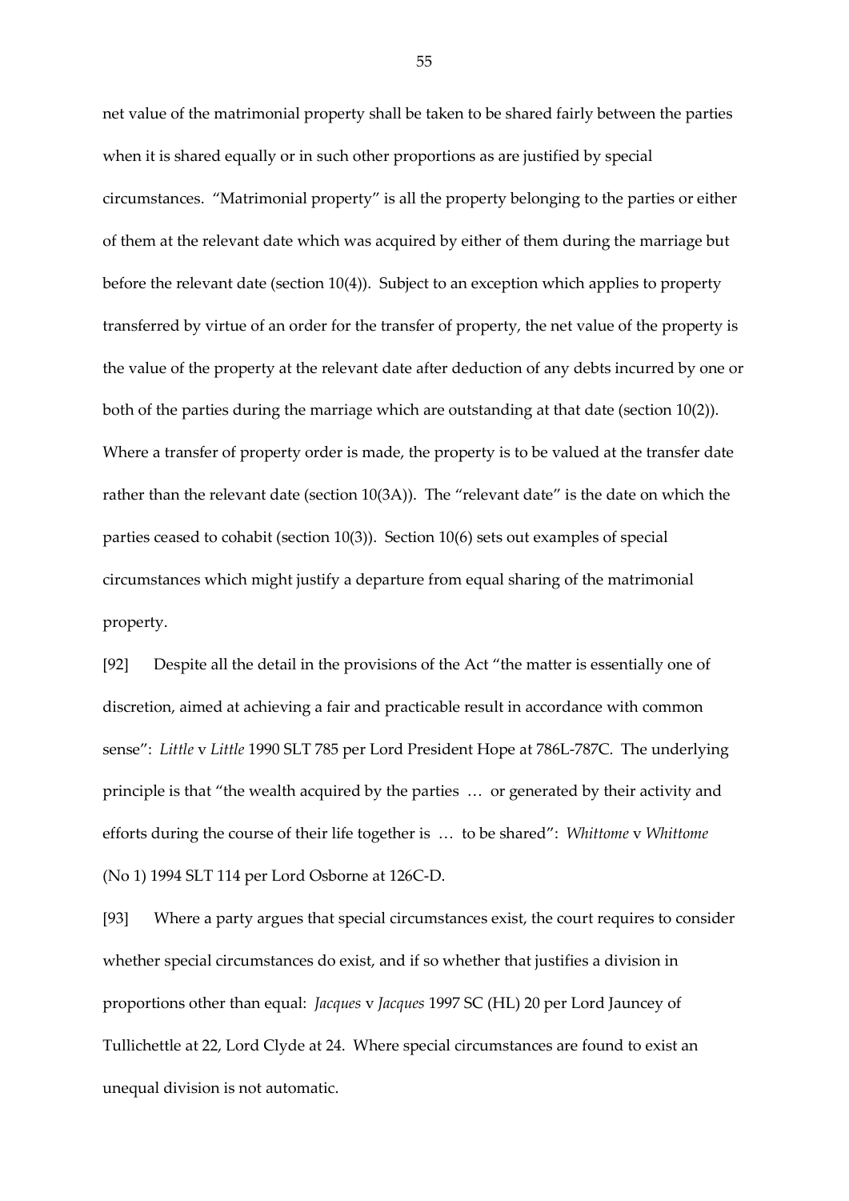net value of the matrimonial property shall be taken to be shared fairly between the parties when it is shared equally or in such other proportions as are justified by special circumstances. "Matrimonial property" is all the property belonging to the parties or either of them at the relevant date which was acquired by either of them during the marriage but before the relevant date (section 10(4)). Subject to an exception which applies to property transferred by virtue of an order for the transfer of property, the net value of the property is the value of the property at the relevant date after deduction of any debts incurred by one or both of the parties during the marriage which are outstanding at that date (section 10(2)). Where a transfer of property order is made, the property is to be valued at the transfer date rather than the relevant date (section 10(3A)). The "relevant date" is the date on which the parties ceased to cohabit (section 10(3)). Section 10(6) sets out examples of special circumstances which might justify a departure from equal sharing of the matrimonial property.

[92] Despite all the detail in the provisions of the Act "the matter is essentially one of discretion, aimed at achieving a fair and practicable result in accordance with common sense": *Little* v *Little* 1990 SLT 785 per Lord President Hope at 786L-787C. The underlying principle is that "the wealth acquired by the parties … or generated by their activity and efforts during the course of their life together is … to be shared": *Whittome* v *Whittome* (No 1) 1994 SLT 114 per Lord Osborne at 126C-D.

[93] Where a party argues that special circumstances exist, the court requires to consider whether special circumstances do exist, and if so whether that justifies a division in proportions other than equal: *Jacques* v *Jacques* 1997 SC (HL) 20 per Lord Jauncey of Tullichettle at 22, Lord Clyde at 24. Where special circumstances are found to exist an unequal division is not automatic.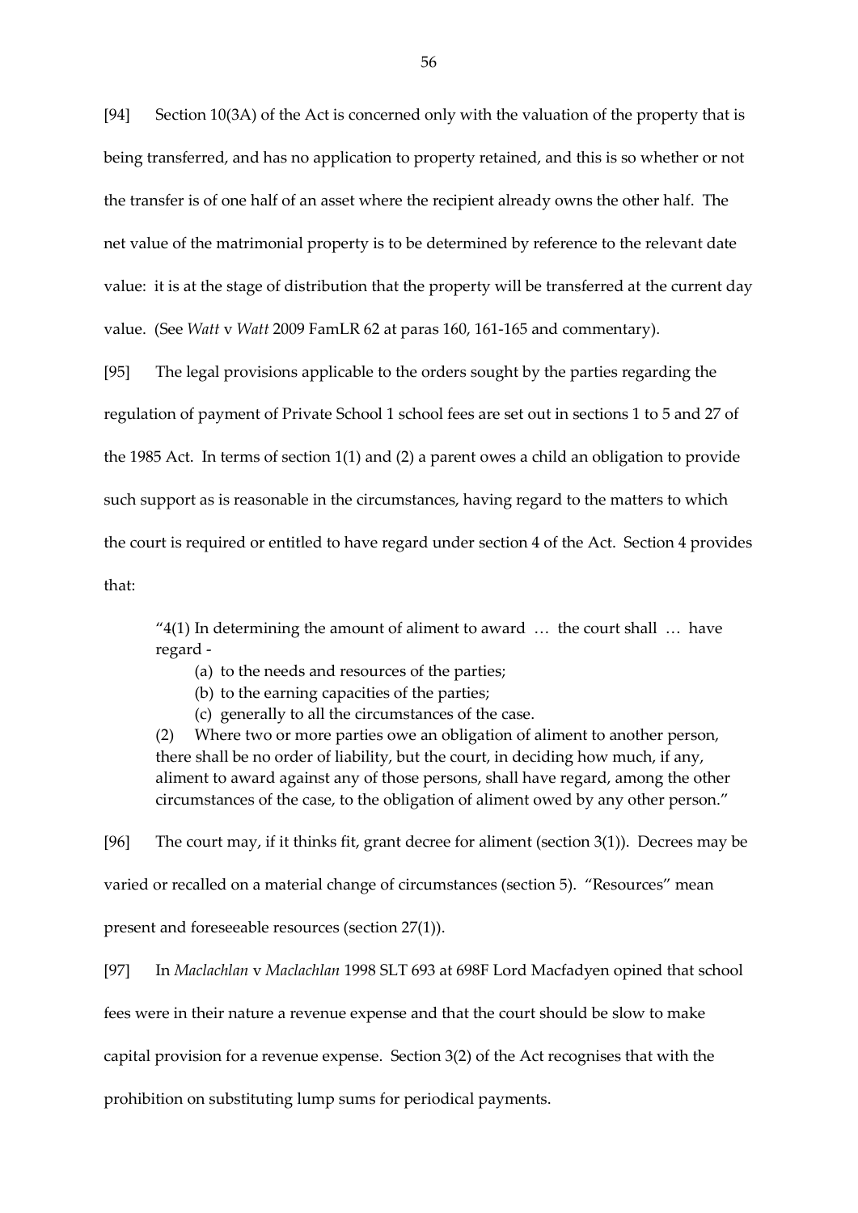[94] Section 10(3A) of the Act is concerned only with the valuation of the property that is being transferred, and has no application to property retained, and this is so whether or not the transfer is of one half of an asset where the recipient already owns the other half. The net value of the matrimonial property is to be determined by reference to the relevant date value: it is at the stage of distribution that the property will be transferred at the current day value. (See *Watt* v *Watt* 2009 FamLR 62 at paras 160, 161-165 and commentary).

[95] The legal provisions applicable to the orders sought by the parties regarding the regulation of payment of Private School 1 school fees are set out in sections 1 to 5 and 27 of the 1985 Act. In terms of section 1(1) and (2) a parent owes a child an obligation to provide such support as is reasonable in the circumstances, having regard to the matters to which the court is required or entitled to have regard under section 4 of the Act. Section 4 provides that:

> "4(1) In determining the amount of aliment to award … the court shall … have regard -
>
> (a) to the needs and resources of the parties;
>
> (b) to the earning capacities of the parties;
>
> (c) generally to all the circumstances of the case.
>
> (2) Where two or more parties owe an obligation of aliment to another person, there shall be no order of liability, but the court, in deciding how much, if any, aliment to award against any of those persons, shall have regard, among the other circumstances of the case, to the obligation of aliment owed by any other person."

[96] The court may, if it thinks fit, grant decree for aliment (section 3(1)). Decrees may be varied or recalled on a material change of circumstances (section 5). "Resources" mean present and foreseeable resources (section 27(1)).

[97] In *Maclachlan* v *Maclachlan* 1998 SLT 693 at 698F Lord Macfadyen opined that school fees were in their nature a revenue expense and that the court should be slow to make capital provision for a revenue expense. Section 3(2) of the Act recognises that with the prohibition on substituting lump sums for periodical payments.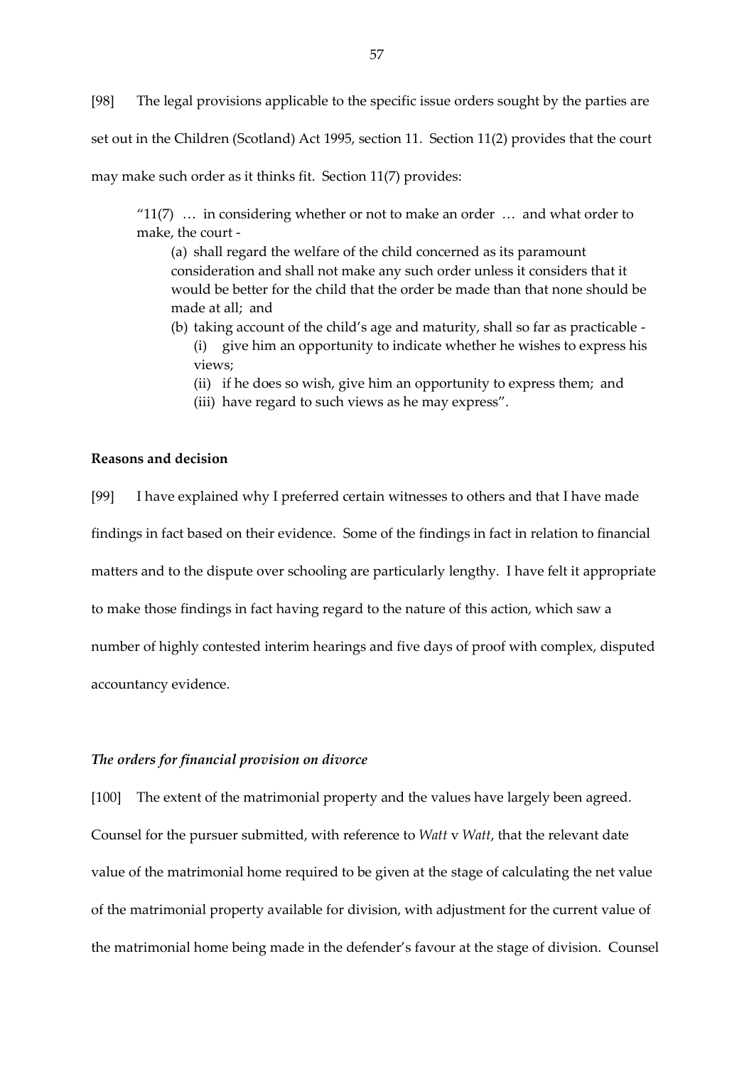[98] The legal provisions applicable to the specific issue orders sought by the parties are set out in the Children (Scotland) Act 1995, section 11. Section 11(2) provides that the court may make such order as it thinks fit. Section 11(7) provides:

> "11(7) … in considering whether or not to make an order … and what order to make, the court -
>
> (a) shall regard the welfare of the child concerned as its paramount consideration and shall not make any such order unless it considers that it would be better for the child that the order be made than that none should be made at all; and
>
> (b) taking account of the child's age and maturity, shall so far as practicable -
>
> (i) give him an opportunity to indicate whether he wishes to express his views;
>
> (ii) if he does so wish, give him an opportunity to express them; and
>
> (iii) have regard to such views as he may express".

**Reasons and decision**

[99] I have explained why I preferred certain witnesses to others and that I have made findings in fact based on their evidence. Some of the findings in fact in relation to financial matters and to the dispute over schooling are particularly lengthy. I have felt it appropriate to make those findings in fact having regard to the nature of this action, which saw a number of highly contested interim hearings and five days of proof with complex, disputed accountancy evidence.

***The orders for financial provision on divorce***

[100] The extent of the matrimonial property and the values have largely been agreed. Counsel for the pursuer submitted, with reference to *Watt* v *Watt*, that the relevant date value of the matrimonial home required to be given at the stage of calculating the net value of the matrimonial property available for division, with adjustment for the current value of the matrimonial home being made in the defender's favour at the stage of division. Counsel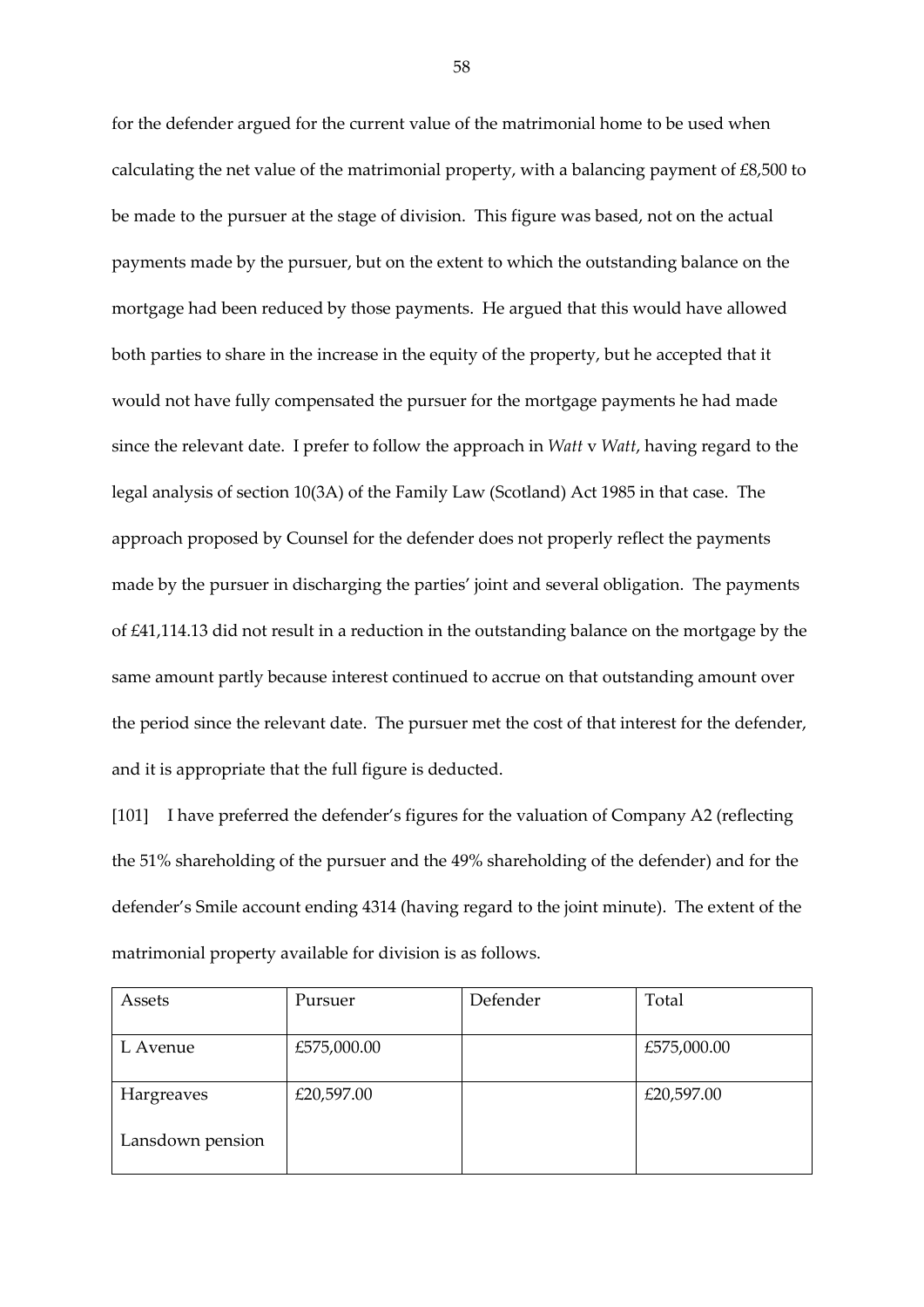for the defender argued for the current value of the matrimonial home to be used when calculating the net value of the matrimonial property, with a balancing payment of £8,500 to be made to the pursuer at the stage of division. This figure was based, not on the actual payments made by the pursuer, but on the extent to which the outstanding balance on the mortgage had been reduced by those payments. He argued that this would have allowed both parties to share in the increase in the equity of the property, but he accepted that it would not have fully compensated the pursuer for the mortgage payments he had made since the relevant date. I prefer to follow the approach in *Watt* v *Watt*, having regard to the legal analysis of section 10(3A) of the Family Law (Scotland) Act 1985 in that case. The approach proposed by Counsel for the defender does not properly reflect the payments made by the pursuer in discharging the parties' joint and several obligation. The payments of £41,114.13 did not result in a reduction in the outstanding balance on the mortgage by the same amount partly because interest continued to accrue on that outstanding amount over the period since the relevant date. The pursuer met the cost of that interest for the defender, and it is appropriate that the full figure is deducted.

[101] I have preferred the defender's figures for the valuation of Company A2 (reflecting the 51% shareholding of the pursuer and the 49% shareholding of the defender) and for the defender's Smile account ending 4314 (having regard to the joint minute). The extent of the matrimonial property available for division is as follows.

| Assets | Pursuer | Defender | Total |
|---|---|---|---|
| L Avenue | £575,000.00 | | £575,000.00 |
| Hargreaves Lansdown pension | £20,597.00 | | £20,597.00 |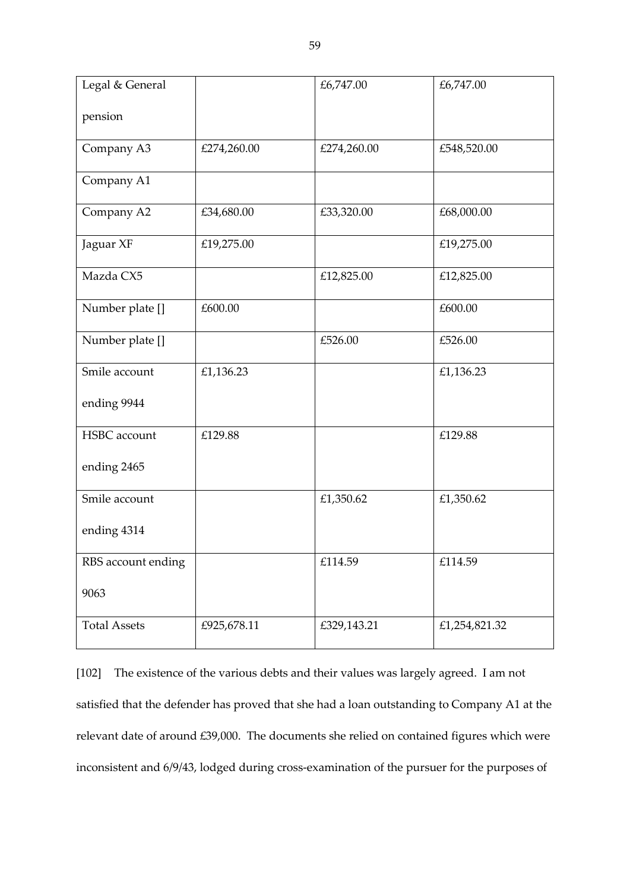| | | | |
|---|---|---|---|
| Legal & General pension | | £6,747.00 | £6,747.00 |
| Company A3 | £274,260.00 | £274,260.00 | £548,520.00 |
| Company A1 | | | |
| Company A2 | £34,680.00 | £33,320.00 | £68,000.00 |
| Jaguar XF | £19,275.00 | | £19,275.00 |
| Mazda CX5 | | £12,825.00 | £12,825.00 |
| Number plate [] | £600.00 | | £600.00 |
| Number plate [] | | £526.00 | £526.00 |
| Smile account ending 9944 | £1,136.23 | | £1,136.23 |
| HSBC account ending 2465 | £129.88 | | £129.88 |
| Smile account ending 4314 | | £1,350.62 | £1,350.62 |
| RBS account ending 9063 | | £114.59 | £114.59 |
| Total Assets | £925,678.11 | £329,143.21 | £1,254,821.32 |

[102] The existence of the various debts and their values was largely agreed. I am not satisfied that the defender has proved that she had a loan outstanding to Company A1 at the relevant date of around £39,000. The documents she relied on contained figures which were inconsistent and 6/9/43, lodged during cross-examination of the pursuer for the purposes of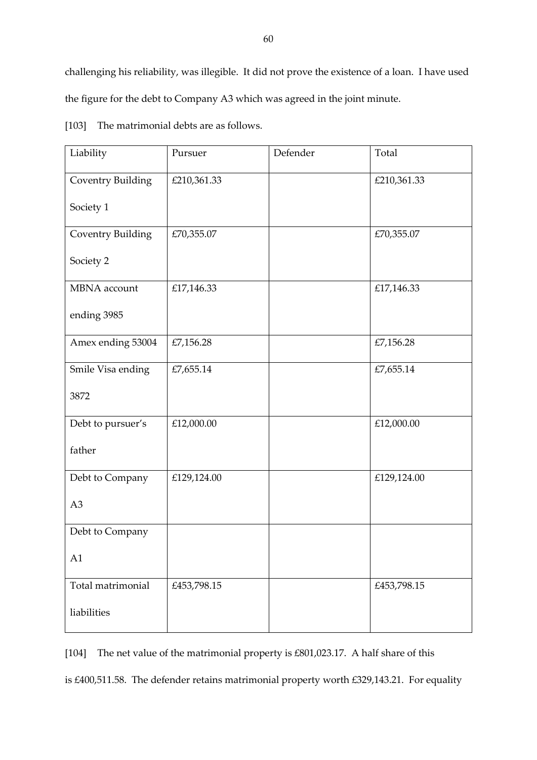challenging his reliability, was illegible. It did not prove the existence of a loan. I have used the figure for the debt to Company A3 which was agreed in the joint minute.

[103] The matrimonial debts are as follows.

| Liability | Pursuer | Defender | Total |
|---|---|---|---|
| Coventry Building Society 1 | £210,361.33 | | £210,361.33 |
| Coventry Building Society 2 | £70,355.07 | | £70,355.07 |
| MBNA account ending 3985 | £17,146.33 | | £17,146.33 |
| Amex ending 53004 | £7,156.28 | | £7,156.28 |
| Smile Visa ending 3872 | £7,655.14 | | £7,655.14 |
| Debt to pursuer's father | £12,000.00 | | £12,000.00 |
| Debt to Company A3 | £129,124.00 | | £129,124.00 |
| Debt to Company A1 | | | |
| Total matrimonial liabilities | £453,798.15 | | £453,798.15 |

[104] The net value of the matrimonial property is £801,023.17. A half share of this is £400,511.58. The defender retains matrimonial property worth £329,143.21. For equality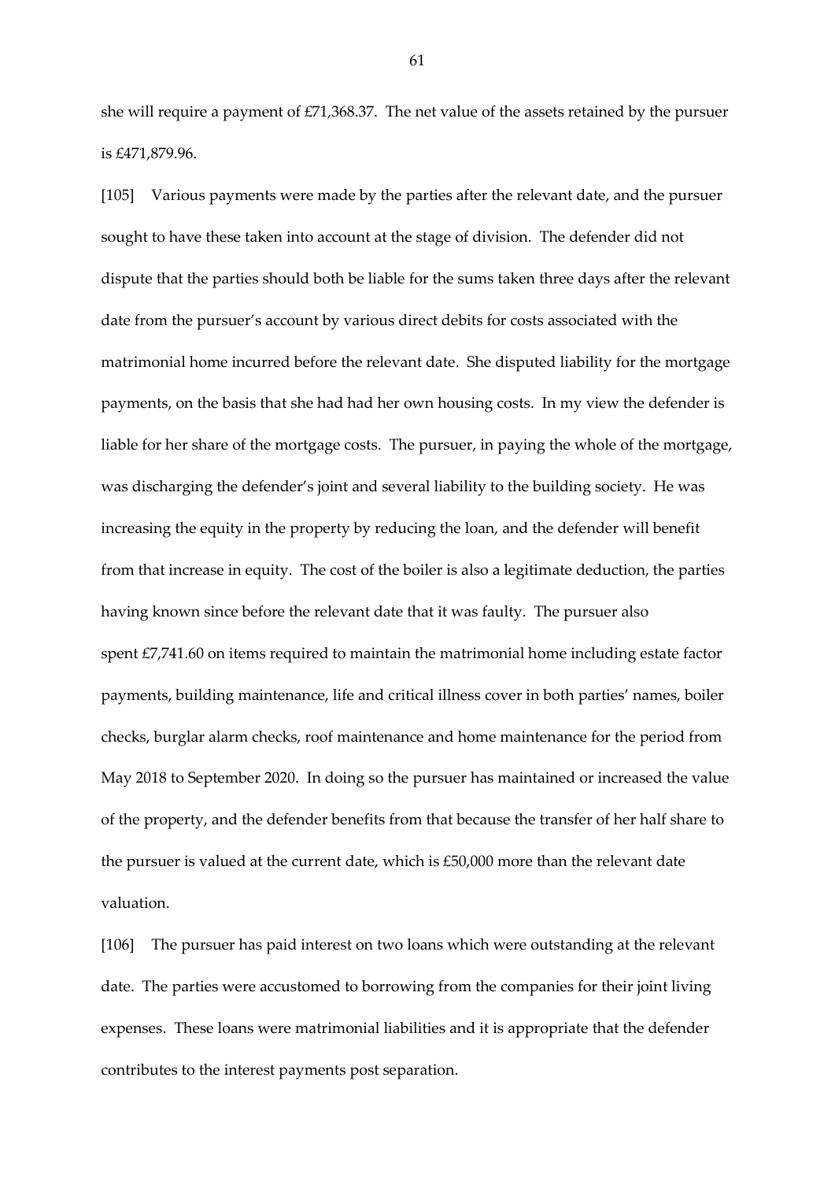she will require a payment of £71,368.37. The net value of the assets retained by the pursuer is £471,879.96.

[105] Various payments were made by the parties after the relevant date, and the pursuer sought to have these taken into account at the stage of division. The defender did not dispute that the parties should both be liable for the sums taken three days after the relevant date from the pursuer's account by various direct debits for costs associated with the matrimonial home incurred before the relevant date. She disputed liability for the mortgage payments, on the basis that she had had her own housing costs. In my view the defender is liable for her share of the mortgage costs. The pursuer, in paying the whole of the mortgage, was discharging the defender's joint and several liability to the building society. He was increasing the equity in the property by reducing the loan, and the defender will benefit from that increase in equity. The cost of the boiler is also a legitimate deduction, the parties having known since before the relevant date that it was faulty. The pursuer also spent £7,741.60 on items required to maintain the matrimonial home including estate factor payments, building maintenance, life and critical illness cover in both parties' names, boiler checks, burglar alarm checks, roof maintenance and home maintenance for the period from May 2018 to September 2020. In doing so the pursuer has maintained or increased the value of the property, and the defender benefits from that because the transfer of her half share to the pursuer is valued at the current date, which is £50,000 more than the relevant date valuation.

[106] The pursuer has paid interest on two loans which were outstanding at the relevant date. The parties were accustomed to borrowing from the companies for their joint living expenses. These loans were matrimonial liabilities and it is appropriate that the defender contributes to the interest payments post separation.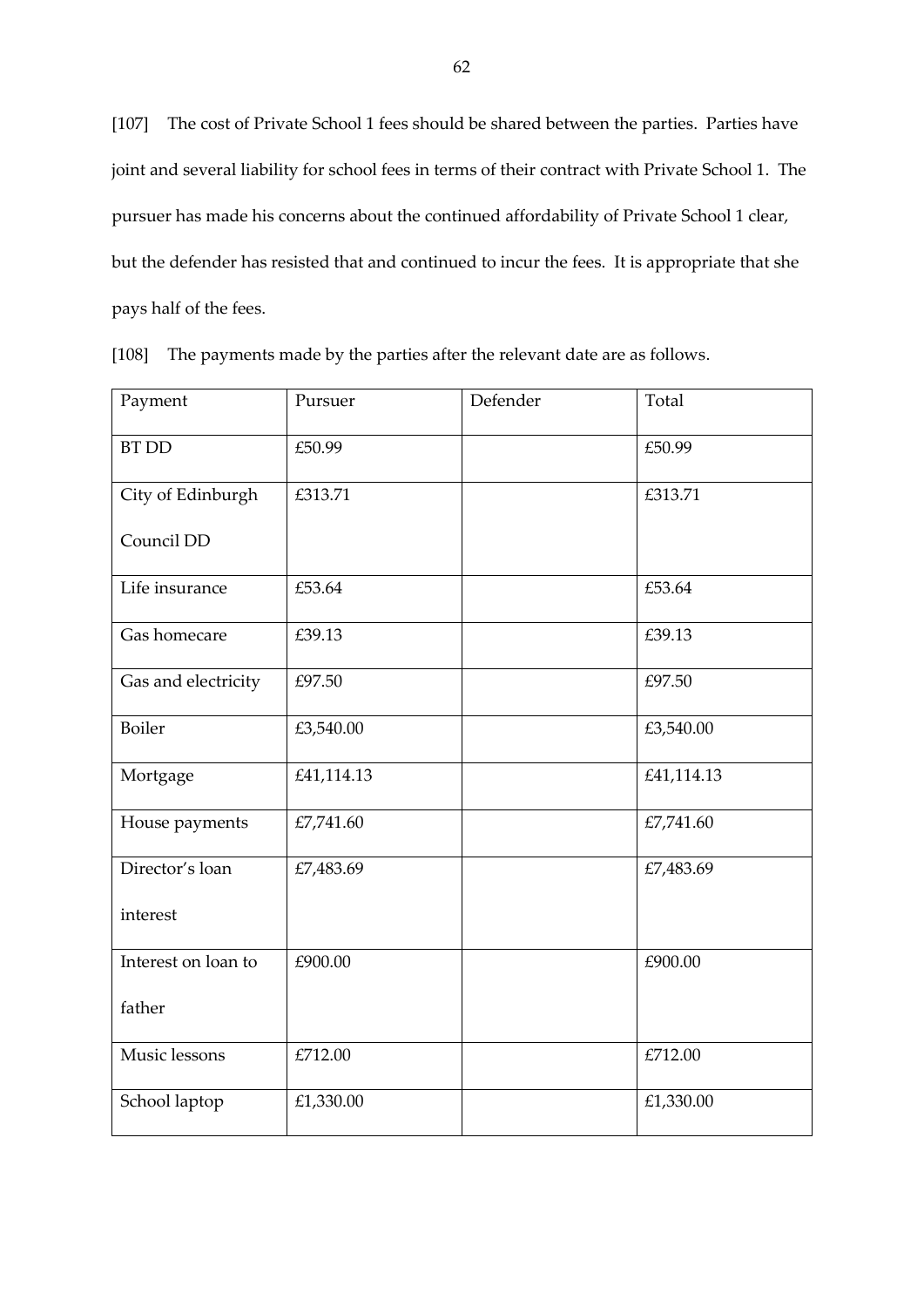[107] The cost of Private School 1 fees should be shared between the parties. Parties have joint and several liability for school fees in terms of their contract with Private School 1. The pursuer has made his concerns about the continued affordability of Private School 1 clear, but the defender has resisted that and continued to incur the fees. It is appropriate that she pays half of the fees.

[108] The payments made by the parties after the relevant date are as follows.

| Payment | Pursuer | Defender | Total |
|---|---|---|---|
| BT DD | £50.99 | | £50.99 |
| City of Edinburgh Council DD | £313.71 | | £313.71 |
| Life insurance | £53.64 | | £53.64 |
| Gas homecare | £39.13 | | £39.13 |
| Gas and electricity | £97.50 | | £97.50 |
| Boiler | £3,540.00 | | £3,540.00 |
| Mortgage | £41,114.13 | | £41,114.13 |
| House payments | £7,741.60 | | £7,741.60 |
| Director's loan interest | £7,483.69 | | £7,483.69 |
| Interest on loan to father | £900.00 | | £900.00 |
| Music lessons | £712.00 | | £712.00 |
| School laptop | £1,330.00 | | £1,330.00 |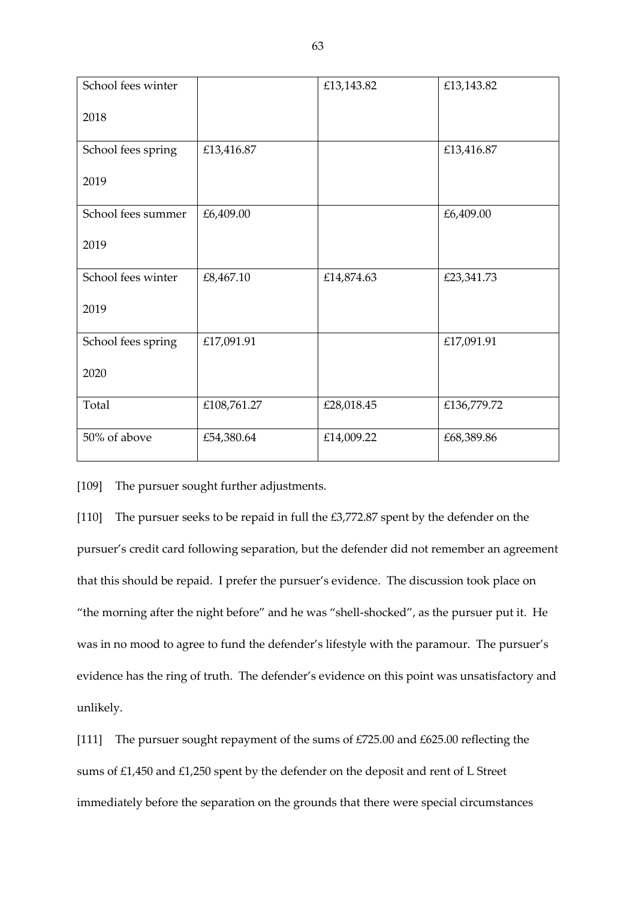| | | | |
|---|---|---|---|
| School fees winter 2018 | | £13,143.82 | £13,143.82 |
| School fees spring 2019 | £13,416.87 | | £13,416.87 |
| School fees summer 2019 | £6,409.00 | | £6,409.00 |
| School fees winter 2019 | £8,467.10 | £14,874.63 | £23,341.73 |
| School fees spring 2020 | £17,091.91 | | £17,091.91 |
| Total | £108,761.27 | £28,018.45 | £136,779.72 |
| 50% of above | £54,380.64 | £14,009.22 | £68,389.86 |

[109] The pursuer sought further adjustments.

[110] The pursuer seeks to be repaid in full the £3,772.87 spent by the defender on the pursuer's credit card following separation, but the defender did not remember an agreement that this should be repaid. I prefer the pursuer's evidence. The discussion took place on "the morning after the night before" and he was "shell-shocked", as the pursuer put it. He was in no mood to agree to fund the defender's lifestyle with the paramour. The pursuer's evidence has the ring of truth. The defender's evidence on this point was unsatisfactory and unlikely.

[111] The pursuer sought repayment of the sums of £725.00 and £625.00 reflecting the sums of £1,450 and £1,250 spent by the defender on the deposit and rent of L Street immediately before the separation on the grounds that there were special circumstances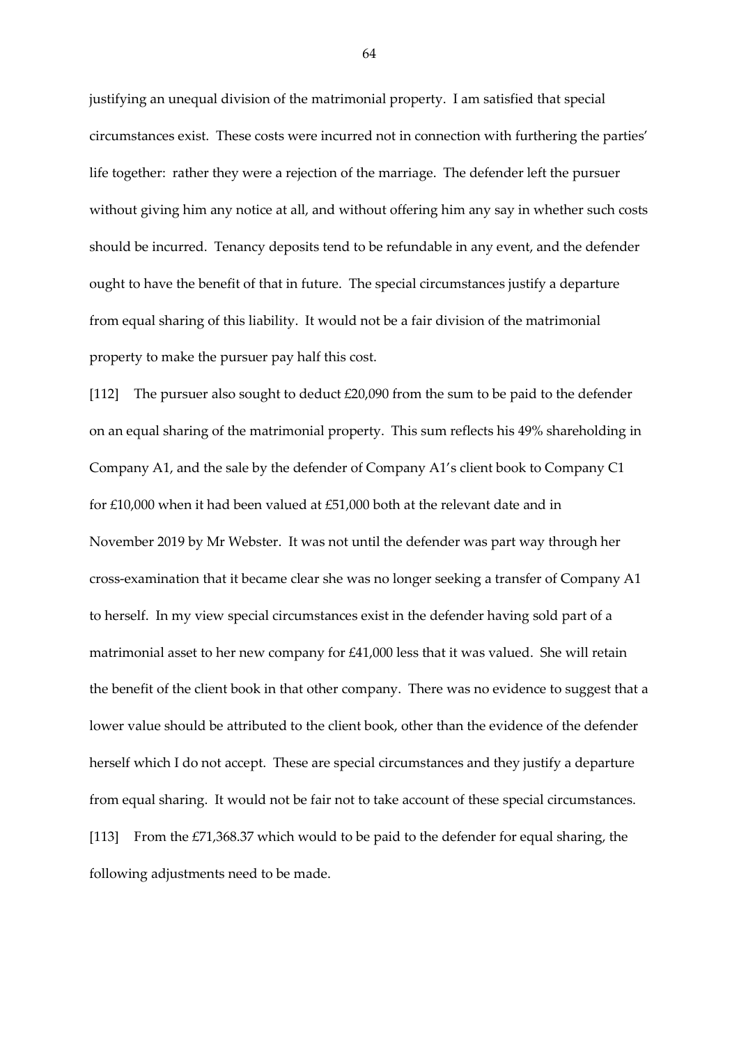justifying an unequal division of the matrimonial property. I am satisfied that special circumstances exist. These costs were incurred not in connection with furthering the parties' life together: rather they were a rejection of the marriage. The defender left the pursuer without giving him any notice at all, and without offering him any say in whether such costs should be incurred. Tenancy deposits tend to be refundable in any event, and the defender ought to have the benefit of that in future. The special circumstances justify a departure from equal sharing of this liability. It would not be a fair division of the matrimonial property to make the pursuer pay half this cost.

[112] The pursuer also sought to deduct £20,090 from the sum to be paid to the defender on an equal sharing of the matrimonial property. This sum reflects his 49% shareholding in Company A1, and the sale by the defender of Company A1's client book to Company C1 for £10,000 when it had been valued at £51,000 both at the relevant date and in November 2019 by Mr Webster. It was not until the defender was part way through her cross-examination that it became clear she was no longer seeking a transfer of Company A1 to herself. In my view special circumstances exist in the defender having sold part of a matrimonial asset to her new company for £41,000 less that it was valued. She will retain the benefit of the client book in that other company. There was no evidence to suggest that a lower value should be attributed to the client book, other than the evidence of the defender herself which I do not accept. These are special circumstances and they justify a departure from equal sharing. It would not be fair not to take account of these special circumstances.

[113] From the £71,368.37 which would to be paid to the defender for equal sharing, the following adjustments need to be made.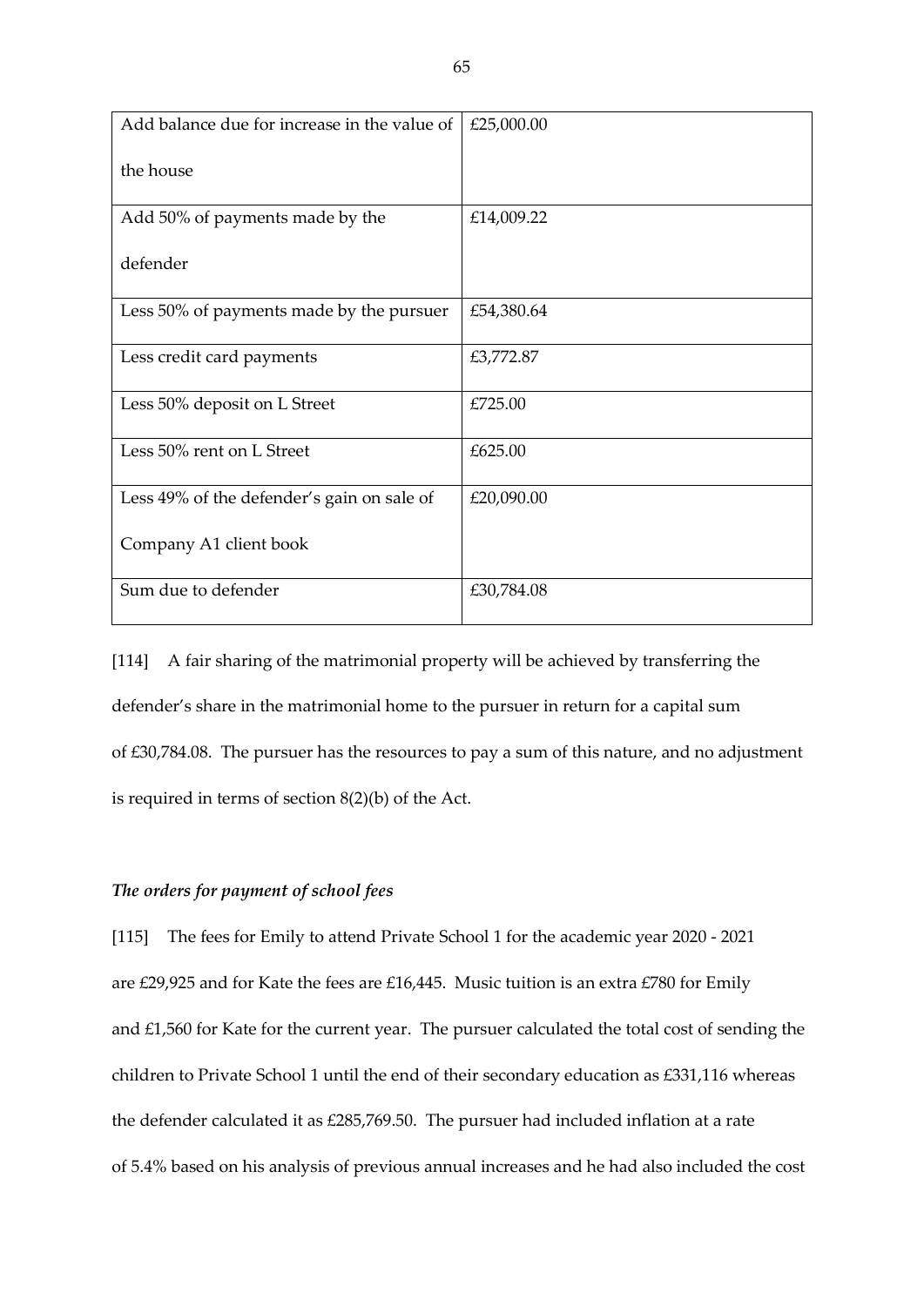| | |
|---|---|
| Add balance due for increase in the value of the house | £25,000.00 |
| Add 50% of payments made by the defender | £14,009.22 |
| Less 50% of payments made by the pursuer | £54,380.64 |
| Less credit card payments | £3,772.87 |
| Less 50% deposit on L Street | £725.00 |
| Less 50% rent on L Street | £625.00 |
| Less 49% of the defender's gain on sale of Company A1 client book | £20,090.00 |
| Sum due to defender | £30,784.08 |

[114] A fair sharing of the matrimonial property will be achieved by transferring the defender's share in the matrimonial home to the pursuer in return for a capital sum of £30,784.08. The pursuer has the resources to pay a sum of this nature, and no adjustment is required in terms of section 8(2)(b) of the Act.

### *The orders for payment of school fees*

[115] The fees for Emily to attend Private School 1 for the academic year 2020 - 2021 are £29,925 and for Kate the fees are £16,445. Music tuition is an extra £780 for Emily and £1,560 for Kate for the current year. The pursuer calculated the total cost of sending the children to Private School 1 until the end of their secondary education as £331,116 whereas the defender calculated it as £285,769.50. The pursuer had included inflation at a rate of 5.4% based on his analysis of previous annual increases and he had also included the cost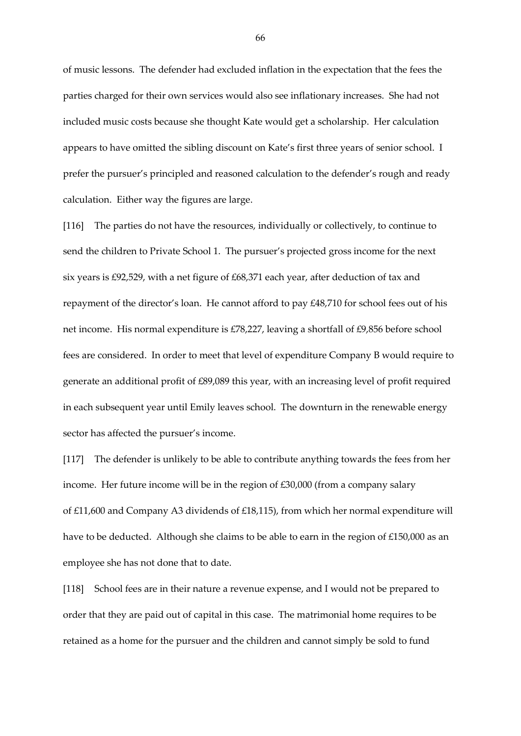of music lessons. The defender had excluded inflation in the expectation that the fees the parties charged for their own services would also see inflationary increases. She had not included music costs because she thought Kate would get a scholarship. Her calculation appears to have omitted the sibling discount on Kate's first three years of senior school. I prefer the pursuer's principled and reasoned calculation to the defender's rough and ready calculation. Either way the figures are large.

[116] The parties do not have the resources, individually or collectively, to continue to send the children to Private School 1. The pursuer's projected gross income for the next six years is £92,529, with a net figure of £68,371 each year, after deduction of tax and repayment of the director's loan. He cannot afford to pay £48,710 for school fees out of his net income. His normal expenditure is £78,227, leaving a shortfall of £9,856 before school fees are considered. In order to meet that level of expenditure Company B would require to generate an additional profit of £89,089 this year, with an increasing level of profit required in each subsequent year until Emily leaves school. The downturn in the renewable energy sector has affected the pursuer's income.

[117] The defender is unlikely to be able to contribute anything towards the fees from her income. Her future income will be in the region of £30,000 (from a company salary of £11,600 and Company A3 dividends of £18,115), from which her normal expenditure will have to be deducted. Although she claims to be able to earn in the region of £150,000 as an employee she has not done that to date.

[118] School fees are in their nature a revenue expense, and I would not be prepared to order that they are paid out of capital in this case. The matrimonial home requires to be retained as a home for the pursuer and the children and cannot simply be sold to fund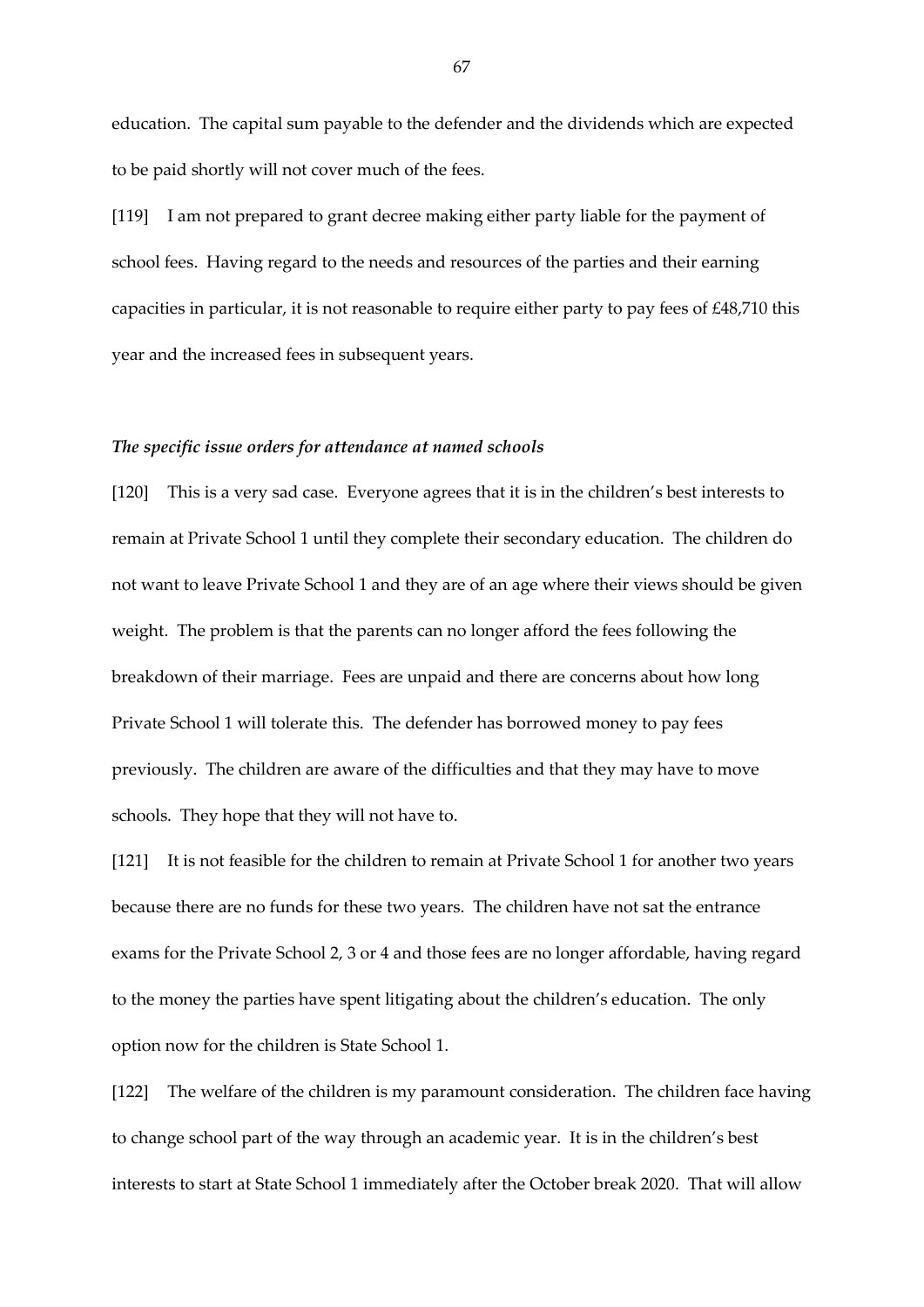education. The capital sum payable to the defender and the dividends which are expected to be paid shortly will not cover much of the fees.

[119] I am not prepared to grant decree making either party liable for the payment of school fees. Having regard to the needs and resources of the parties and their earning capacities in particular, it is not reasonable to require either party to pay fees of £48,710 this year and the increased fees in subsequent years.

### *The specific issue orders for attendance at named schools*

[120] This is a very sad case. Everyone agrees that it is in the children's best interests to remain at Private School 1 until they complete their secondary education. The children do not want to leave Private School 1 and they are of an age where their views should be given weight. The problem is that the parents can no longer afford the fees following the breakdown of their marriage. Fees are unpaid and there are concerns about how long Private School 1 will tolerate this. The defender has borrowed money to pay fees previously. The children are aware of the difficulties and that they may have to move schools. They hope that they will not have to.

[121] It is not feasible for the children to remain at Private School 1 for another two years because there are no funds for these two years. The children have not sat the entrance exams for the Private School 2, 3 or 4 and those fees are no longer affordable, having regard to the money the parties have spent litigating about the children's education. The only option now for the children is State School 1.

[122] The welfare of the children is my paramount consideration. The children face having to change school part of the way through an academic year. It is in the children's best interests to start at State School 1 immediately after the October break 2020. That will allow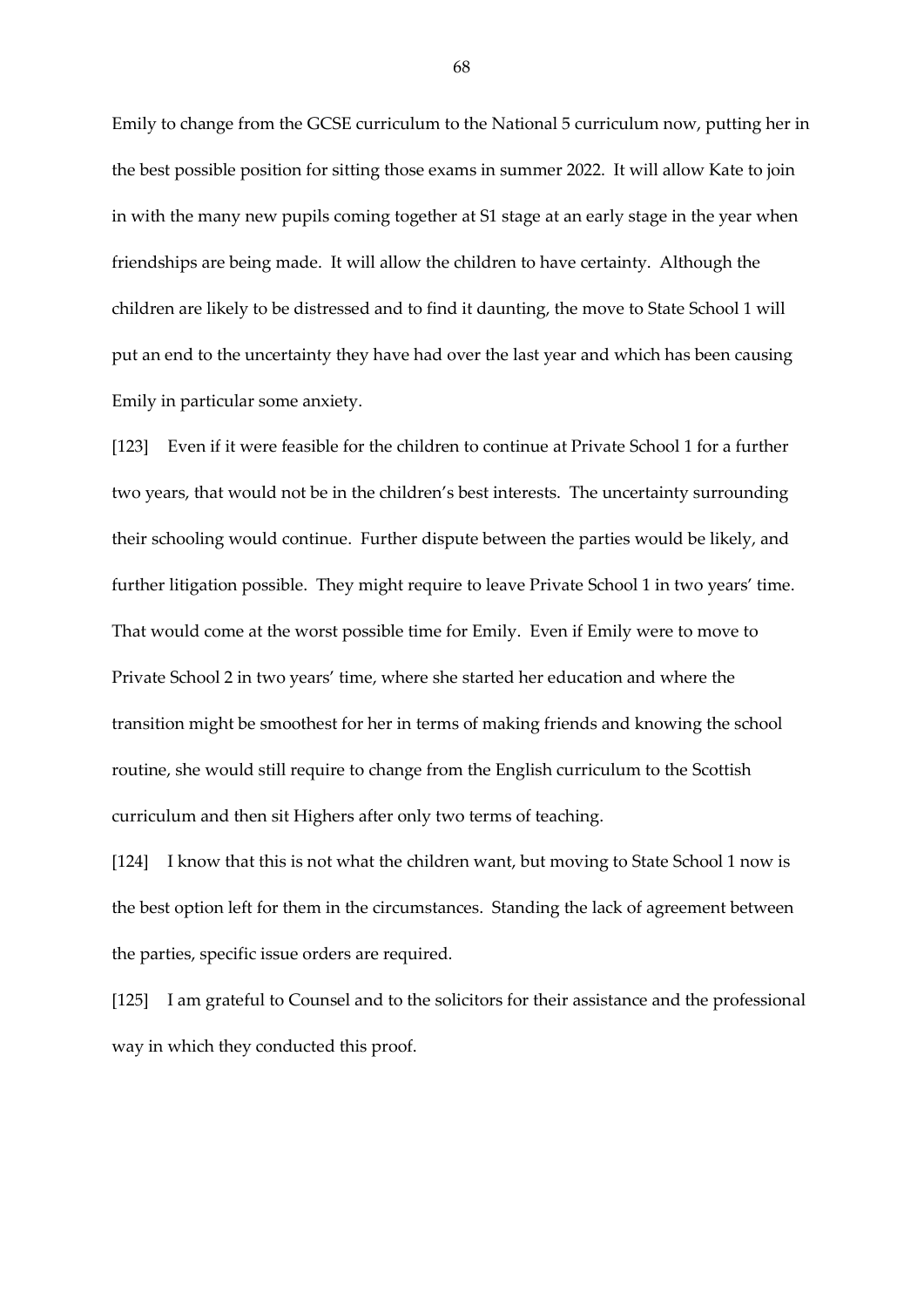Emily to change from the GCSE curriculum to the National 5 curriculum now, putting her in the best possible position for sitting those exams in summer 2022. It will allow Kate to join in with the many new pupils coming together at S1 stage at an early stage in the year when friendships are being made. It will allow the children to have certainty. Although the children are likely to be distressed and to find it daunting, the move to State School 1 will put an end to the uncertainty they have had over the last year and which has been causing Emily in particular some anxiety.

[123] Even if it were feasible for the children to continue at Private School 1 for a further two years, that would not be in the children's best interests. The uncertainty surrounding their schooling would continue. Further dispute between the parties would be likely, and further litigation possible. They might require to leave Private School 1 in two years' time. That would come at the worst possible time for Emily. Even if Emily were to move to Private School 2 in two years' time, where she started her education and where the transition might be smoothest for her in terms of making friends and knowing the school routine, she would still require to change from the English curriculum to the Scottish curriculum and then sit Highers after only two terms of teaching.

[124] I know that this is not what the children want, but moving to State School 1 now is the best option left for them in the circumstances. Standing the lack of agreement between the parties, specific issue orders are required.

[125] I am grateful to Counsel and to the solicitors for their assistance and the professional way in which they conducted this proof.